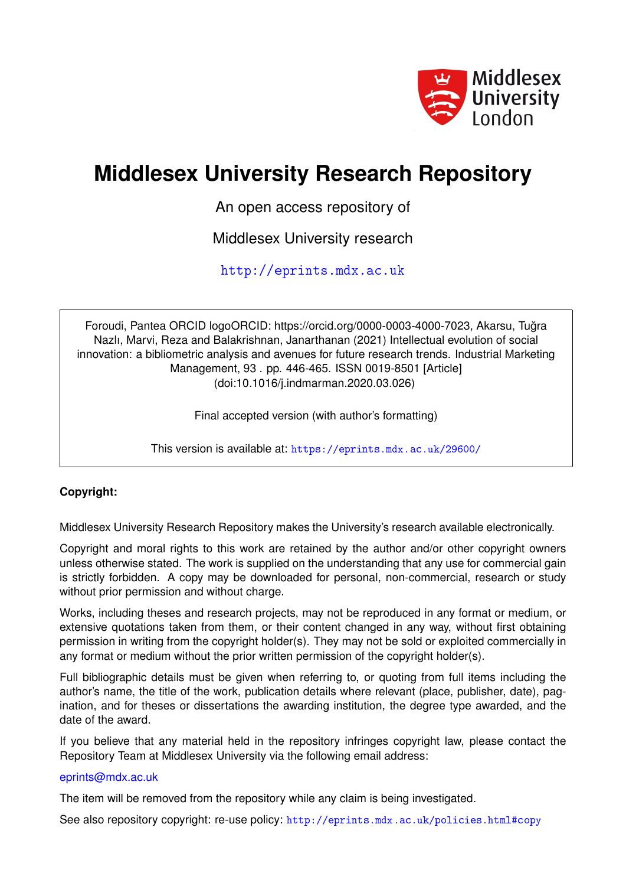Middlesex University London

# Middlesex University Research Repository

An open access repository of

Middlesex University research

http://eprints.mdx.ac.uk

Foroudi, Pantea ORCID logoORCID: https://orcid.org/0000-0003-4000-7023, Akarsu, Tuğra Nazlı, Marvi, Reza and Balakrishnan, Janarthanan (2021) Intellectual evolution of social innovation: a bibliometric analysis and avenues for future research trends. Industrial Marketing Management, 93 . pp. 446-465. ISSN 0019-8501 [Article] (doi:10.1016/j.indmarman.2020.03.026)

Final accepted version (with author's formatting)

This version is available at: https://eprints.mdx.ac.uk/29600/

**Copyright:**

Middlesex University Research Repository makes the University's research available electronically.

Copyright and moral rights to this work are retained by the author and/or other copyright owners unless otherwise stated. The work is supplied on the understanding that any use for commercial gain is strictly forbidden. A copy may be downloaded for personal, non-commercial, research or study without prior permission and without charge.

Works, including theses and research projects, may not be reproduced in any format or medium, or extensive quotations taken from them, or their content changed in any way, without first obtaining permission in writing from the copyright holder(s). They may not be sold or exploited commercially in any format or medium without the prior written permission of the copyright holder(s).

Full bibliographic details must be given when referring to, or quoting from full items including the author's name, the title of the work, publication details where relevant (place, publisher, date), pagination, and for theses or dissertations the awarding institution, the degree type awarded, and the date of the award.

If you believe that any material held in the repository infringes copyright law, please contact the Repository Team at Middlesex University via the following email address:

eprints@mdx.ac.uk

The item will be removed from the repository while any claim is being investigated.

See also repository copyright: re-use policy: http://eprints.mdx.ac.uk/policies.html#copy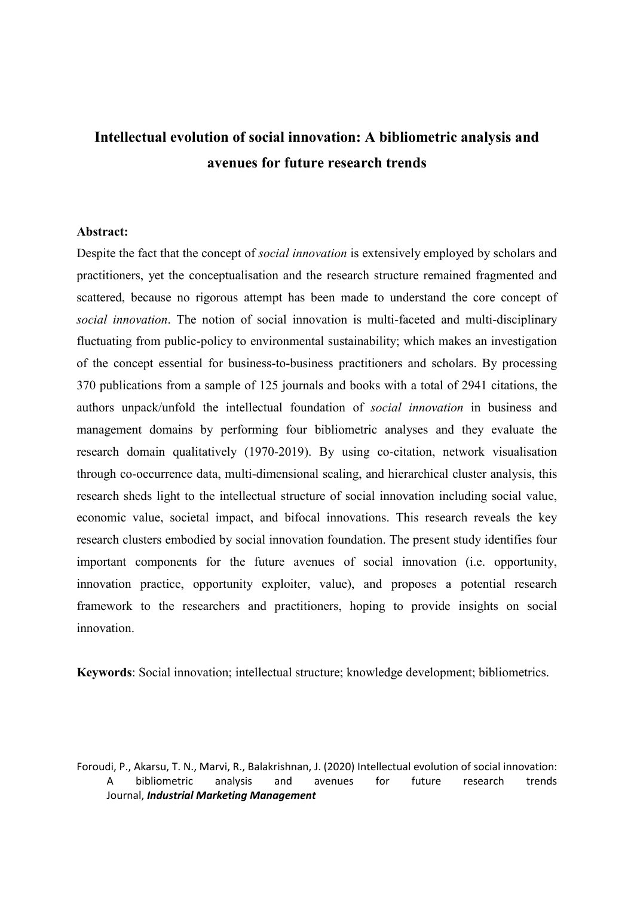# Intellectual evolution of social innovation: A bibliometric analysis and avenues for future research trends

**Abstract:**

Despite the fact that the concept of *social innovation* is extensively employed by scholars and practitioners, yet the conceptualisation and the research structure remained fragmented and scattered, because no rigorous attempt has been made to understand the core concept of *social innovation*. The notion of social innovation is multi-faceted and multi-disciplinary fluctuating from public-policy to environmental sustainability; which makes an investigation of the concept essential for business-to-business practitioners and scholars. By processing 370 publications from a sample of 125 journals and books with a total of 2941 citations, the authors unpack/unfold the intellectual foundation of *social innovation* in business and management domains by performing four bibliometric analyses and they evaluate the research domain qualitatively (1970-2019). By using co-citation, network visualisation through co-occurrence data, multi-dimensional scaling, and hierarchical cluster analysis, this research sheds light to the intellectual structure of social innovation including social value, economic value, societal impact, and bifocal innovations. This research reveals the key research clusters embodied by social innovation foundation. The present study identifies four important components for the future avenues of social innovation (i.e. opportunity, innovation practice, opportunity exploiter, value), and proposes a potential research framework to the researchers and practitioners, hoping to provide insights on social innovation.

**Keywords**: Social innovation; intellectual structure; knowledge development; bibliometrics.

Foroudi, P., Akarsu, T. N., Marvi, R., Balakrishnan, J. (2020) Intellectual evolution of social innovation: A bibliometric analysis and avenues for future research trends Journal, ***Industrial Marketing Management***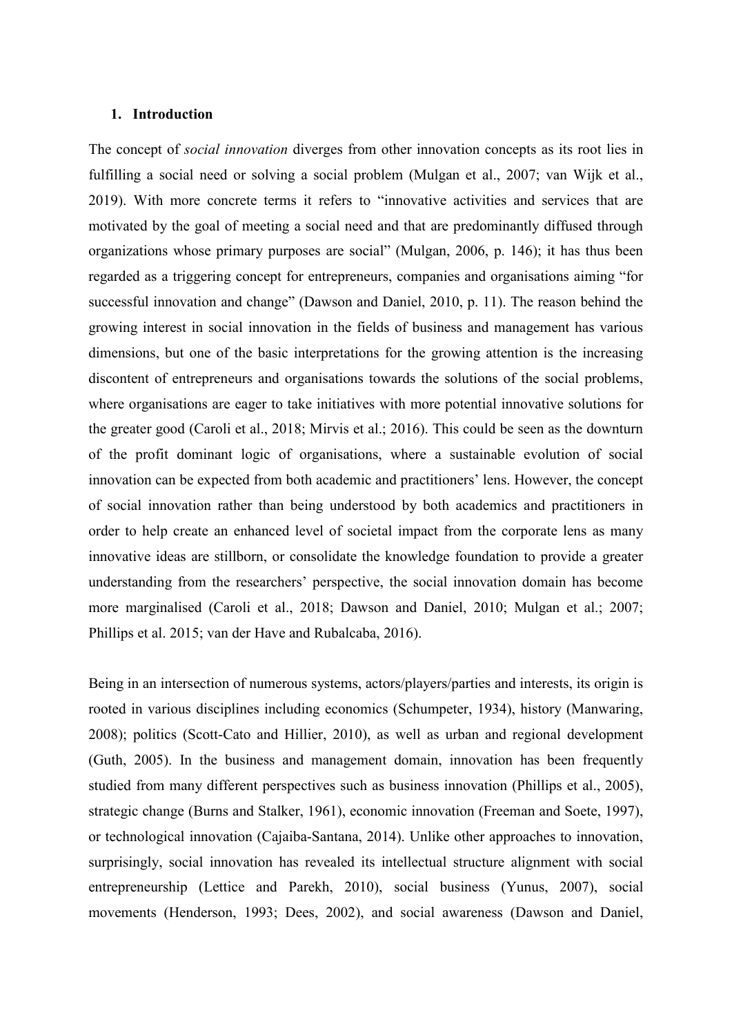## 1. Introduction

The concept of *social innovation* diverges from other innovation concepts as its root lies in fulfilling a social need or solving a social problem (Mulgan et al., 2007; van Wijk et al., 2019). With more concrete terms it refers to "innovative activities and services that are motivated by the goal of meeting a social need and that are predominantly diffused through organizations whose primary purposes are social" (Mulgan, 2006, p. 146); it has thus been regarded as a triggering concept for entrepreneurs, companies and organisations aiming "for successful innovation and change" (Dawson and Daniel, 2010, p. 11). The reason behind the growing interest in social innovation in the fields of business and management has various dimensions, but one of the basic interpretations for the growing attention is the increasing discontent of entrepreneurs and organisations towards the solutions of the social problems, where organisations are eager to take initiatives with more potential innovative solutions for the greater good (Caroli et al., 2018; Mirvis et al.; 2016). This could be seen as the downturn of the profit dominant logic of organisations, where a sustainable evolution of social innovation can be expected from both academic and practitioners' lens. However, the concept of social innovation rather than being understood by both academics and practitioners in order to help create an enhanced level of societal impact from the corporate lens as many innovative ideas are stillborn, or consolidate the knowledge foundation to provide a greater understanding from the researchers' perspective, the social innovation domain has become more marginalised (Caroli et al., 2018; Dawson and Daniel, 2010; Mulgan et al.; 2007; Phillips et al. 2015; van der Have and Rubalcaba, 2016).

Being in an intersection of numerous systems, actors/players/parties and interests, its origin is rooted in various disciplines including economics (Schumpeter, 1934), history (Manwaring, 2008); politics (Scott-Cato and Hillier, 2010), as well as urban and regional development (Guth, 2005). In the business and management domain, innovation has been frequently studied from many different perspectives such as business innovation (Phillips et al., 2005), strategic change (Burns and Stalker, 1961), economic innovation (Freeman and Soete, 1997), or technological innovation (Cajaiba-Santana, 2014). Unlike other approaches to innovation, surprisingly, social innovation has revealed its intellectual structure alignment with social entrepreneurship (Lettice and Parekh, 2010), social business (Yunus, 2007), social movements (Henderson, 1993; Dees, 2002), and social awareness (Dawson and Daniel,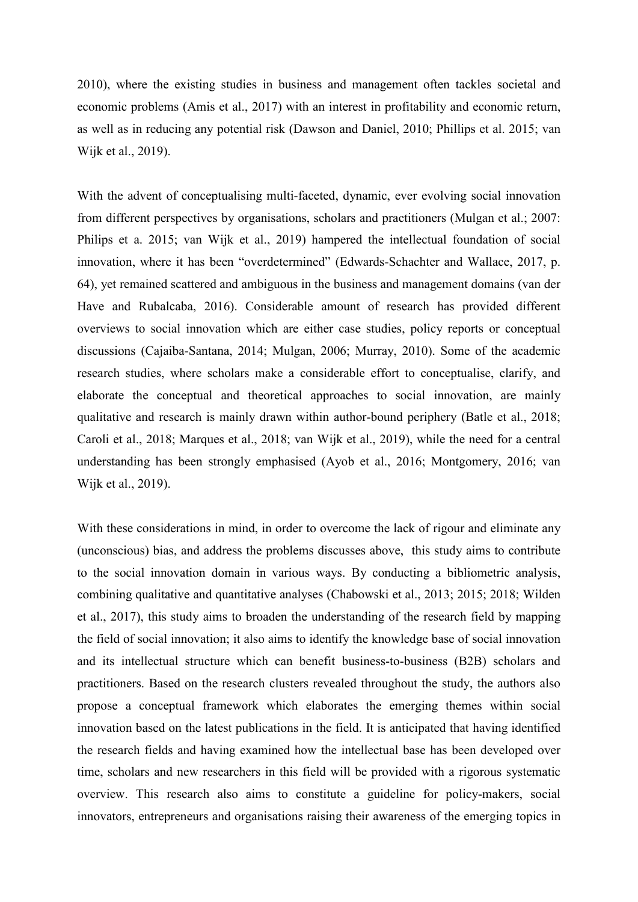2010), where the existing studies in business and management often tackles societal and economic problems (Amis et al., 2017) with an interest in profitability and economic return, as well as in reducing any potential risk (Dawson and Daniel, 2010; Phillips et al. 2015; van Wijk et al., 2019).

With the advent of conceptualising multi-faceted, dynamic, ever evolving social innovation from different perspectives by organisations, scholars and practitioners (Mulgan et al.; 2007: Philips et a. 2015; van Wijk et al., 2019) hampered the intellectual foundation of social innovation, where it has been "overdetermined" (Edwards-Schachter and Wallace, 2017, p. 64), yet remained scattered and ambiguous in the business and management domains (van der Have and Rubalcaba, 2016). Considerable amount of research has provided different overviews to social innovation which are either case studies, policy reports or conceptual discussions (Cajaiba-Santana, 2014; Mulgan, 2006; Murray, 2010). Some of the academic research studies, where scholars make a considerable effort to conceptualise, clarify, and elaborate the conceptual and theoretical approaches to social innovation, are mainly qualitative and research is mainly drawn within author-bound periphery (Batle et al., 2018; Caroli et al., 2018; Marques et al., 2018; van Wijk et al., 2019), while the need for a central understanding has been strongly emphasised (Ayob et al., 2016; Montgomery, 2016; van Wijk et al., 2019).

With these considerations in mind, in order to overcome the lack of rigour and eliminate any (unconscious) bias, and address the problems discusses above, this study aims to contribute to the social innovation domain in various ways. By conducting a bibliometric analysis, combining qualitative and quantitative analyses (Chabowski et al., 2013; 2015; 2018; Wilden et al., 2017), this study aims to broaden the understanding of the research field by mapping the field of social innovation; it also aims to identify the knowledge base of social innovation and its intellectual structure which can benefit business-to-business (B2B) scholars and practitioners. Based on the research clusters revealed throughout the study, the authors also propose a conceptual framework which elaborates the emerging themes within social innovation based on the latest publications in the field. It is anticipated that having identified the research fields and having examined how the intellectual base has been developed over time, scholars and new researchers in this field will be provided with a rigorous systematic overview. This research also aims to constitute a guideline for policy-makers, social innovators, entrepreneurs and organisations raising their awareness of the emerging topics in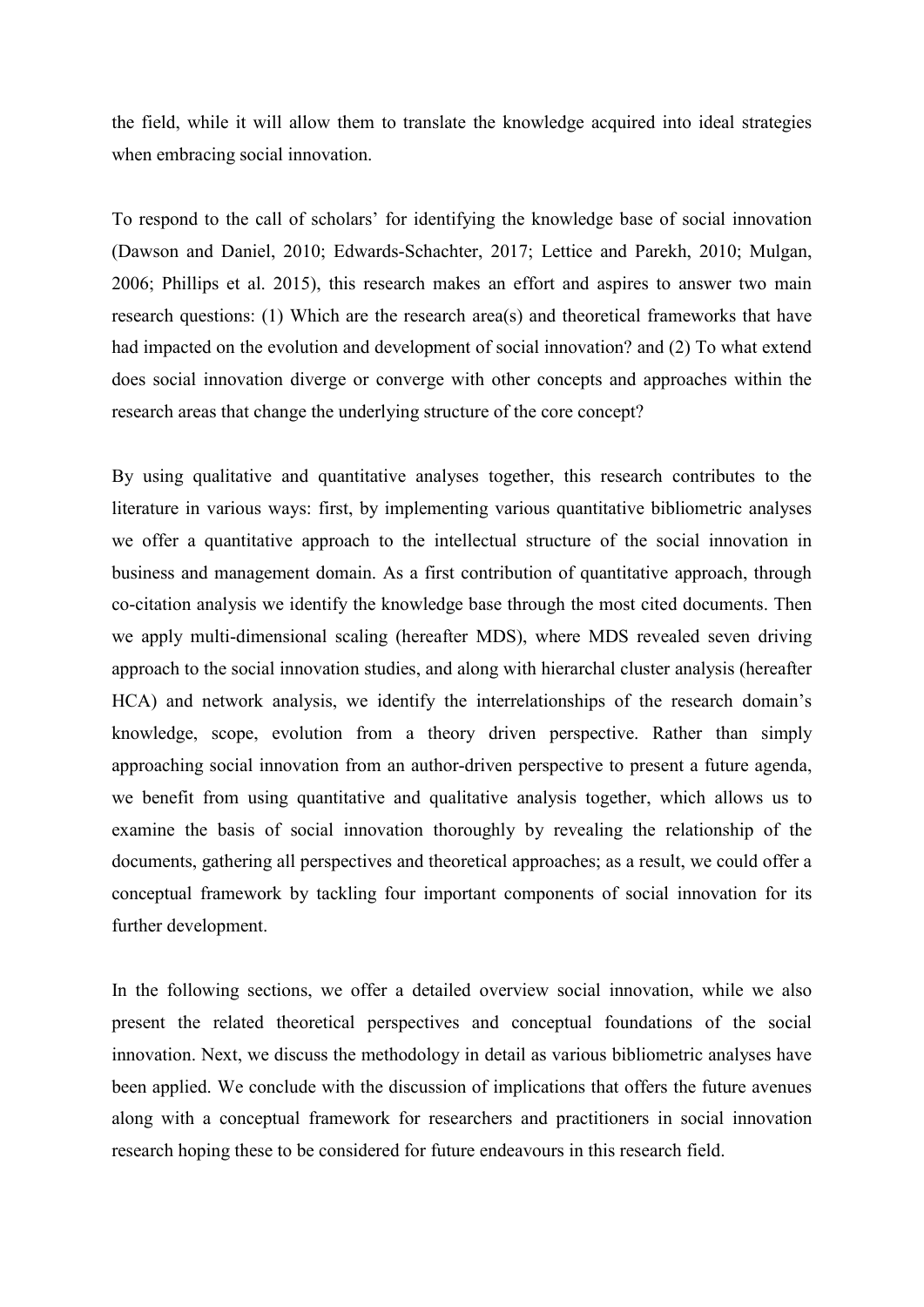the field, while it will allow them to translate the knowledge acquired into ideal strategies when embracing social innovation.

To respond to the call of scholars' for identifying the knowledge base of social innovation (Dawson and Daniel, 2010; Edwards-Schachter, 2017; Lettice and Parekh, 2010; Mulgan, 2006; Phillips et al. 2015), this research makes an effort and aspires to answer two main research questions: (1) Which are the research area(s) and theoretical frameworks that have had impacted on the evolution and development of social innovation? and (2) To what extend does social innovation diverge or converge with other concepts and approaches within the research areas that change the underlying structure of the core concept?

By using qualitative and quantitative analyses together, this research contributes to the literature in various ways: first, by implementing various quantitative bibliometric analyses we offer a quantitative approach to the intellectual structure of the social innovation in business and management domain. As a first contribution of quantitative approach, through co-citation analysis we identify the knowledge base through the most cited documents. Then we apply multi-dimensional scaling (hereafter MDS), where MDS revealed seven driving approach to the social innovation studies, and along with hierarchal cluster analysis (hereafter HCA) and network analysis, we identify the interrelationships of the research domain's knowledge, scope, evolution from a theory driven perspective. Rather than simply approaching social innovation from an author-driven perspective to present a future agenda, we benefit from using quantitative and qualitative analysis together, which allows us to examine the basis of social innovation thoroughly by revealing the relationship of the documents, gathering all perspectives and theoretical approaches; as a result, we could offer a conceptual framework by tackling four important components of social innovation for its further development.

In the following sections, we offer a detailed overview social innovation, while we also present the related theoretical perspectives and conceptual foundations of the social innovation. Next, we discuss the methodology in detail as various bibliometric analyses have been applied. We conclude with the discussion of implications that offers the future avenues along with a conceptual framework for researchers and practitioners in social innovation research hoping these to be considered for future endeavours in this research field.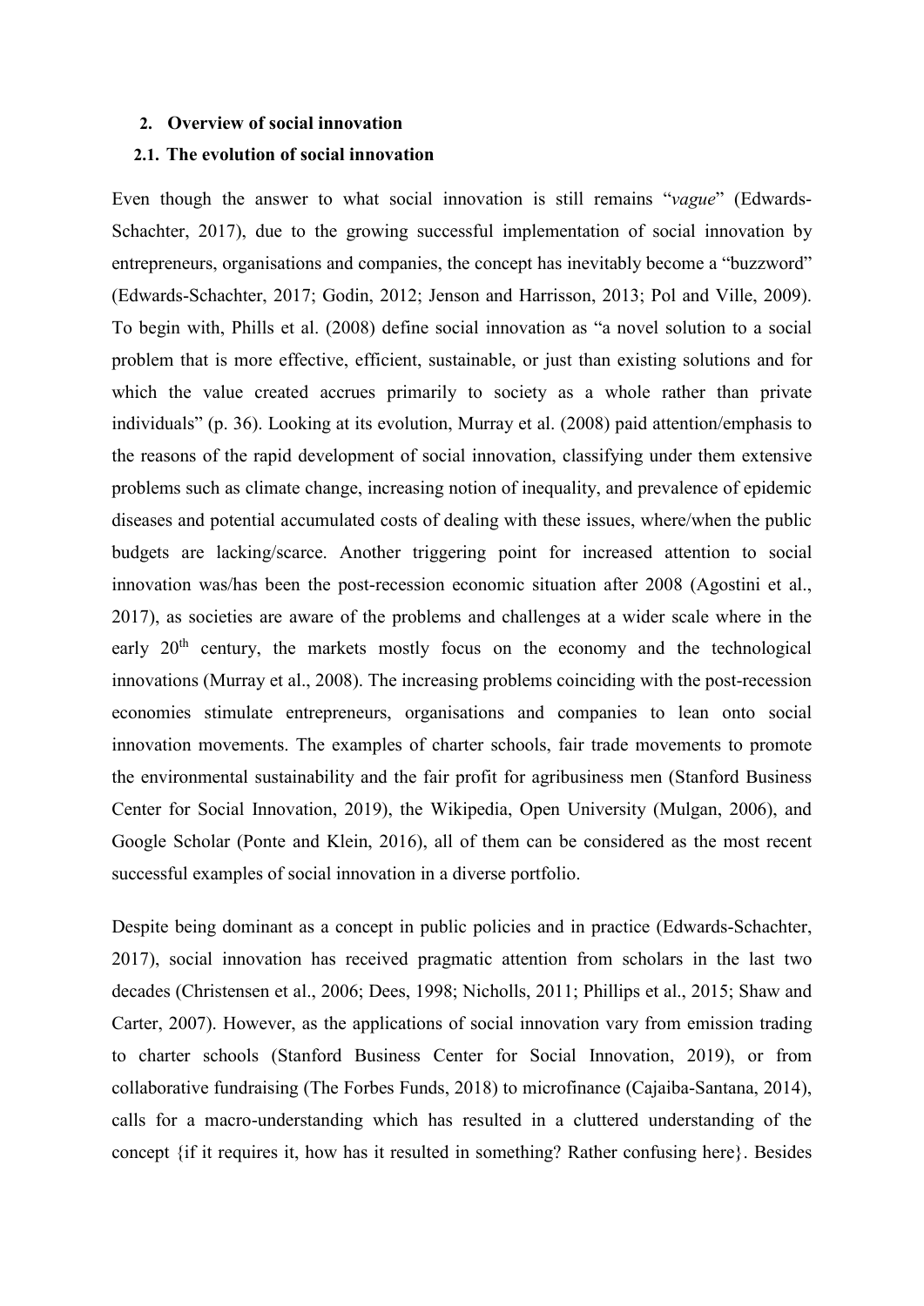## 2. Overview of social innovation

### 2.1. The evolution of social innovation

Even though the answer to what social innovation is still remains "*vague*" (Edwards-Schachter, 2017), due to the growing successful implementation of social innovation by entrepreneurs, organisations and companies, the concept has inevitably become a "buzzword" (Edwards-Schachter, 2017; Godin, 2012; Jenson and Harrisson, 2013; Pol and Ville, 2009). To begin with, Phills et al. (2008) define social innovation as "a novel solution to a social problem that is more effective, efficient, sustainable, or just than existing solutions and for which the value created accrues primarily to society as a whole rather than private individuals" (p. 36). Looking at its evolution, Murray et al. (2008) paid attention/emphasis to the reasons of the rapid development of social innovation, classifying under them extensive problems such as climate change, increasing notion of inequality, and prevalence of epidemic diseases and potential accumulated costs of dealing with these issues, where/when the public budgets are lacking/scarce. Another triggering point for increased attention to social innovation was/has been the post-recession economic situation after 2008 (Agostini et al., 2017), as societies are aware of the problems and challenges at a wider scale where in the early 20th century, the markets mostly focus on the economy and the technological innovations (Murray et al., 2008). The increasing problems coinciding with the post-recession economies stimulate entrepreneurs, organisations and companies to lean onto social innovation movements. The examples of charter schools, fair trade movements to promote the environmental sustainability and the fair profit for agribusiness men (Stanford Business Center for Social Innovation, 2019), the Wikipedia, Open University (Mulgan, 2006), and Google Scholar (Ponte and Klein, 2016), all of them can be considered as the most recent successful examples of social innovation in a diverse portfolio.

Despite being dominant as a concept in public policies and in practice (Edwards-Schachter, 2017), social innovation has received pragmatic attention from scholars in the last two decades (Christensen et al., 2006; Dees, 1998; Nicholls, 2011; Phillips et al., 2015; Shaw and Carter, 2007). However, as the applications of social innovation vary from emission trading to charter schools (Stanford Business Center for Social Innovation, 2019), or from collaborative fundraising (The Forbes Funds, 2018) to microfinance (Cajaiba-Santana, 2014), calls for a macro-understanding which has resulted in a cluttered understanding of the concept {if it requires it, how has it resulted in something? Rather confusing here}. Besides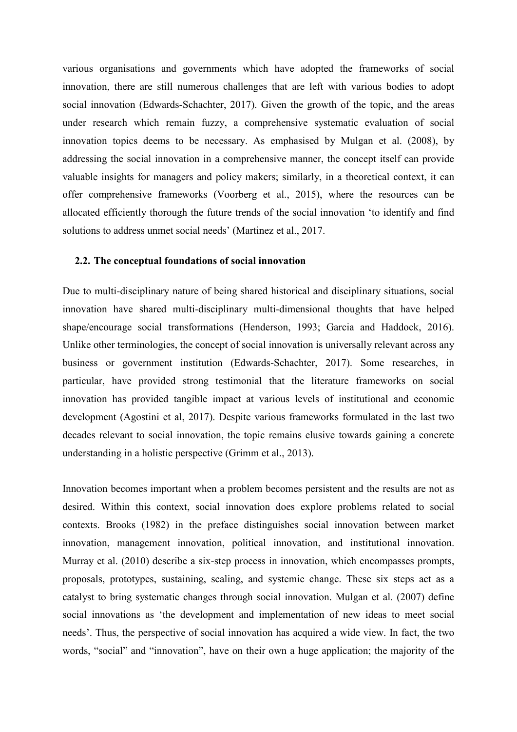various organisations and governments which have adopted the frameworks of social innovation, there are still numerous challenges that are left with various bodies to adopt social innovation (Edwards-Schachter, 2017). Given the growth of the topic, and the areas under research which remain fuzzy, a comprehensive systematic evaluation of social innovation topics deems to be necessary. As emphasised by Mulgan et al. (2008), by addressing the social innovation in a comprehensive manner, the concept itself can provide valuable insights for managers and policy makers; similarly, in a theoretical context, it can offer comprehensive frameworks (Voorberg et al., 2015), where the resources can be allocated efficiently thorough the future trends of the social innovation 'to identify and find solutions to address unmet social needs' (Martinez et al., 2017.

### 2.2. The conceptual foundations of social innovation

Due to multi-disciplinary nature of being shared historical and disciplinary situations, social innovation have shared multi-disciplinary multi-dimensional thoughts that have helped shape/encourage social transformations (Henderson, 1993; Garcia and Haddock, 2016). Unlike other terminologies, the concept of social innovation is universally relevant across any business or government institution (Edwards-Schachter, 2017). Some researches, in particular, have provided strong testimonial that the literature frameworks on social innovation has provided tangible impact at various levels of institutional and economic development (Agostini et al, 2017). Despite various frameworks formulated in the last two decades relevant to social innovation, the topic remains elusive towards gaining a concrete understanding in a holistic perspective (Grimm et al., 2013).

Innovation becomes important when a problem becomes persistent and the results are not as desired. Within this context, social innovation does explore problems related to social contexts. Brooks (1982) in the preface distinguishes social innovation between market innovation, management innovation, political innovation, and institutional innovation. Murray et al. (2010) describe a six-step process in innovation, which encompasses prompts, proposals, prototypes, sustaining, scaling, and systemic change. These six steps act as a catalyst to bring systematic changes through social innovation. Mulgan et al. (2007) define social innovations as 'the development and implementation of new ideas to meet social needs'. Thus, the perspective of social innovation has acquired a wide view. In fact, the two words, "social" and "innovation", have on their own a huge application; the majority of the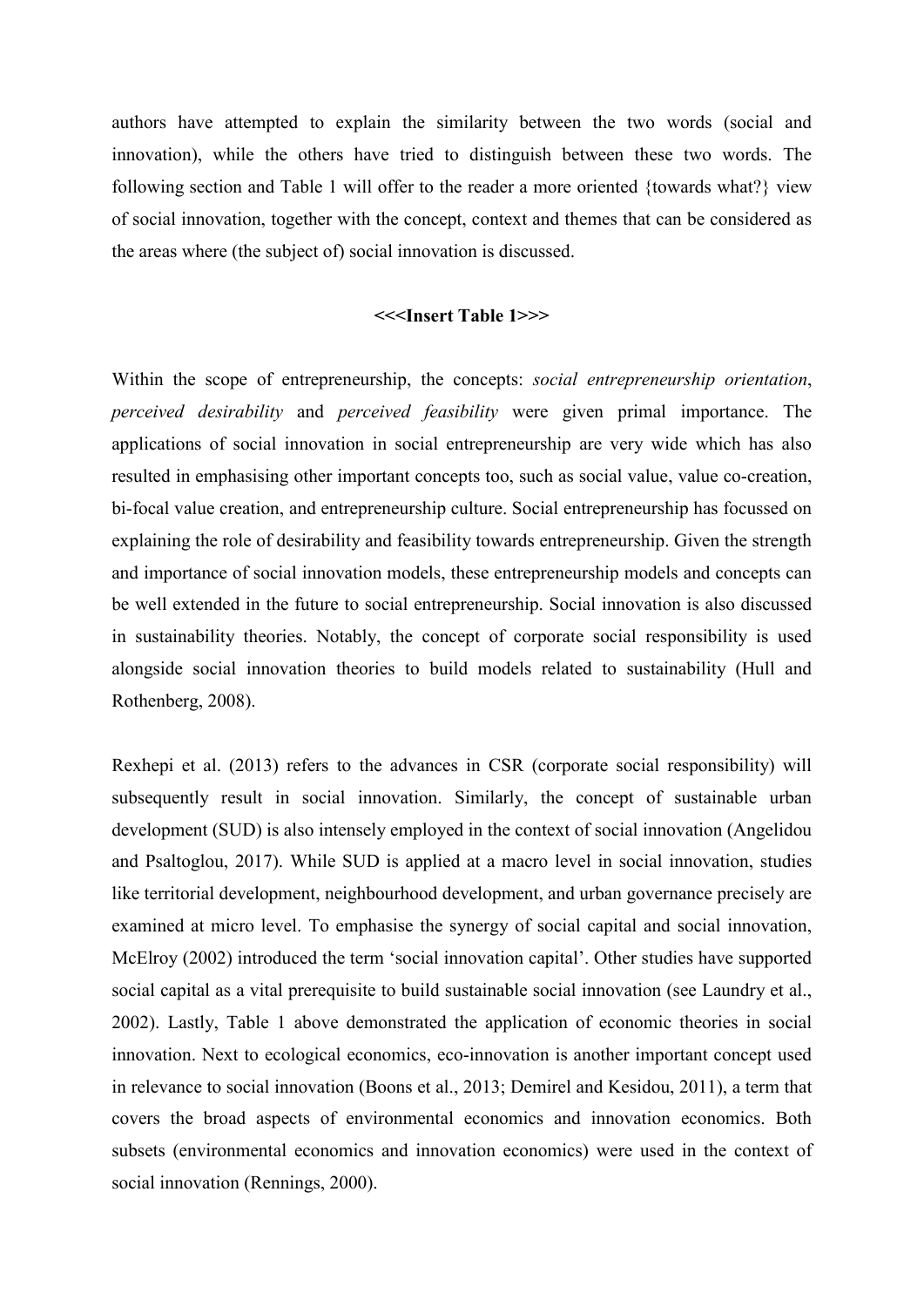authors have attempted to explain the similarity between the two words (social and innovation), while the others have tried to distinguish between these two words. The following section and Table 1 will offer to the reader a more oriented {towards what?} view of social innovation, together with the concept, context and themes that can be considered as the areas where (the subject of) social innovation is discussed.

**<<<Insert Table 1>>>**

Within the scope of entrepreneurship, the concepts: *social entrepreneurship orientation*, *perceived desirability* and *perceived feasibility* were given primal importance. The applications of social innovation in social entrepreneurship are very wide which has also resulted in emphasising other important concepts too, such as social value, value co-creation, bi-focal value creation, and entrepreneurship culture. Social entrepreneurship has focussed on explaining the role of desirability and feasibility towards entrepreneurship. Given the strength and importance of social innovation models, these entrepreneurship models and concepts can be well extended in the future to social entrepreneurship. Social innovation is also discussed in sustainability theories. Notably, the concept of corporate social responsibility is used alongside social innovation theories to build models related to sustainability (Hull and Rothenberg, 2008).

Rexhepi et al. (2013) refers to the advances in CSR (corporate social responsibility) will subsequently result in social innovation. Similarly, the concept of sustainable urban development (SUD) is also intensely employed in the context of social innovation (Angelidou and Psaltoglou, 2017). While SUD is applied at a macro level in social innovation, studies like territorial development, neighbourhood development, and urban governance precisely are examined at micro level. To emphasise the synergy of social capital and social innovation, McElroy (2002) introduced the term 'social innovation capital'. Other studies have supported social capital as a vital prerequisite to build sustainable social innovation (see Laundry et al., 2002). Lastly, Table 1 above demonstrated the application of economic theories in social innovation. Next to ecological economics, eco-innovation is another important concept used in relevance to social innovation (Boons et al., 2013; Demirel and Kesidou, 2011), a term that covers the broad aspects of environmental economics and innovation economics. Both subsets (environmental economics and innovation economics) were used in the context of social innovation (Rennings, 2000).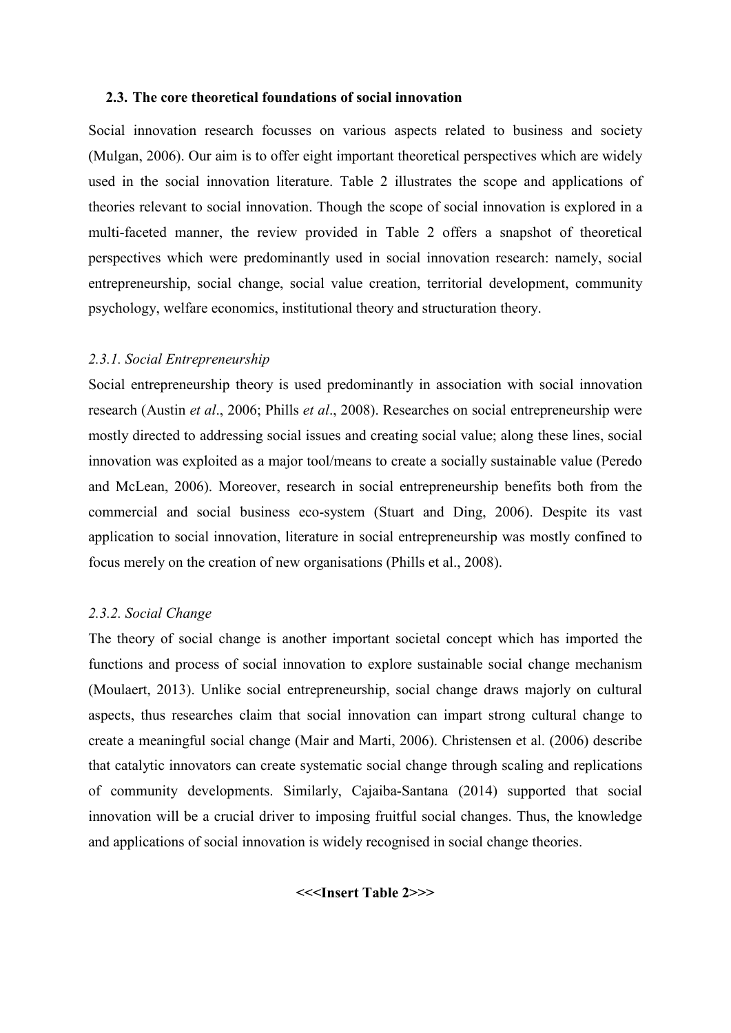### 2.3. The core theoretical foundations of social innovation

Social innovation research focusses on various aspects related to business and society (Mulgan, 2006). Our aim is to offer eight important theoretical perspectives which are widely used in the social innovation literature. Table 2 illustrates the scope and applications of theories relevant to social innovation. Though the scope of social innovation is explored in a multi-faceted manner, the review provided in Table 2 offers a snapshot of theoretical perspectives which were predominantly used in social innovation research: namely, social entrepreneurship, social change, social value creation, territorial development, community psychology, welfare economics, institutional theory and structuration theory.

#### *2.3.1. Social Entrepreneurship*

Social entrepreneurship theory is used predominantly in association with social innovation research (Austin *et al*., 2006; Phills *et al*., 2008). Researches on social entrepreneurship were mostly directed to addressing social issues and creating social value; along these lines, social innovation was exploited as a major tool/means to create a socially sustainable value (Peredo and McLean, 2006). Moreover, research in social entrepreneurship benefits both from the commercial and social business eco-system (Stuart and Ding, 2006). Despite its vast application to social innovation, literature in social entrepreneurship was mostly confined to focus merely on the creation of new organisations (Phills et al., 2008).

#### *2.3.2. Social Change*

The theory of social change is another important societal concept which has imported the functions and process of social innovation to explore sustainable social change mechanism (Moulaert, 2013). Unlike social entrepreneurship, social change draws majorly on cultural aspects, thus researches claim that social innovation can impart strong cultural change to create a meaningful social change (Mair and Marti, 2006). Christensen et al. (2006) describe that catalytic innovators can create systematic social change through scaling and replications of community developments. Similarly, Cajaiba-Santana (2014) supported that social innovation will be a crucial driver to imposing fruitful social changes. Thus, the knowledge and applications of social innovation is widely recognised in social change theories.

**<<<Insert Table 2>>>**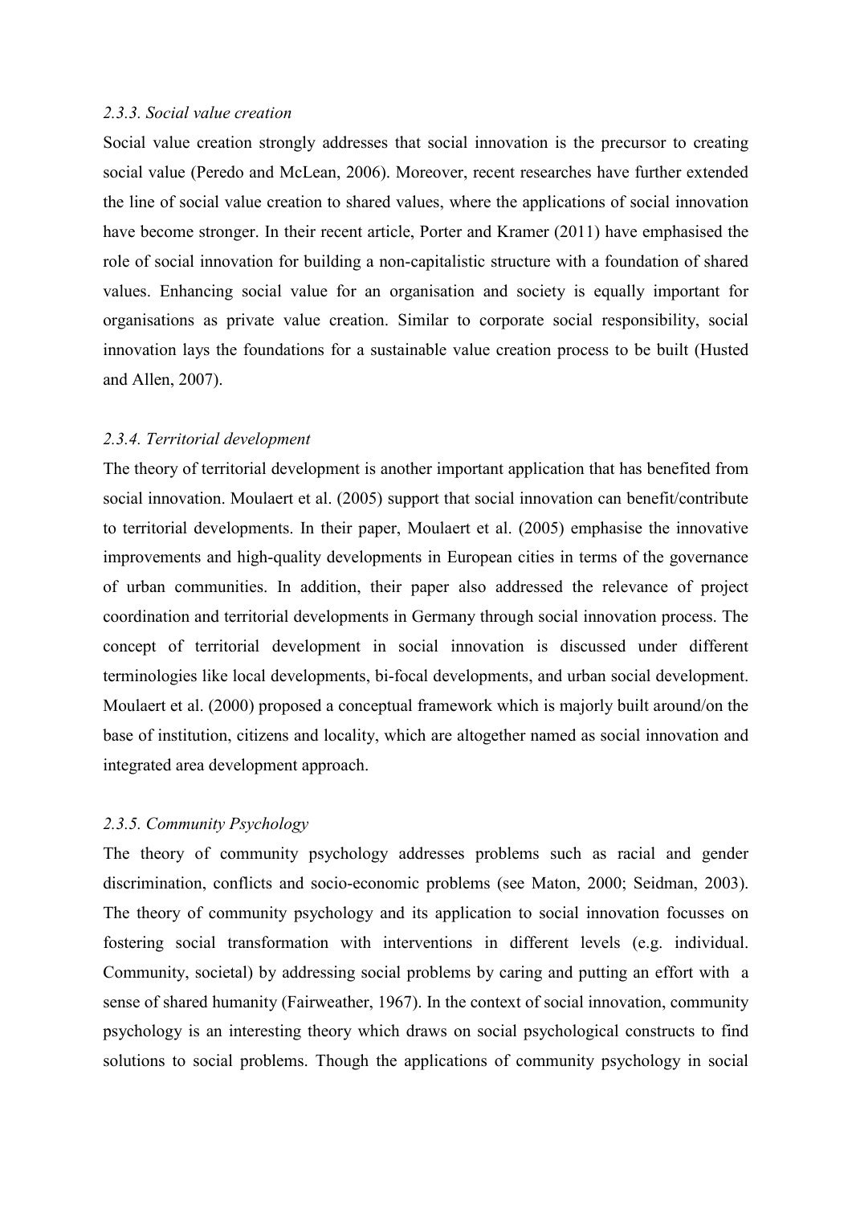### *2.3.3. Social value creation*

Social value creation strongly addresses that social innovation is the precursor to creating social value (Peredo and McLean, 2006). Moreover, recent researches have further extended the line of social value creation to shared values, where the applications of social innovation have become stronger. In their recent article, Porter and Kramer (2011) have emphasised the role of social innovation for building a non-capitalistic structure with a foundation of shared values. Enhancing social value for an organisation and society is equally important for organisations as private value creation. Similar to corporate social responsibility, social innovation lays the foundations for a sustainable value creation process to be built (Husted and Allen, 2007).

### *2.3.4. Territorial development*

The theory of territorial development is another important application that has benefited from social innovation. Moulaert et al. (2005) support that social innovation can benefit/contribute to territorial developments. In their paper, Moulaert et al. (2005) emphasise the innovative improvements and high-quality developments in European cities in terms of the governance of urban communities. In addition, their paper also addressed the relevance of project coordination and territorial developments in Germany through social innovation process. The concept of territorial development in social innovation is discussed under different terminologies like local developments, bi-focal developments, and urban social development. Moulaert et al. (2000) proposed a conceptual framework which is majorly built around/on the base of institution, citizens and locality, which are altogether named as social innovation and integrated area development approach.

### *2.3.5. Community Psychology*

The theory of community psychology addresses problems such as racial and gender discrimination, conflicts and socio-economic problems (see Maton, 2000; Seidman, 2003). The theory of community psychology and its application to social innovation focusses on fostering social transformation with interventions in different levels (e.g. individual. Community, societal) by addressing social problems by caring and putting an effort with a sense of shared humanity (Fairweather, 1967). In the context of social innovation, community psychology is an interesting theory which draws on social psychological constructs to find solutions to social problems. Though the applications of community psychology in social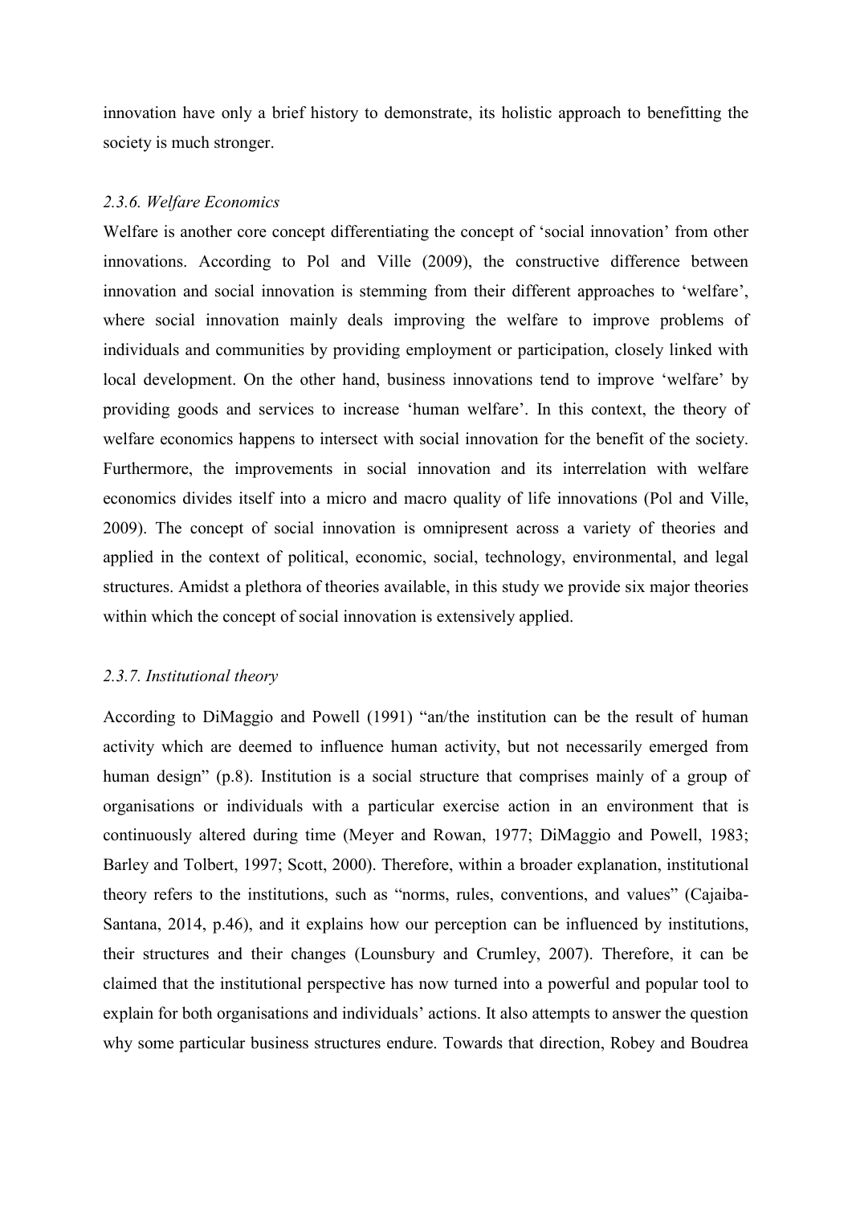innovation have only a brief history to demonstrate, its holistic approach to benefitting the society is much stronger.

### *2.3.6. Welfare Economics*

Welfare is another core concept differentiating the concept of 'social innovation' from other innovations. According to Pol and Ville (2009), the constructive difference between innovation and social innovation is stemming from their different approaches to 'welfare', where social innovation mainly deals improving the welfare to improve problems of individuals and communities by providing employment or participation, closely linked with local development. On the other hand, business innovations tend to improve 'welfare' by providing goods and services to increase 'human welfare'. In this context, the theory of welfare economics happens to intersect with social innovation for the benefit of the society. Furthermore, the improvements in social innovation and its interrelation with welfare economics divides itself into a micro and macro quality of life innovations (Pol and Ville, 2009). The concept of social innovation is omnipresent across a variety of theories and applied in the context of political, economic, social, technology, environmental, and legal structures. Amidst a plethora of theories available, in this study we provide six major theories within which the concept of social innovation is extensively applied.

### *2.3.7. Institutional theory*

According to DiMaggio and Powell (1991) "an/the institution can be the result of human activity which are deemed to influence human activity, but not necessarily emerged from human design" (p.8). Institution is a social structure that comprises mainly of a group of organisations or individuals with a particular exercise action in an environment that is continuously altered during time (Meyer and Rowan, 1977; DiMaggio and Powell, 1983; Barley and Tolbert, 1997; Scott, 2000). Therefore, within a broader explanation, institutional theory refers to the institutions, such as "norms, rules, conventions, and values" (Cajaiba-Santana, 2014, p.46), and it explains how our perception can be influenced by institutions, their structures and their changes (Lounsbury and Crumley, 2007). Therefore, it can be claimed that the institutional perspective has now turned into a powerful and popular tool to explain for both organisations and individuals' actions. It also attempts to answer the question why some particular business structures endure. Towards that direction, Robey and Boudrea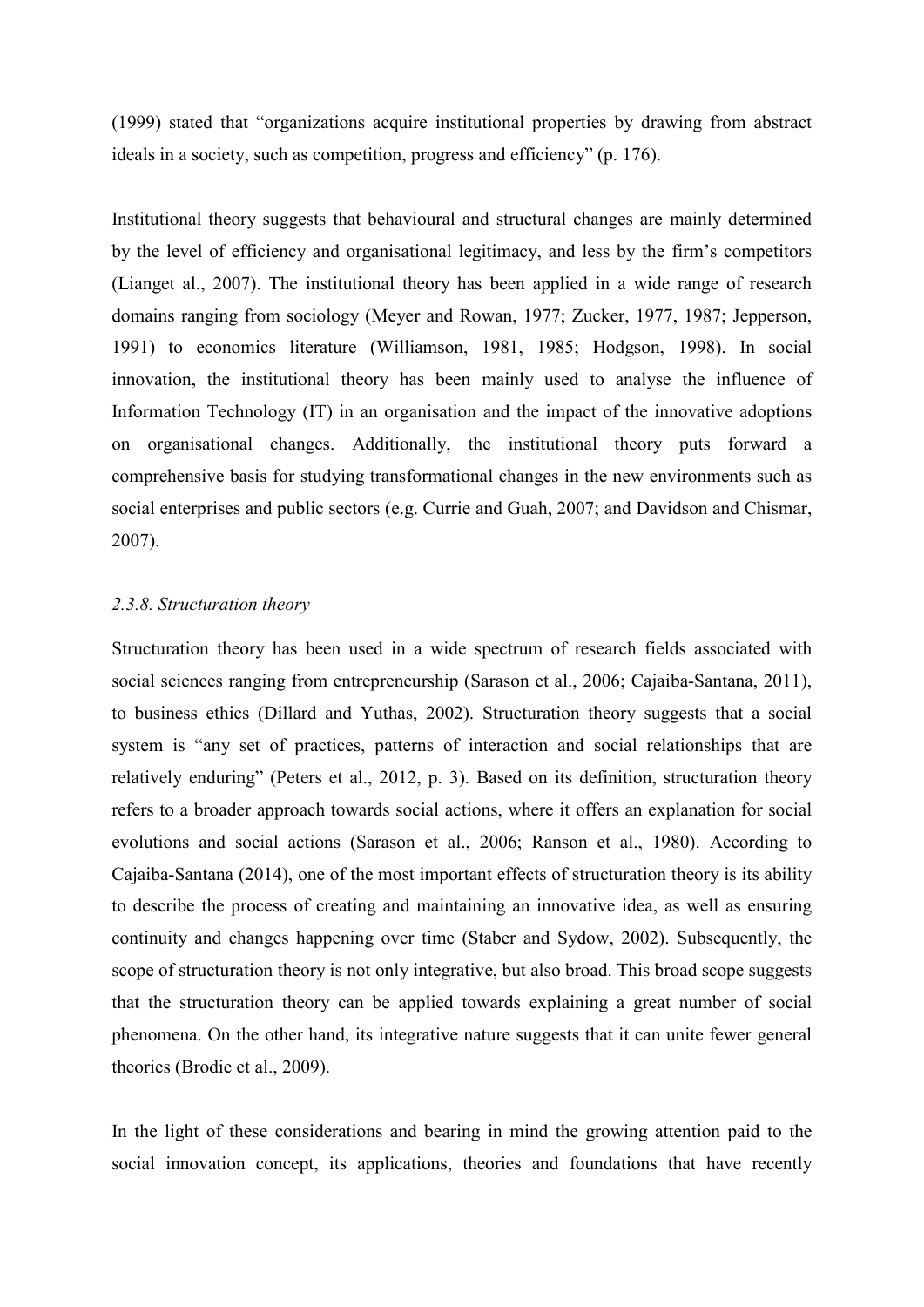(1999) stated that "organizations acquire institutional properties by drawing from abstract ideals in a society, such as competition, progress and efficiency" (p. 176).

Institutional theory suggests that behavioural and structural changes are mainly determined by the level of efficiency and organisational legitimacy, and less by the firm's competitors (Lianget al., 2007). The institutional theory has been applied in a wide range of research domains ranging from sociology (Meyer and Rowan, 1977; Zucker, 1977, 1987; Jepperson, 1991) to economics literature (Williamson, 1981, 1985; Hodgson, 1998). In social innovation, the institutional theory has been mainly used to analyse the influence of Information Technology (IT) in an organisation and the impact of the innovative adoptions on organisational changes. Additionally, the institutional theory puts forward a comprehensive basis for studying transformational changes in the new environments such as social enterprises and public sectors (e.g. Currie and Guah, 2007; and Davidson and Chismar, 2007).

### *2.3.8. Structuration theory*

Structuration theory has been used in a wide spectrum of research fields associated with social sciences ranging from entrepreneurship (Sarason et al., 2006; Cajaiba-Santana, 2011), to business ethics (Dillard and Yuthas, 2002). Structuration theory suggests that a social system is "any set of practices, patterns of interaction and social relationships that are relatively enduring" (Peters et al., 2012, p. 3). Based on its definition, structuration theory refers to a broader approach towards social actions, where it offers an explanation for social evolutions and social actions (Sarason et al., 2006; Ranson et al., 1980). According to Cajaiba-Santana (2014), one of the most important effects of structuration theory is its ability to describe the process of creating and maintaining an innovative idea, as well as ensuring continuity and changes happening over time (Staber and Sydow, 2002). Subsequently, the scope of structuration theory is not only integrative, but also broad. This broad scope suggests that the structuration theory can be applied towards explaining a great number of social phenomena. On the other hand, its integrative nature suggests that it can unite fewer general theories (Brodie et al., 2009).

In the light of these considerations and bearing in mind the growing attention paid to the social innovation concept, its applications, theories and foundations that have recently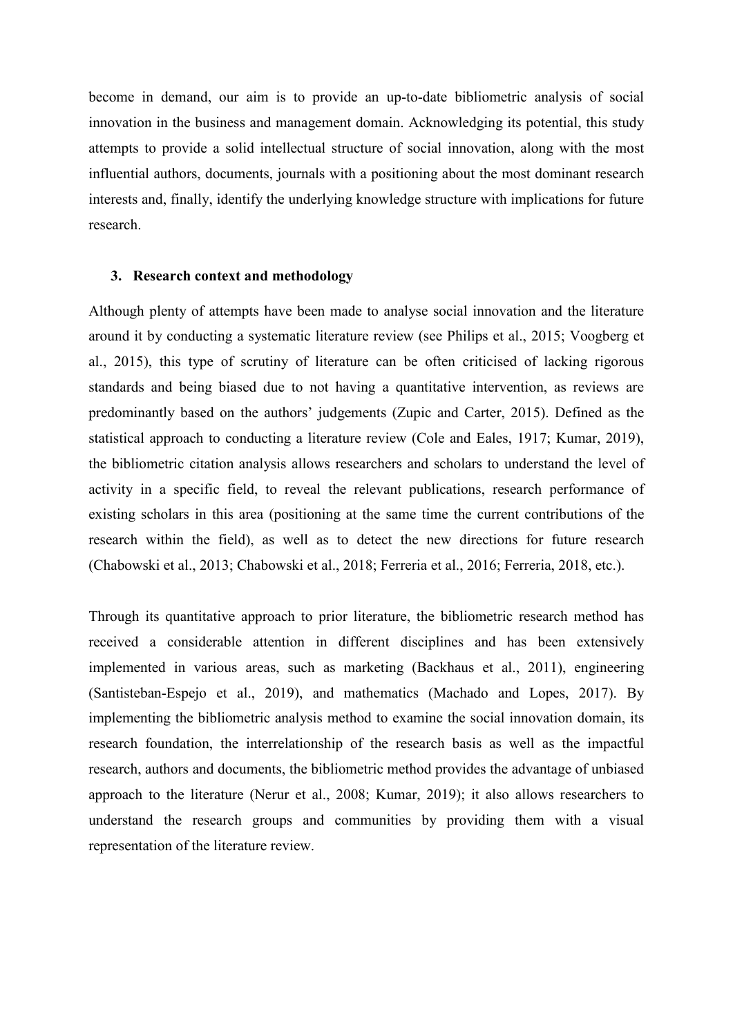become in demand, our aim is to provide an up-to-date bibliometric analysis of social innovation in the business and management domain. Acknowledging its potential, this study attempts to provide a solid intellectual structure of social innovation, along with the most influential authors, documents, journals with a positioning about the most dominant research interests and, finally, identify the underlying knowledge structure with implications for future research.

## 3. Research context and methodology

Although plenty of attempts have been made to analyse social innovation and the literature around it by conducting a systematic literature review (see Philips et al., 2015; Voogberg et al., 2015), this type of scrutiny of literature can be often criticised of lacking rigorous standards and being biased due to not having a quantitative intervention, as reviews are predominantly based on the authors' judgements (Zupic and Carter, 2015). Defined as the statistical approach to conducting a literature review (Cole and Eales, 1917; Kumar, 2019), the bibliometric citation analysis allows researchers and scholars to understand the level of activity in a specific field, to reveal the relevant publications, research performance of existing scholars in this area (positioning at the same time the current contributions of the research within the field), as well as to detect the new directions for future research (Chabowski et al., 2013; Chabowski et al., 2018; Ferreria et al., 2016; Ferreria, 2018, etc.).

Through its quantitative approach to prior literature, the bibliometric research method has received a considerable attention in different disciplines and has been extensively implemented in various areas, such as marketing (Backhaus et al., 2011), engineering (Santisteban-Espejo et al., 2019), and mathematics (Machado and Lopes, 2017). By implementing the bibliometric analysis method to examine the social innovation domain, its research foundation, the interrelationship of the research basis as well as the impactful research, authors and documents, the bibliometric method provides the advantage of unbiased approach to the literature (Nerur et al., 2008; Kumar, 2019); it also allows researchers to understand the research groups and communities by providing them with a visual representation of the literature review.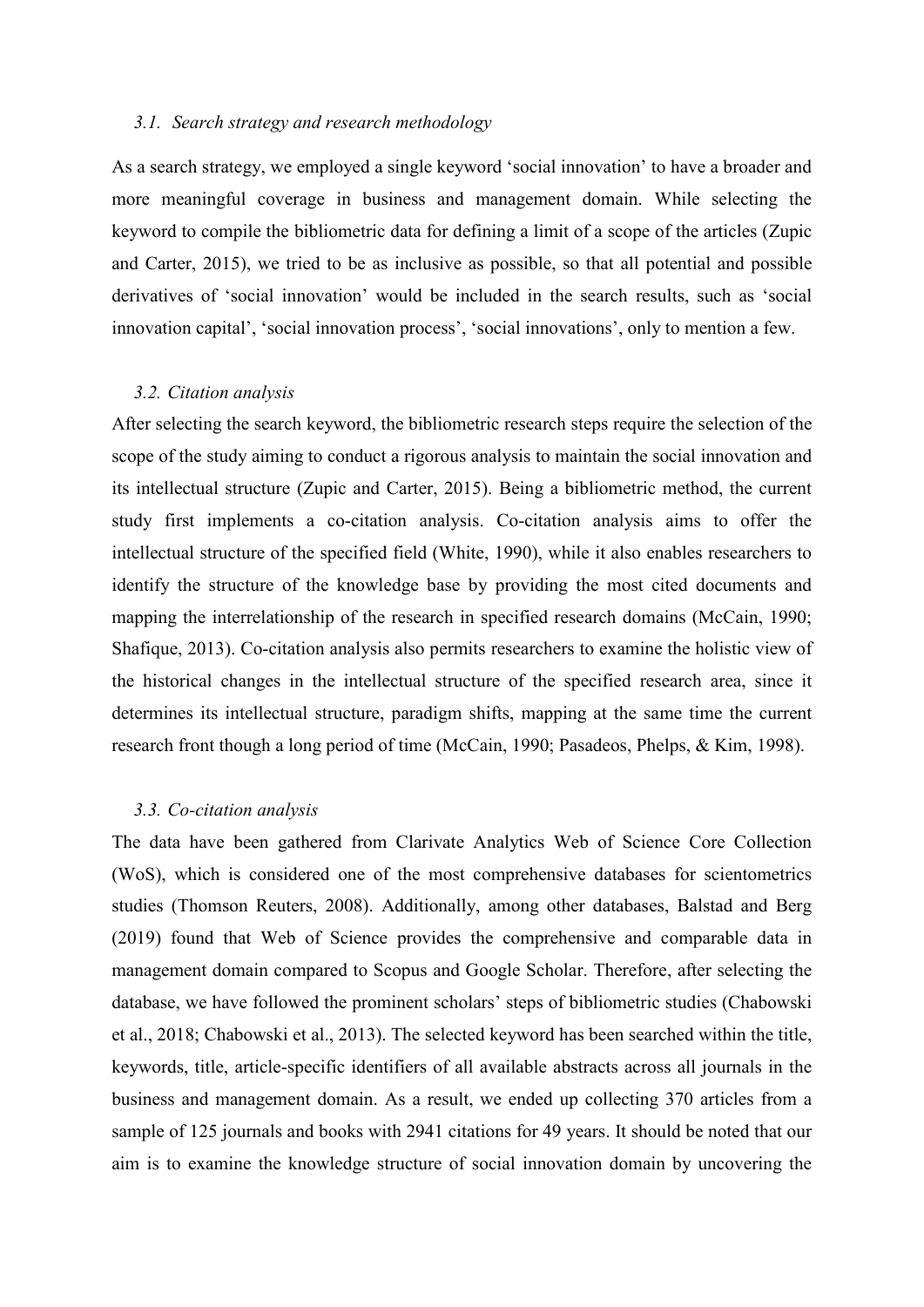### *3.1. Search strategy and research methodology*

As a search strategy, we employed a single keyword 'social innovation' to have a broader and more meaningful coverage in business and management domain. While selecting the keyword to compile the bibliometric data for defining a limit of a scope of the articles (Zupic and Carter, 2015), we tried to be as inclusive as possible, so that all potential and possible derivatives of 'social innovation' would be included in the search results, such as 'social innovation capital', 'social innovation process', 'social innovations', only to mention a few.

### *3.2. Citation analysis*

After selecting the search keyword, the bibliometric research steps require the selection of the scope of the study aiming to conduct a rigorous analysis to maintain the social innovation and its intellectual structure (Zupic and Carter, 2015). Being a bibliometric method, the current study first implements a co-citation analysis. Co-citation analysis aims to offer the intellectual structure of the specified field (White, 1990), while it also enables researchers to identify the structure of the knowledge base by providing the most cited documents and mapping the interrelationship of the research in specified research domains (McCain, 1990; Shafique, 2013). Co-citation analysis also permits researchers to examine the holistic view of the historical changes in the intellectual structure of the specified research area, since it determines its intellectual structure, paradigm shifts, mapping at the same time the current research front though a long period of time (McCain, 1990; Pasadeos, Phelps, & Kim, 1998).

### *3.3. Co-citation analysis*

The data have been gathered from Clarivate Analytics Web of Science Core Collection (WoS), which is considered one of the most comprehensive databases for scientometrics studies (Thomson Reuters, 2008). Additionally, among other databases, Balstad and Berg (2019) found that Web of Science provides the comprehensive and comparable data in management domain compared to Scopus and Google Scholar. Therefore, after selecting the database, we have followed the prominent scholars' steps of bibliometric studies (Chabowski et al., 2018; Chabowski et al., 2013). The selected keyword has been searched within the title, keywords, title, article-specific identifiers of all available abstracts across all journals in the business and management domain. As a result, we ended up collecting 370 articles from a sample of 125 journals and books with 2941 citations for 49 years. It should be noted that our aim is to examine the knowledge structure of social innovation domain by uncovering the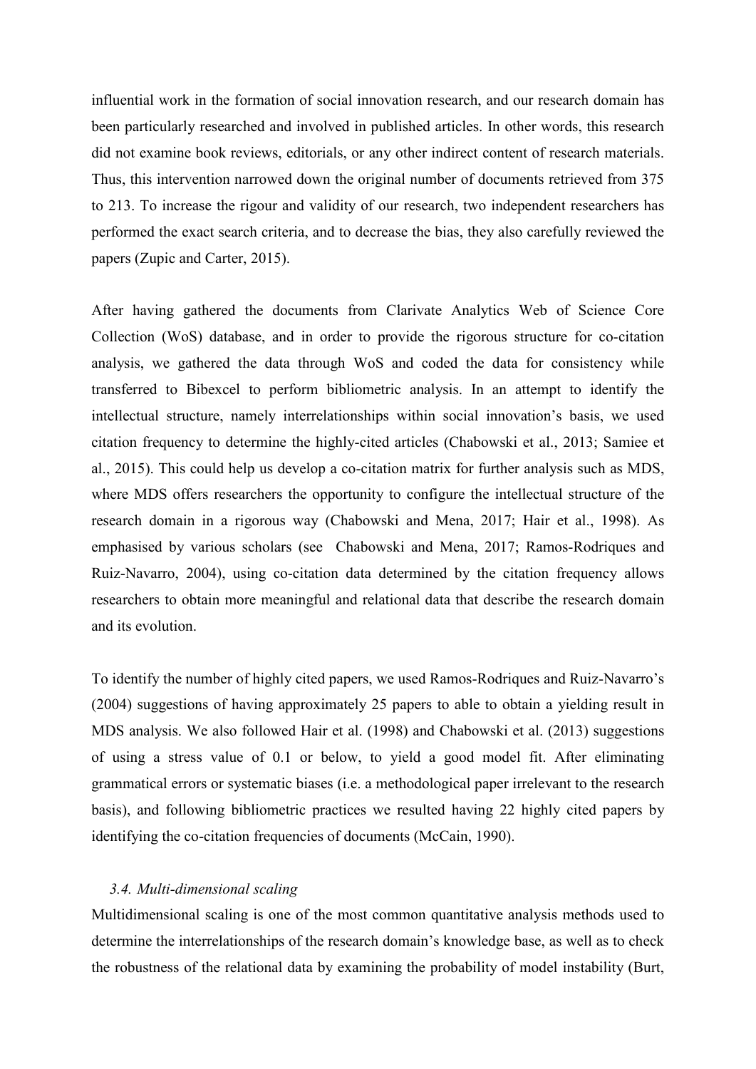influential work in the formation of social innovation research, and our research domain has been particularly researched and involved in published articles. In other words, this research did not examine book reviews, editorials, or any other indirect content of research materials. Thus, this intervention narrowed down the original number of documents retrieved from 375 to 213. To increase the rigour and validity of our research, two independent researchers has performed the exact search criteria, and to decrease the bias, they also carefully reviewed the papers (Zupic and Carter, 2015).

After having gathered the documents from Clarivate Analytics Web of Science Core Collection (WoS) database, and in order to provide the rigorous structure for co-citation analysis, we gathered the data through WoS and coded the data for consistency while transferred to Bibexcel to perform bibliometric analysis. In an attempt to identify the intellectual structure, namely interrelationships within social innovation's basis, we used citation frequency to determine the highly-cited articles (Chabowski et al., 2013; Samiee et al., 2015). This could help us develop a co-citation matrix for further analysis such as MDS, where MDS offers researchers the opportunity to configure the intellectual structure of the research domain in a rigorous way (Chabowski and Mena, 2017; Hair et al., 1998). As emphasised by various scholars (see Chabowski and Mena, 2017; Ramos-Rodriques and Ruiz-Navarro, 2004), using co-citation data determined by the citation frequency allows researchers to obtain more meaningful and relational data that describe the research domain and its evolution.

To identify the number of highly cited papers, we used Ramos-Rodriques and Ruiz-Navarro's (2004) suggestions of having approximately 25 papers to able to obtain a yielding result in MDS analysis. We also followed Hair et al. (1998) and Chabowski et al. (2013) suggestions of using a stress value of 0.1 or below, to yield a good model fit. After eliminating grammatical errors or systematic biases (i.e. a methodological paper irrelevant to the research basis), and following bibliometric practices we resulted having 22 highly cited papers by identifying the co-citation frequencies of documents (McCain, 1990).

### *3.4. Multi-dimensional scaling*

Multidimensional scaling is one of the most common quantitative analysis methods used to determine the interrelationships of the research domain's knowledge base, as well as to check the robustness of the relational data by examining the probability of model instability (Burt,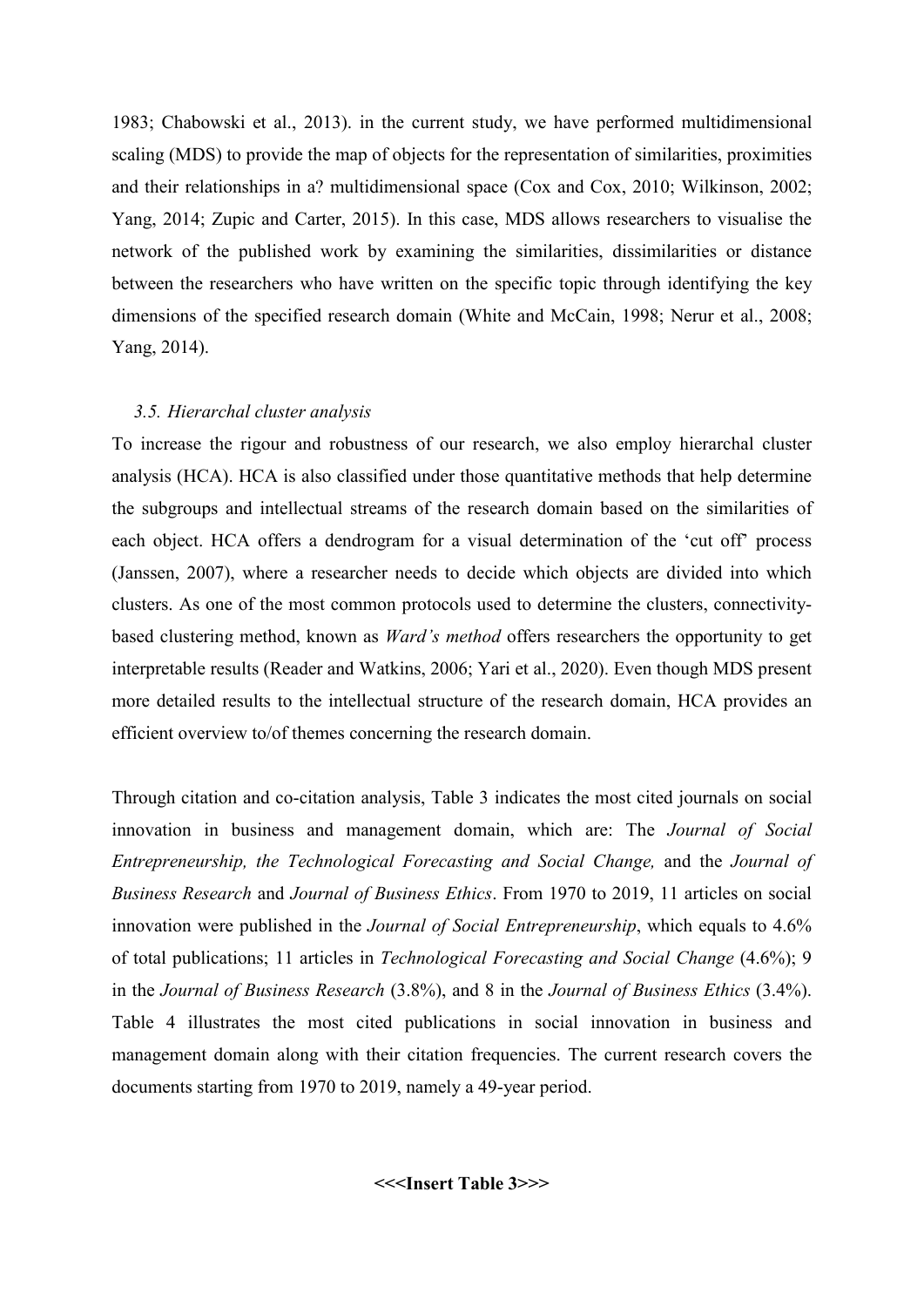1983; Chabowski et al., 2013). in the current study, we have performed multidimensional scaling (MDS) to provide the map of objects for the representation of similarities, proximities and their relationships in a? multidimensional space (Cox and Cox, 2010; Wilkinson, 2002; Yang, 2014; Zupic and Carter, 2015). In this case, MDS allows researchers to visualise the network of the published work by examining the similarities, dissimilarities or distance between the researchers who have written on the specific topic through identifying the key dimensions of the specified research domain (White and McCain, 1998; Nerur et al., 2008; Yang, 2014).

### *3.5. Hierarchal cluster analysis*

To increase the rigour and robustness of our research, we also employ hierarchal cluster analysis (HCA). HCA is also classified under those quantitative methods that help determine the subgroups and intellectual streams of the research domain based on the similarities of each object. HCA offers a dendrogram for a visual determination of the 'cut off' process (Janssen, 2007), where a researcher needs to decide which objects are divided into which clusters. As one of the most common protocols used to determine the clusters, connectivity-based clustering method, known as *Ward's method* offers researchers the opportunity to get interpretable results (Reader and Watkins, 2006; Yari et al., 2020). Even though MDS present more detailed results to the intellectual structure of the research domain, HCA provides an efficient overview to/of themes concerning the research domain.

Through citation and co-citation analysis, Table 3 indicates the most cited journals on social innovation in business and management domain, which are: The *Journal of Social Entrepreneurship, the Technological Forecasting and Social Change,* and the *Journal of Business Research* and *Journal of Business Ethics*. From 1970 to 2019, 11 articles on social innovation were published in the *Journal of Social Entrepreneurship*, which equals to 4.6% of total publications; 11 articles in *Technological Forecasting and Social Change* (4.6%); 9 in the *Journal of Business Research* (3.8%), and 8 in the *Journal of Business Ethics* (3.4%). Table 4 illustrates the most cited publications in social innovation in business and management domain along with their citation frequencies. The current research covers the documents starting from 1970 to 2019, namely a 49-year period.

**<<<Insert Table 3>>>**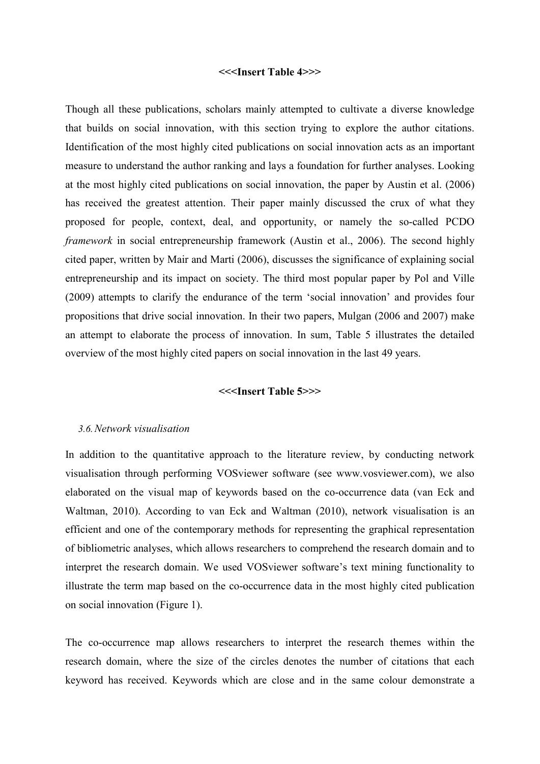**<<<Insert Table 4>>>**

Though all these publications, scholars mainly attempted to cultivate a diverse knowledge that builds on social innovation, with this section trying to explore the author citations. Identification of the most highly cited publications on social innovation acts as an important measure to understand the author ranking and lays a foundation for further analyses. Looking at the most highly cited publications on social innovation, the paper by Austin et al. (2006) has received the greatest attention. Their paper mainly discussed the crux of what they proposed for people, context, deal, and opportunity, or namely the so-called PCDO *framework* in social entrepreneurship framework (Austin et al., 2006). The second highly cited paper, written by Mair and Marti (2006), discusses the significance of explaining social entrepreneurship and its impact on society. The third most popular paper by Pol and Ville (2009) attempts to clarify the endurance of the term 'social innovation' and provides four propositions that drive social innovation. In their two papers, Mulgan (2006 and 2007) make an attempt to elaborate the process of innovation. In sum, Table 5 illustrates the detailed overview of the most highly cited papers on social innovation in the last 49 years.

**<<<Insert Table 5>>>**

### *3.6. Network visualisation*

In addition to the quantitative approach to the literature review, by conducting network visualisation through performing VOSviewer software (see www.vosviewer.com), we also elaborated on the visual map of keywords based on the co-occurrence data (van Eck and Waltman, 2010). According to van Eck and Waltman (2010), network visualisation is an efficient and one of the contemporary methods for representing the graphical representation of bibliometric analyses, which allows researchers to comprehend the research domain and to interpret the research domain. We used VOSviewer software's text mining functionality to illustrate the term map based on the co-occurrence data in the most highly cited publication on social innovation (Figure 1).

The co-occurrence map allows researchers to interpret the research themes within the research domain, where the size of the circles denotes the number of citations that each keyword has received. Keywords which are close and in the same colour demonstrate a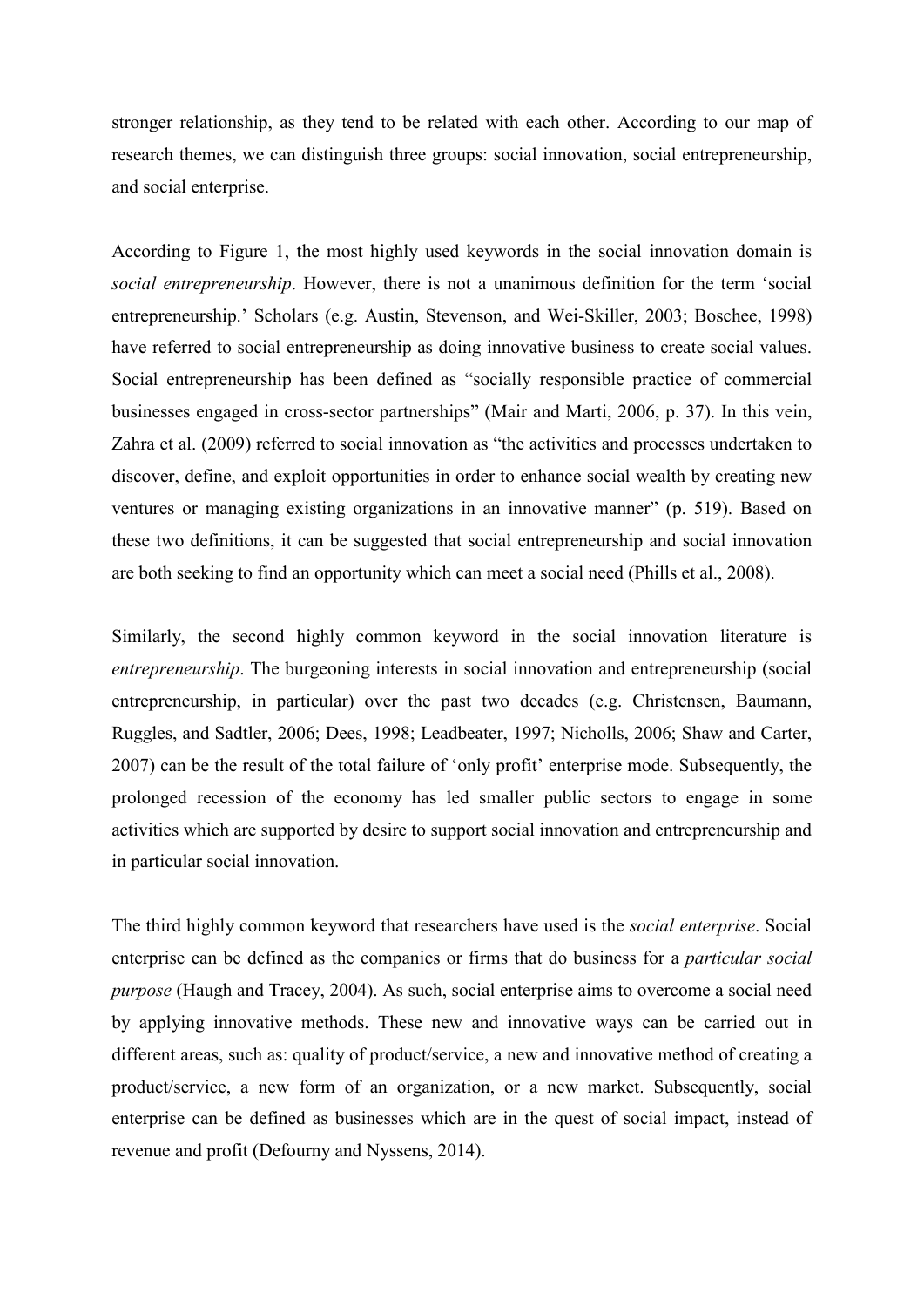stronger relationship, as they tend to be related with each other. According to our map of research themes, we can distinguish three groups: social innovation, social entrepreneurship, and social enterprise.

According to Figure 1, the most highly used keywords in the social innovation domain is *social entrepreneurship*. However, there is not a unanimous definition for the term 'social entrepreneurship.' Scholars (e.g. Austin, Stevenson, and Wei-Skiller, 2003; Boschee, 1998) have referred to social entrepreneurship as doing innovative business to create social values. Social entrepreneurship has been defined as "socially responsible practice of commercial businesses engaged in cross-sector partnerships" (Mair and Marti, 2006, p. 37). In this vein, Zahra et al. (2009) referred to social innovation as "the activities and processes undertaken to discover, define, and exploit opportunities in order to enhance social wealth by creating new ventures or managing existing organizations in an innovative manner" (p. 519). Based on these two definitions, it can be suggested that social entrepreneurship and social innovation are both seeking to find an opportunity which can meet a social need (Phills et al., 2008).

Similarly, the second highly common keyword in the social innovation literature is *entrepreneurship*. The burgeoning interests in social innovation and entrepreneurship (social entrepreneurship, in particular) over the past two decades (e.g. Christensen, Baumann, Ruggles, and Sadtler, 2006; Dees, 1998; Leadbeater, 1997; Nicholls, 2006; Shaw and Carter, 2007) can be the result of the total failure of 'only profit' enterprise mode. Subsequently, the prolonged recession of the economy has led smaller public sectors to engage in some activities which are supported by desire to support social innovation and entrepreneurship and in particular social innovation.

The third highly common keyword that researchers have used is the *social enterprise*. Social enterprise can be defined as the companies or firms that do business for a *particular social purpose* (Haugh and Tracey, 2004). As such, social enterprise aims to overcome a social need by applying innovative methods. These new and innovative ways can be carried out in different areas, such as: quality of product/service, a new and innovative method of creating a product/service, a new form of an organization, or a new market. Subsequently, social enterprise can be defined as businesses which are in the quest of social impact, instead of revenue and profit (Defourny and Nyssens, 2014).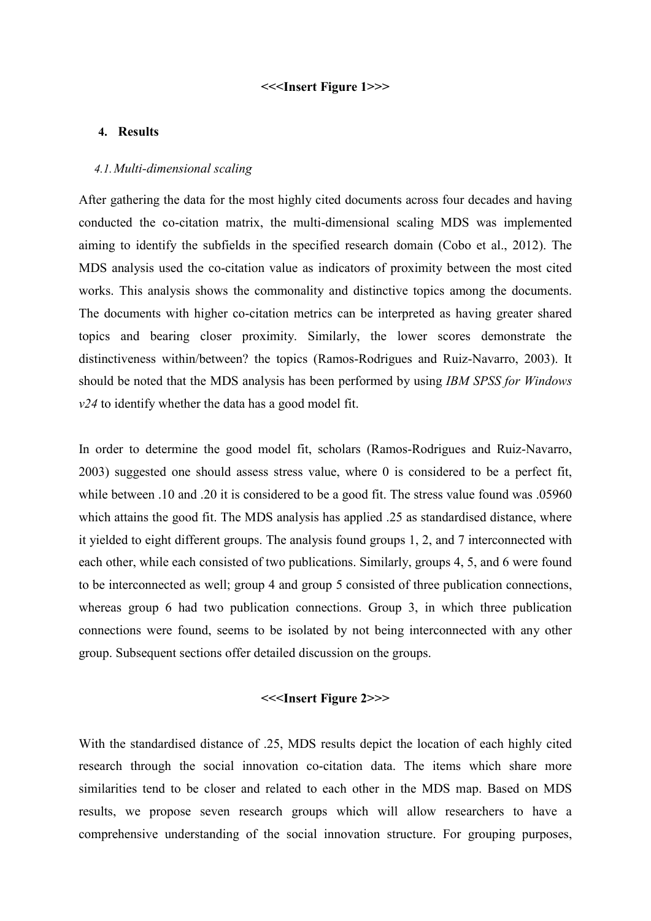**<<<Insert Figure 1>>>**

## 4. Results

### *4.1. Multi-dimensional scaling*

After gathering the data for the most highly cited documents across four decades and having conducted the co-citation matrix, the multi-dimensional scaling MDS was implemented aiming to identify the subfields in the specified research domain (Cobo et al., 2012). The MDS analysis used the co-citation value as indicators of proximity between the most cited works. This analysis shows the commonality and distinctive topics among the documents. The documents with higher co-citation metrics can be interpreted as having greater shared topics and bearing closer proximity. Similarly, the lower scores demonstrate the distinctiveness within/between? the topics (Ramos-Rodrigues and Ruiz-Navarro, 2003). It should be noted that the MDS analysis has been performed by using *IBM SPSS for Windows v24* to identify whether the data has a good model fit.

In order to determine the good model fit, scholars (Ramos-Rodrigues and Ruiz-Navarro, 2003) suggested one should assess stress value, where 0 is considered to be a perfect fit, while between .10 and .20 it is considered to be a good fit. The stress value found was .05960 which attains the good fit. The MDS analysis has applied .25 as standardised distance, where it yielded to eight different groups. The analysis found groups 1, 2, and 7 interconnected with each other, while each consisted of two publications. Similarly, groups 4, 5, and 6 were found to be interconnected as well; group 4 and group 5 consisted of three publication connections, whereas group 6 had two publication connections. Group 3, in which three publication connections were found, seems to be isolated by not being interconnected with any other group. Subsequent sections offer detailed discussion on the groups.

**<<<Insert Figure 2>>>**

With the standardised distance of .25, MDS results depict the location of each highly cited research through the social innovation co-citation data. The items which share more similarities tend to be closer and related to each other in the MDS map. Based on MDS results, we propose seven research groups which will allow researchers to have a comprehensive understanding of the social innovation structure. For grouping purposes,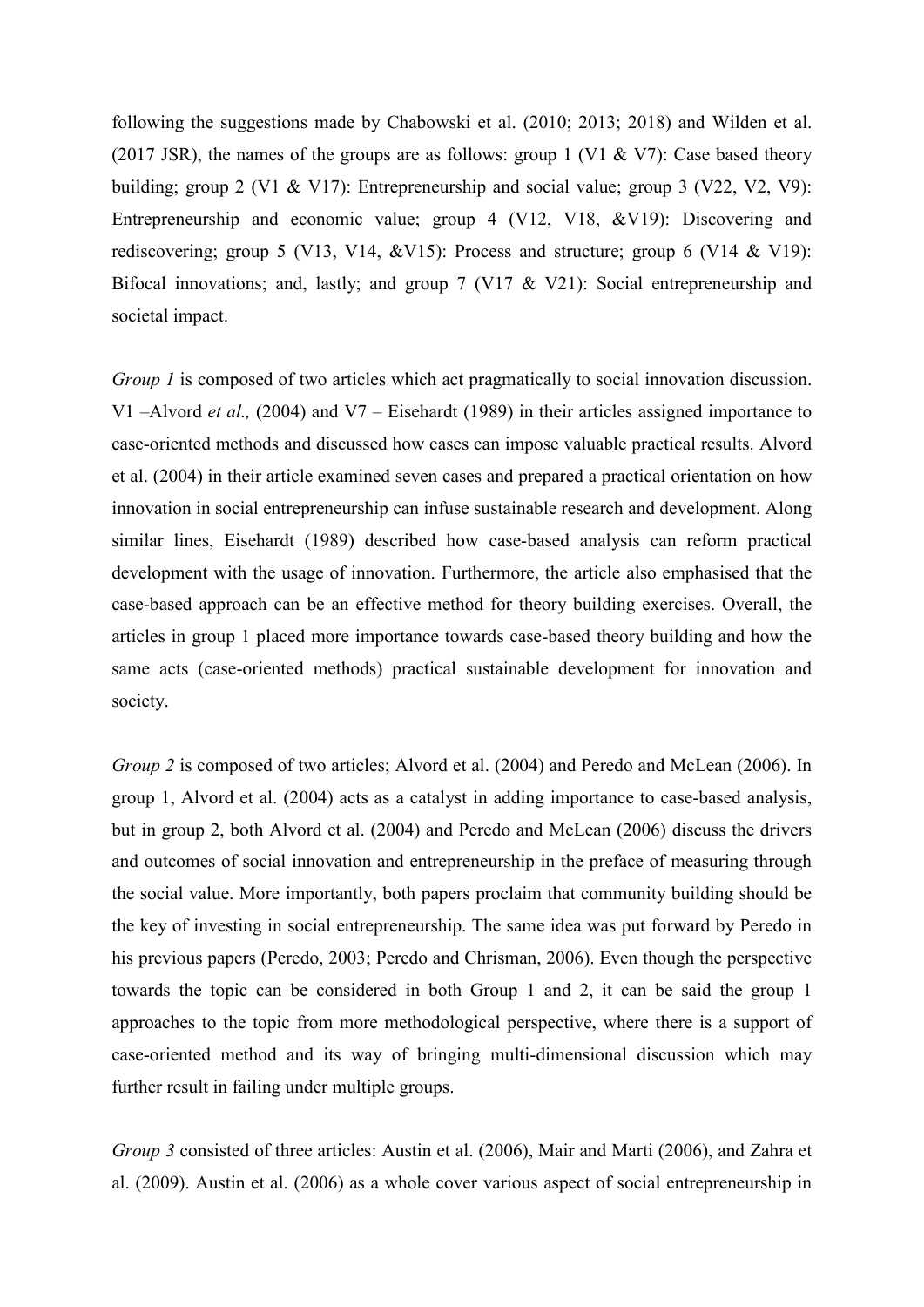following the suggestions made by Chabowski et al. (2010; 2013; 2018) and Wilden et al. (2017 JSR), the names of the groups are as follows: group 1 (V1 & V7): Case based theory building; group 2 (V1 & V17): Entrepreneurship and social value; group 3 (V22, V2, V9): Entrepreneurship and economic value; group 4 (V12, V18, &V19): Discovering and rediscovering; group 5 (V13, V14, &V15): Process and structure; group 6 (V14 & V19): Bifocal innovations; and, lastly; and group 7 (V17 & V21): Social entrepreneurship and societal impact.

*Group 1* is composed of two articles which act pragmatically to social innovation discussion. V1 –Alvord *et al.,* (2004) and V7 – Eisehardt (1989) in their articles assigned importance to case-oriented methods and discussed how cases can impose valuable practical results. Alvord et al. (2004) in their article examined seven cases and prepared a practical orientation on how innovation in social entrepreneurship can infuse sustainable research and development. Along similar lines, Eisehardt (1989) described how case-based analysis can reform practical development with the usage of innovation. Furthermore, the article also emphasised that the case-based approach can be an effective method for theory building exercises. Overall, the articles in group 1 placed more importance towards case-based theory building and how the same acts (case-oriented methods) practical sustainable development for innovation and society.

*Group 2* is composed of two articles; Alvord et al. (2004) and Peredo and McLean (2006). In group 1, Alvord et al. (2004) acts as a catalyst in adding importance to case-based analysis, but in group 2, both Alvord et al. (2004) and Peredo and McLean (2006) discuss the drivers and outcomes of social innovation and entrepreneurship in the preface of measuring through the social value. More importantly, both papers proclaim that community building should be the key of investing in social entrepreneurship. The same idea was put forward by Peredo in his previous papers (Peredo, 2003; Peredo and Chrisman, 2006). Even though the perspective towards the topic can be considered in both Group 1 and 2, it can be said the group 1 approaches to the topic from more methodological perspective, where there is a support of case-oriented method and its way of bringing multi-dimensional discussion which may further result in failing under multiple groups.

*Group 3* consisted of three articles: Austin et al. (2006), Mair and Marti (2006), and Zahra et al. (2009). Austin et al. (2006) as a whole cover various aspect of social entrepreneurship in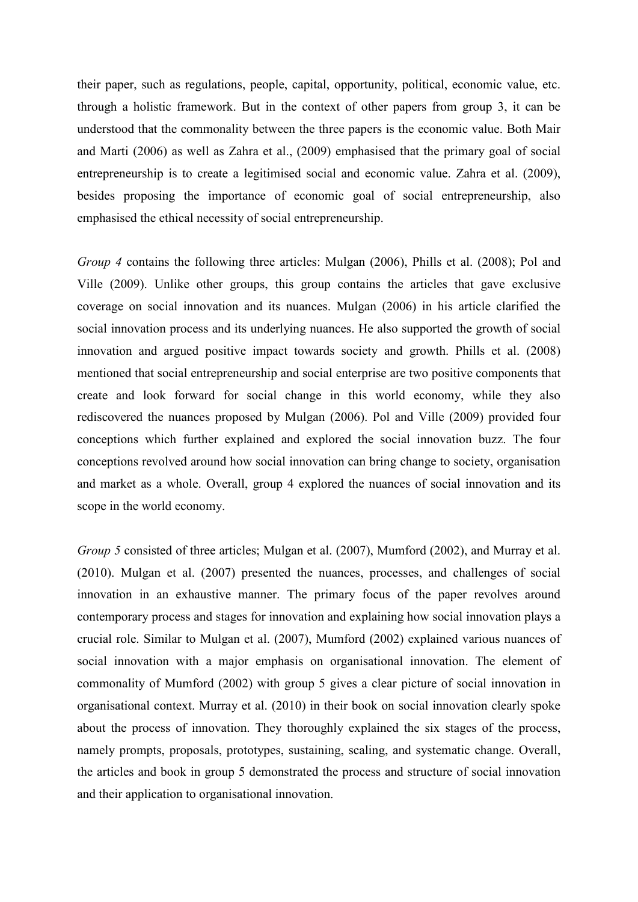their paper, such as regulations, people, capital, opportunity, political, economic value, etc. through a holistic framework. But in the context of other papers from group 3, it can be understood that the commonality between the three papers is the economic value. Both Mair and Marti (2006) as well as Zahra et al., (2009) emphasised that the primary goal of social entrepreneurship is to create a legitimised social and economic value. Zahra et al. (2009), besides proposing the importance of economic goal of social entrepreneurship, also emphasised the ethical necessity of social entrepreneurship.

*Group 4* contains the following three articles: Mulgan (2006), Phills et al. (2008); Pol and Ville (2009). Unlike other groups, this group contains the articles that gave exclusive coverage on social innovation and its nuances. Mulgan (2006) in his article clarified the social innovation process and its underlying nuances. He also supported the growth of social innovation and argued positive impact towards society and growth. Phills et al. (2008) mentioned that social entrepreneurship and social enterprise are two positive components that create and look forward for social change in this world economy, while they also rediscovered the nuances proposed by Mulgan (2006). Pol and Ville (2009) provided four conceptions which further explained and explored the social innovation buzz. The four conceptions revolved around how social innovation can bring change to society, organisation and market as a whole. Overall, group 4 explored the nuances of social innovation and its scope in the world economy.

*Group 5* consisted of three articles; Mulgan et al. (2007), Mumford (2002), and Murray et al. (2010). Mulgan et al. (2007) presented the nuances, processes, and challenges of social innovation in an exhaustive manner. The primary focus of the paper revolves around contemporary process and stages for innovation and explaining how social innovation plays a crucial role. Similar to Mulgan et al. (2007), Mumford (2002) explained various nuances of social innovation with a major emphasis on organisational innovation. The element of commonality of Mumford (2002) with group 5 gives a clear picture of social innovation in organisational context. Murray et al. (2010) in their book on social innovation clearly spoke about the process of innovation. They thoroughly explained the six stages of the process, namely prompts, proposals, prototypes, sustaining, scaling, and systematic change. Overall, the articles and book in group 5 demonstrated the process and structure of social innovation and their application to organisational innovation.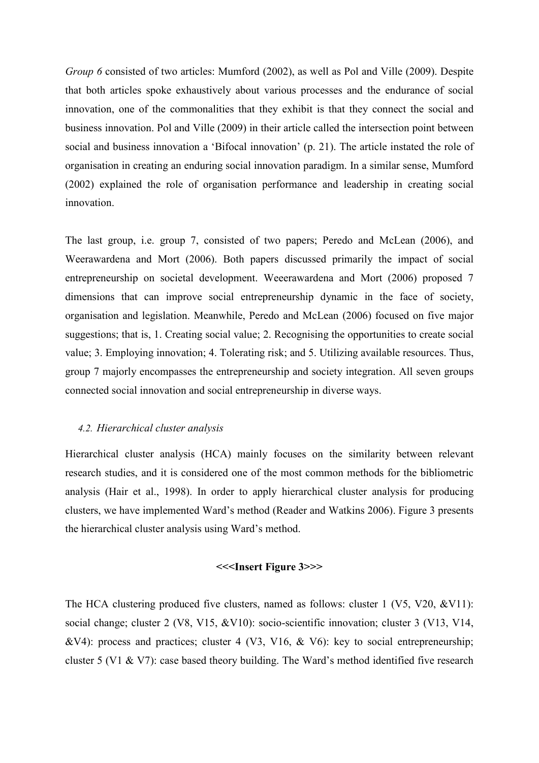*Group 6* consisted of two articles: Mumford (2002), as well as Pol and Ville (2009). Despite that both articles spoke exhaustively about various processes and the endurance of social innovation, one of the commonalities that they exhibit is that they connect the social and business innovation. Pol and Ville (2009) in their article called the intersection point between social and business innovation a 'Bifocal innovation' (p. 21). The article instated the role of organisation in creating an enduring social innovation paradigm. In a similar sense, Mumford (2002) explained the role of organisation performance and leadership in creating social innovation.

The last group, i.e. group 7, consisted of two papers; Peredo and McLean (2006), and Weerawardena and Mort (2006). Both papers discussed primarily the impact of social entrepreneurship on societal development. Weeerawardena and Mort (2006) proposed 7 dimensions that can improve social entrepreneurship dynamic in the face of society, organisation and legislation. Meanwhile, Peredo and McLean (2006) focused on five major suggestions; that is, 1. Creating social value; 2. Recognising the opportunities to create social value; 3. Employing innovation; 4. Tolerating risk; and 5. Utilizing available resources. Thus, group 7 majorly encompasses the entrepreneurship and society integration. All seven groups connected social innovation and social entrepreneurship in diverse ways.

### *4.2. Hierarchical cluster analysis*

Hierarchical cluster analysis (HCA) mainly focuses on the similarity between relevant research studies, and it is considered one of the most common methods for the bibliometric analysis (Hair et al., 1998). In order to apply hierarchical cluster analysis for producing clusters, we have implemented Ward's method (Reader and Watkins 2006). Figure 3 presents the hierarchical cluster analysis using Ward's method.

**<<<Insert Figure 3>>>**

The HCA clustering produced five clusters, named as follows: cluster 1 (V5, V20, &V11): social change; cluster 2 (V8, V15, &V10): socio-scientific innovation; cluster 3 (V13, V14, &V4): process and practices; cluster 4 (V3, V16, & V6): key to social entrepreneurship; cluster 5 (V1 & V7): case based theory building. The Ward's method identified five research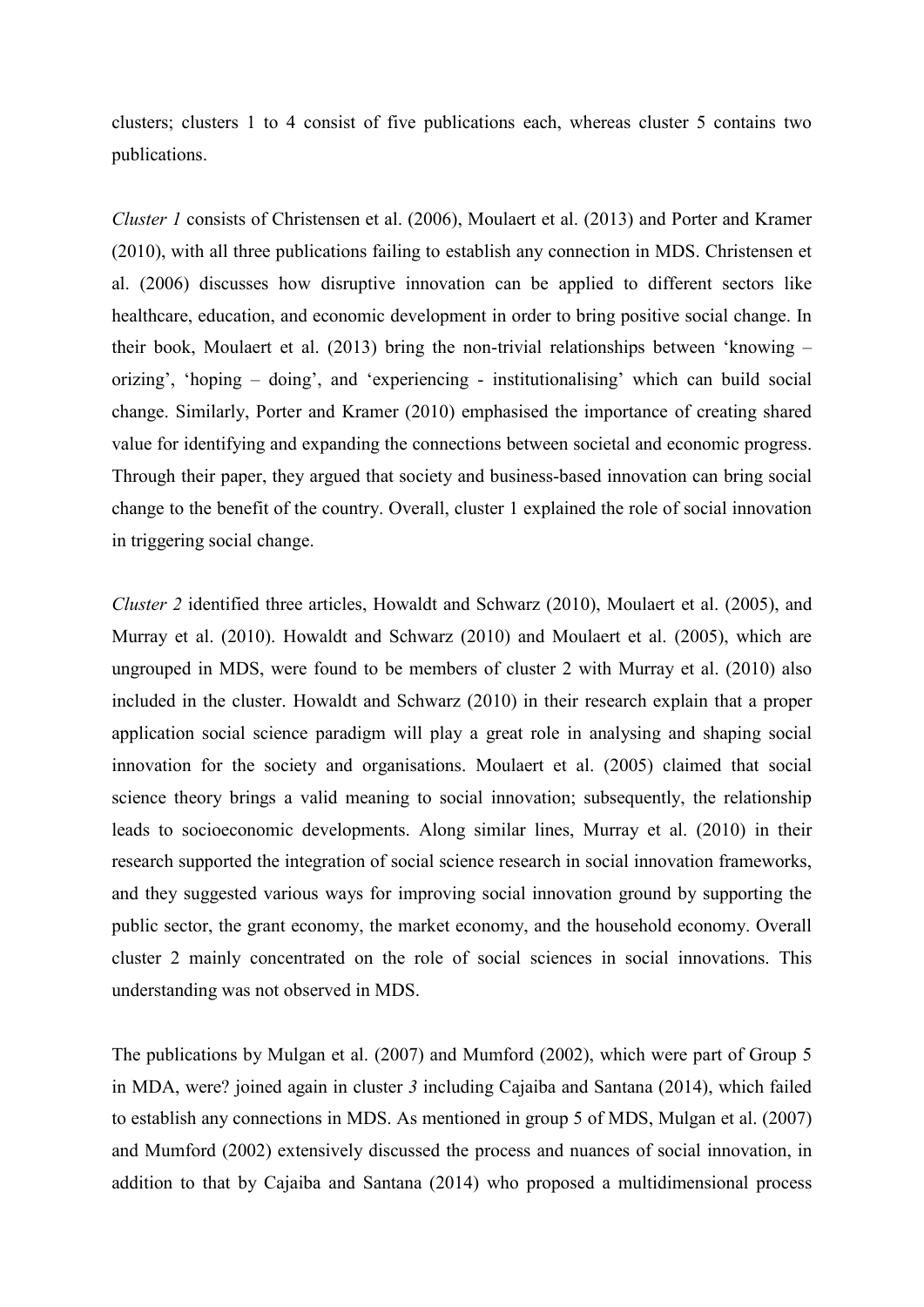clusters; clusters 1 to 4 consist of five publications each, whereas cluster 5 contains two publications.

*Cluster 1* consists of Christensen et al. (2006), Moulaert et al. (2013) and Porter and Kramer (2010), with all three publications failing to establish any connection in MDS. Christensen et al. (2006) discusses how disruptive innovation can be applied to different sectors like healthcare, education, and economic development in order to bring positive social change. In their book, Moulaert et al. (2013) bring the non-trivial relationships between 'knowing – orizing', 'hoping – doing', and 'experiencing - institutionalising' which can build social change. Similarly, Porter and Kramer (2010) emphasised the importance of creating shared value for identifying and expanding the connections between societal and economic progress. Through their paper, they argued that society and business-based innovation can bring social change to the benefit of the country. Overall, cluster 1 explained the role of social innovation in triggering social change.

*Cluster 2* identified three articles, Howaldt and Schwarz (2010), Moulaert et al. (2005), and Murray et al. (2010). Howaldt and Schwarz (2010) and Moulaert et al. (2005), which are ungrouped in MDS, were found to be members of cluster 2 with Murray et al. (2010) also included in the cluster. Howaldt and Schwarz (2010) in their research explain that a proper application social science paradigm will play a great role in analysing and shaping social innovation for the society and organisations. Moulaert et al. (2005) claimed that social science theory brings a valid meaning to social innovation; subsequently, the relationship leads to socioeconomic developments. Along similar lines, Murray et al. (2010) in their research supported the integration of social science research in social innovation frameworks, and they suggested various ways for improving social innovation ground by supporting the public sector, the grant economy, the market economy, and the household economy. Overall cluster 2 mainly concentrated on the role of social sciences in social innovations. This understanding was not observed in MDS.

The publications by Mulgan et al. (2007) and Mumford (2002), which were part of Group 5 in MDA, were? joined again in cluster *3* including Cajaiba and Santana (2014), which failed to establish any connections in MDS. As mentioned in group 5 of MDS, Mulgan et al. (2007) and Mumford (2002) extensively discussed the process and nuances of social innovation, in addition to that by Cajaiba and Santana (2014) who proposed a multidimensional process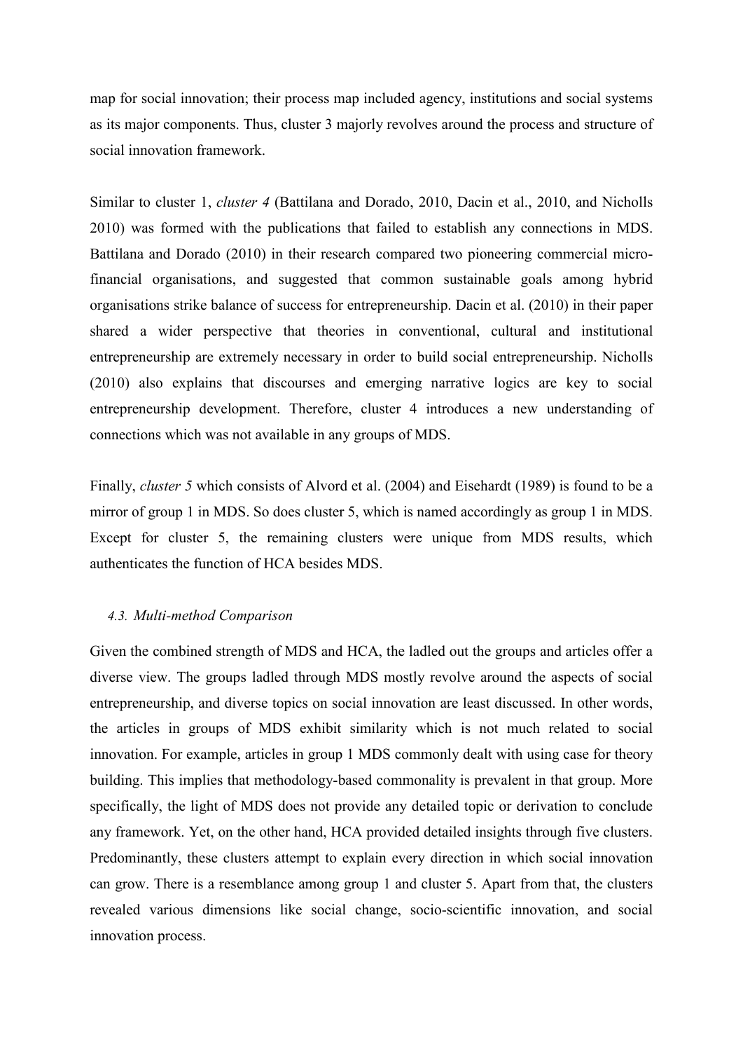map for social innovation; their process map included agency, institutions and social systems as its major components. Thus, cluster 3 majorly revolves around the process and structure of social innovation framework.

Similar to cluster 1, *cluster 4* (Battilana and Dorado, 2010, Dacin et al., 2010, and Nicholls 2010) was formed with the publications that failed to establish any connections in MDS. Battilana and Dorado (2010) in their research compared two pioneering commercial micro-financial organisations, and suggested that common sustainable goals among hybrid organisations strike balance of success for entrepreneurship. Dacin et al. (2010) in their paper shared a wider perspective that theories in conventional, cultural and institutional entrepreneurship are extremely necessary in order to build social entrepreneurship. Nicholls (2010) also explains that discourses and emerging narrative logics are key to social entrepreneurship development. Therefore, cluster 4 introduces a new understanding of connections which was not available in any groups of MDS.

Finally, *cluster 5* which consists of Alvord et al. (2004) and Eisehardt (1989) is found to be a mirror of group 1 in MDS. So does cluster 5, which is named accordingly as group 1 in MDS. Except for cluster 5, the remaining clusters were unique from MDS results, which authenticates the function of HCA besides MDS.

### *4.3. Multi-method Comparison*

Given the combined strength of MDS and HCA, the ladled out the groups and articles offer a diverse view. The groups ladled through MDS mostly revolve around the aspects of social entrepreneurship, and diverse topics on social innovation are least discussed. In other words, the articles in groups of MDS exhibit similarity which is not much related to social innovation. For example, articles in group 1 MDS commonly dealt with using case for theory building. This implies that methodology-based commonality is prevalent in that group. More specifically, the light of MDS does not provide any detailed topic or derivation to conclude any framework. Yet, on the other hand, HCA provided detailed insights through five clusters. Predominantly, these clusters attempt to explain every direction in which social innovation can grow. There is a resemblance among group 1 and cluster 5. Apart from that, the clusters revealed various dimensions like social change, socio-scientific innovation, and social innovation process.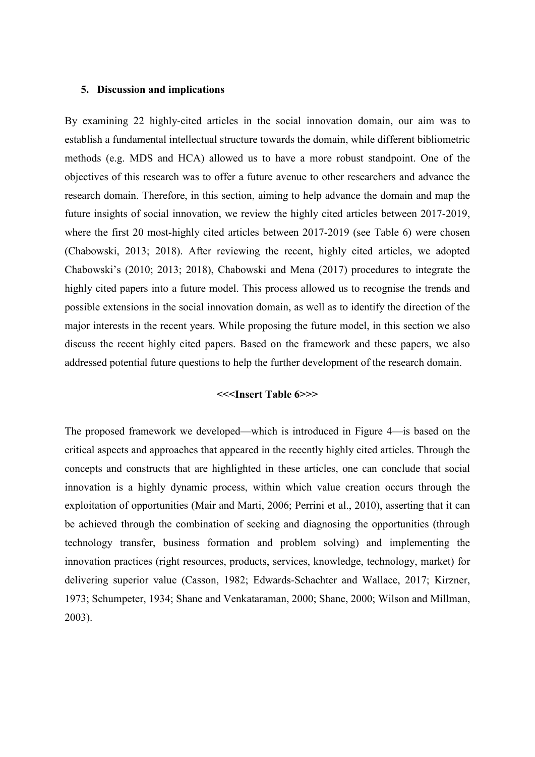## 5. Discussion and implications

By examining 22 highly-cited articles in the social innovation domain, our aim was to establish a fundamental intellectual structure towards the domain, while different bibliometric methods (e.g. MDS and HCA) allowed us to have a more robust standpoint. One of the objectives of this research was to offer a future avenue to other researchers and advance the research domain. Therefore, in this section, aiming to help advance the domain and map the future insights of social innovation, we review the highly cited articles between 2017-2019, where the first 20 most-highly cited articles between 2017-2019 (see Table 6) were chosen (Chabowski, 2013; 2018). After reviewing the recent, highly cited articles, we adopted Chabowski's (2010; 2013; 2018), Chabowski and Mena (2017) procedures to integrate the highly cited papers into a future model. This process allowed us to recognise the trends and possible extensions in the social innovation domain, as well as to identify the direction of the major interests in the recent years. While proposing the future model, in this section we also discuss the recent highly cited papers. Based on the framework and these papers, we also addressed potential future questions to help the further development of the research domain.

**<<<Insert Table 6>>>**

The proposed framework we developed—which is introduced in Figure 4—is based on the critical aspects and approaches that appeared in the recently highly cited articles. Through the concepts and constructs that are highlighted in these articles, one can conclude that social innovation is a highly dynamic process, within which value creation occurs through the exploitation of opportunities (Mair and Marti, 2006; Perrini et al., 2010), asserting that it can be achieved through the combination of seeking and diagnosing the opportunities (through technology transfer, business formation and problem solving) and implementing the innovation practices (right resources, products, services, knowledge, technology, market) for delivering superior value (Casson, 1982; Edwards-Schachter and Wallace, 2017; Kirzner, 1973; Schumpeter, 1934; Shane and Venkataraman, 2000; Shane, 2000; Wilson and Millman, 2003).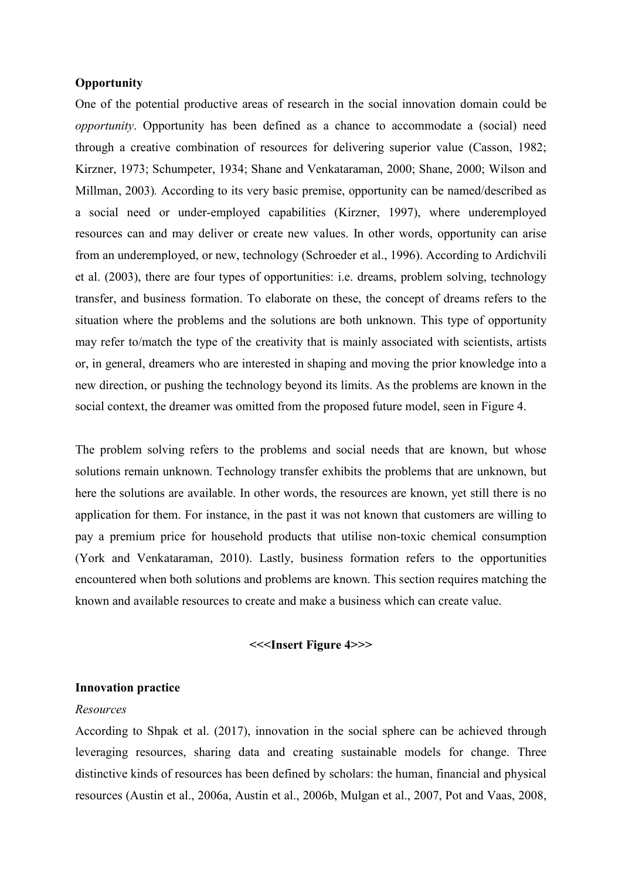**Opportunity**

One of the potential productive areas of research in the social innovation domain could be *opportunity*. Opportunity has been defined as a chance to accommodate a (social) need through a creative combination of resources for delivering superior value (Casson, 1982; Kirzner, 1973; Schumpeter, 1934; Shane and Venkataraman, 2000; Shane, 2000; Wilson and Millman, 2003). According to its very basic premise, opportunity can be named/described as a social need or under-employed capabilities (Kirzner, 1997), where underemployed resources can and may deliver or create new values. In other words, opportunity can arise from an underemployed, or new, technology (Schroeder et al., 1996). According to Ardichvili et al. (2003), there are four types of opportunities: i.e. dreams, problem solving, technology transfer, and business formation. To elaborate on these, the concept of dreams refers to the situation where the problems and the solutions are both unknown. This type of opportunity may refer to/match the type of the creativity that is mainly associated with scientists, artists or, in general, dreamers who are interested in shaping and moving the prior knowledge into a new direction, or pushing the technology beyond its limits. As the problems are known in the social context, the dreamer was omitted from the proposed future model, seen in Figure 4.

The problem solving refers to the problems and social needs that are known, but whose solutions remain unknown. Technology transfer exhibits the problems that are unknown, but here the solutions are available. In other words, the resources are known, yet still there is no application for them. For instance, in the past it was not known that customers are willing to pay a premium price for household products that utilise non-toxic chemical consumption (York and Venkataraman, 2010). Lastly, business formation refers to the opportunities encountered when both solutions and problems are known. This section requires matching the known and available resources to create and make a business which can create value.

**<<<Insert Figure 4>>>**

**Innovation practice**

*Resources*

According to Shpak et al. (2017), innovation in the social sphere can be achieved through leveraging resources, sharing data and creating sustainable models for change. Three distinctive kinds of resources has been defined by scholars: the human, financial and physical resources (Austin et al., 2006a, Austin et al., 2006b, Mulgan et al., 2007, Pot and Vaas, 2008,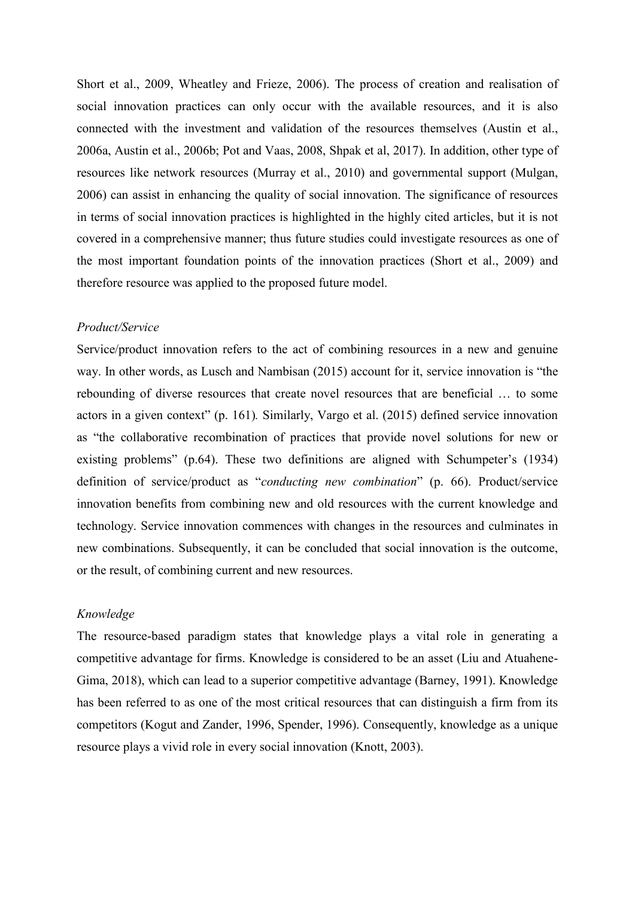Short et al., 2009, Wheatley and Frieze, 2006). The process of creation and realisation of social innovation practices can only occur with the available resources, and it is also connected with the investment and validation of the resources themselves (Austin et al., 2006a, Austin et al., 2006b; Pot and Vaas, 2008, Shpak et al, 2017). In addition, other type of resources like network resources (Murray et al., 2010) and governmental support (Mulgan, 2006) can assist in enhancing the quality of social innovation. The significance of resources in terms of social innovation practices is highlighted in the highly cited articles, but it is not covered in a comprehensive manner; thus future studies could investigate resources as one of the most important foundation points of the innovation practices (Short et al., 2009) and therefore resource was applied to the proposed future model.

*Product/Service*

Service/product innovation refers to the act of combining resources in a new and genuine way. In other words, as Lusch and Nambisan (2015) account for it, service innovation is "the rebounding of diverse resources that create novel resources that are beneficial … to some actors in a given context" (p. 161). Similarly, Vargo et al. (2015) defined service innovation as "the collaborative recombination of practices that provide novel solutions for new or existing problems" (p.64). These two definitions are aligned with Schumpeter's (1934) definition of service/product as "*conducting new combination*" (p. 66). Product/service innovation benefits from combining new and old resources with the current knowledge and technology. Service innovation commences with changes in the resources and culminates in new combinations. Subsequently, it can be concluded that social innovation is the outcome, or the result, of combining current and new resources.

*Knowledge*

The resource-based paradigm states that knowledge plays a vital role in generating a competitive advantage for firms. Knowledge is considered to be an asset (Liu and Atuahene-Gima, 2018), which can lead to a superior competitive advantage (Barney, 1991). Knowledge has been referred to as one of the most critical resources that can distinguish a firm from its competitors (Kogut and Zander, 1996, Spender, 1996). Consequently, knowledge as a unique resource plays a vivid role in every social innovation (Knott, 2003).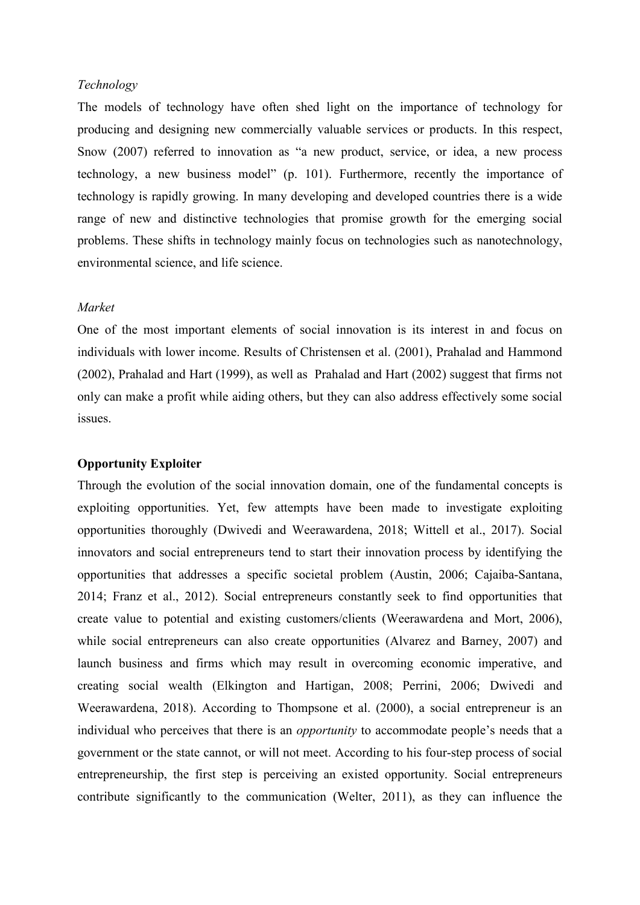*Technology*

The models of technology have often shed light on the importance of technology for producing and designing new commercially valuable services or products. In this respect, Snow (2007) referred to innovation as "a new product, service, or idea, a new process technology, a new business model" (p. 101). Furthermore, recently the importance of technology is rapidly growing. In many developing and developed countries there is a wide range of new and distinctive technologies that promise growth for the emerging social problems. These shifts in technology mainly focus on technologies such as nanotechnology, environmental science, and life science.

*Market*

One of the most important elements of social innovation is its interest in and focus on individuals with lower income. Results of Christensen et al. (2001), Prahalad and Hammond (2002), Prahalad and Hart (1999), as well as Prahalad and Hart (2002) suggest that firms not only can make a profit while aiding others, but they can also address effectively some social issues.

**Opportunity Exploiter**

Through the evolution of the social innovation domain, one of the fundamental concepts is exploiting opportunities. Yet, few attempts have been made to investigate exploiting opportunities thoroughly (Dwivedi and Weerawardena, 2018; Wittell et al., 2017). Social innovators and social entrepreneurs tend to start their innovation process by identifying the opportunities that addresses a specific societal problem (Austin, 2006; Cajaiba-Santana, 2014; Franz et al., 2012). Social entrepreneurs constantly seek to find opportunities that create value to potential and existing customers/clients (Weerawardena and Mort, 2006), while social entrepreneurs can also create opportunities (Alvarez and Barney, 2007) and launch business and firms which may result in overcoming economic imperative, and creating social wealth (Elkington and Hartigan, 2008; Perrini, 2006; Dwivedi and Weerawardena, 2018). According to Thompsone et al. (2000), a social entrepreneur is an individual who perceives that there is an *opportunity* to accommodate people's needs that a government or the state cannot, or will not meet. According to his four-step process of social entrepreneurship, the first step is perceiving an existed opportunity. Social entrepreneurs contribute significantly to the communication (Welter, 2011), as they can influence the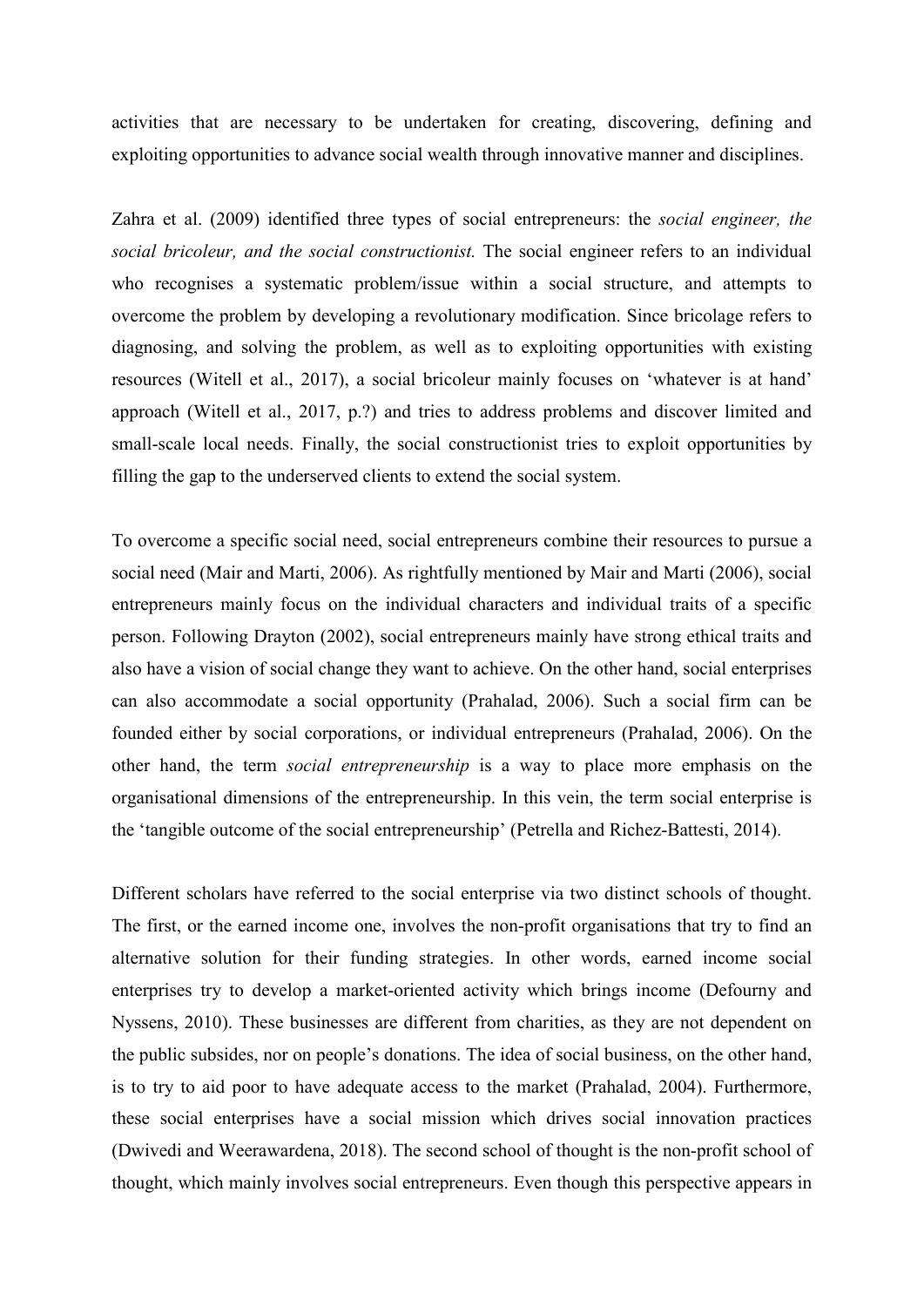activities that are necessary to be undertaken for creating, discovering, defining and exploiting opportunities to advance social wealth through innovative manner and disciplines.

Zahra et al. (2009) identified three types of social entrepreneurs: the *social engineer, the social bricoleur, and the social constructionist.* The social engineer refers to an individual who recognises a systematic problem/issue within a social structure, and attempts to overcome the problem by developing a revolutionary modification. Since bricolage refers to diagnosing, and solving the problem, as well as to exploiting opportunities with existing resources (Witell et al., 2017), a social bricoleur mainly focuses on 'whatever is at hand' approach (Witell et al., 2017, p.?) and tries to address problems and discover limited and small-scale local needs. Finally, the social constructionist tries to exploit opportunities by filling the gap to the underserved clients to extend the social system.

To overcome a specific social need, social entrepreneurs combine their resources to pursue a social need (Mair and Marti, 2006). As rightfully mentioned by Mair and Marti (2006), social entrepreneurs mainly focus on the individual characters and individual traits of a specific person. Following Drayton (2002), social entrepreneurs mainly have strong ethical traits and also have a vision of social change they want to achieve. On the other hand, social enterprises can also accommodate a social opportunity (Prahalad, 2006). Such a social firm can be founded either by social corporations, or individual entrepreneurs (Prahalad, 2006). On the other hand, the term *social entrepreneurship* is a way to place more emphasis on the organisational dimensions of the entrepreneurship. In this vein, the term social enterprise is the 'tangible outcome of the social entrepreneurship' (Petrella and Richez-Battesti, 2014).

Different scholars have referred to the social enterprise via two distinct schools of thought. The first, or the earned income one, involves the non-profit organisations that try to find an alternative solution for their funding strategies. In other words, earned income social enterprises try to develop a market-oriented activity which brings income (Defourny and Nyssens, 2010). These businesses are different from charities, as they are not dependent on the public subsides, nor on people's donations. The idea of social business, on the other hand, is to try to aid poor to have adequate access to the market (Prahalad, 2004). Furthermore, these social enterprises have a social mission which drives social innovation practices (Dwivedi and Weerawardena, 2018). The second school of thought is the non-profit school of thought, which mainly involves social entrepreneurs. Even though this perspective appears in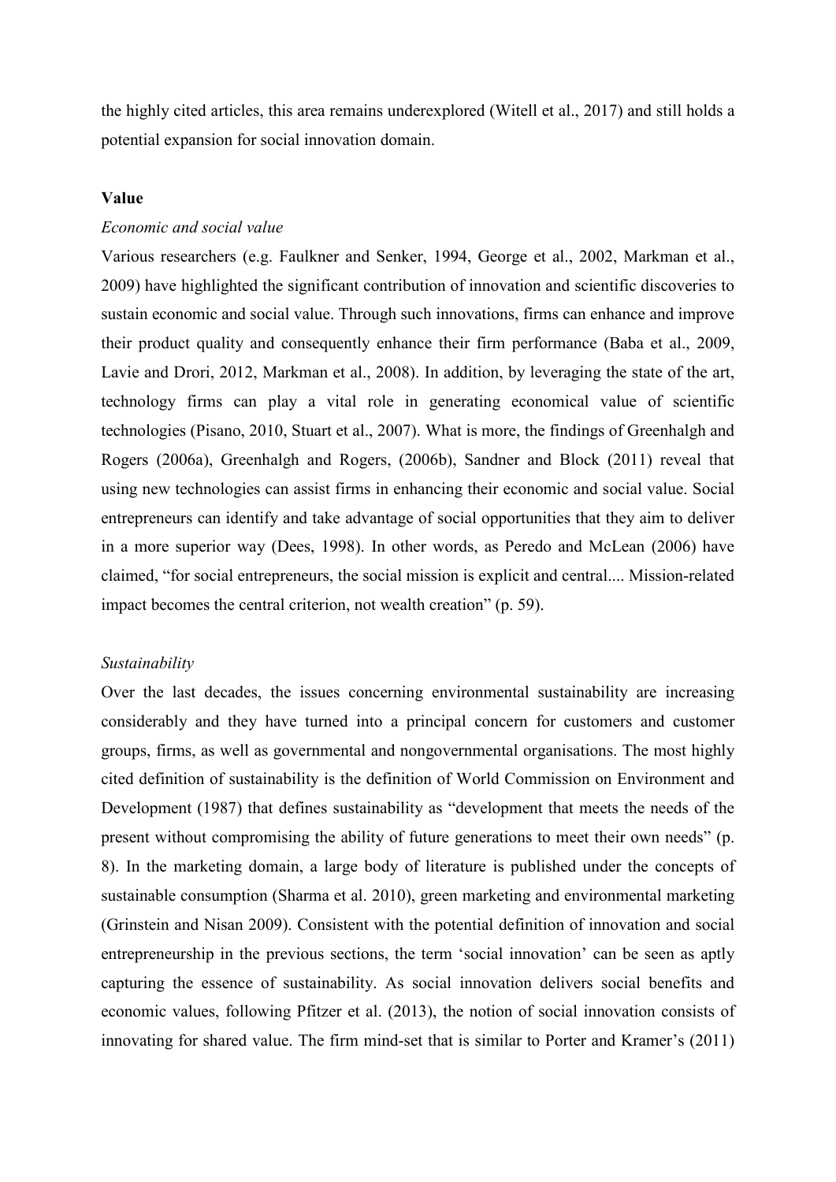the highly cited articles, this area remains underexplored (Witell et al., 2017) and still holds a potential expansion for social innovation domain.

**Value**

*Economic and social value*

Various researchers (e.g. Faulkner and Senker, 1994, George et al., 2002, Markman et al., 2009) have highlighted the significant contribution of innovation and scientific discoveries to sustain economic and social value. Through such innovations, firms can enhance and improve their product quality and consequently enhance their firm performance (Baba et al., 2009, Lavie and Drori, 2012, Markman et al., 2008). In addition, by leveraging the state of the art, technology firms can play a vital role in generating economical value of scientific technologies (Pisano, 2010, Stuart et al., 2007). What is more, the findings of Greenhalgh and Rogers (2006a), Greenhalgh and Rogers, (2006b), Sandner and Block (2011) reveal that using new technologies can assist firms in enhancing their economic and social value. Social entrepreneurs can identify and take advantage of social opportunities that they aim to deliver in a more superior way (Dees, 1998). In other words, as Peredo and McLean (2006) have claimed, "for social entrepreneurs, the social mission is explicit and central.... Mission-related impact becomes the central criterion, not wealth creation" (p. 59).

*Sustainability*

Over the last decades, the issues concerning environmental sustainability are increasing considerably and they have turned into a principal concern for customers and customer groups, firms, as well as governmental and nongovernmental organisations. The most highly cited definition of sustainability is the definition of World Commission on Environment and Development (1987) that defines sustainability as "development that meets the needs of the present without compromising the ability of future generations to meet their own needs" (p. 8). In the marketing domain, a large body of literature is published under the concepts of sustainable consumption (Sharma et al. 2010), green marketing and environmental marketing (Grinstein and Nisan 2009). Consistent with the potential definition of innovation and social entrepreneurship in the previous sections, the term 'social innovation' can be seen as aptly capturing the essence of sustainability. As social innovation delivers social benefits and economic values, following Pfitzer et al. (2013), the notion of social innovation consists of innovating for shared value. The firm mind-set that is similar to Porter and Kramer's (2011)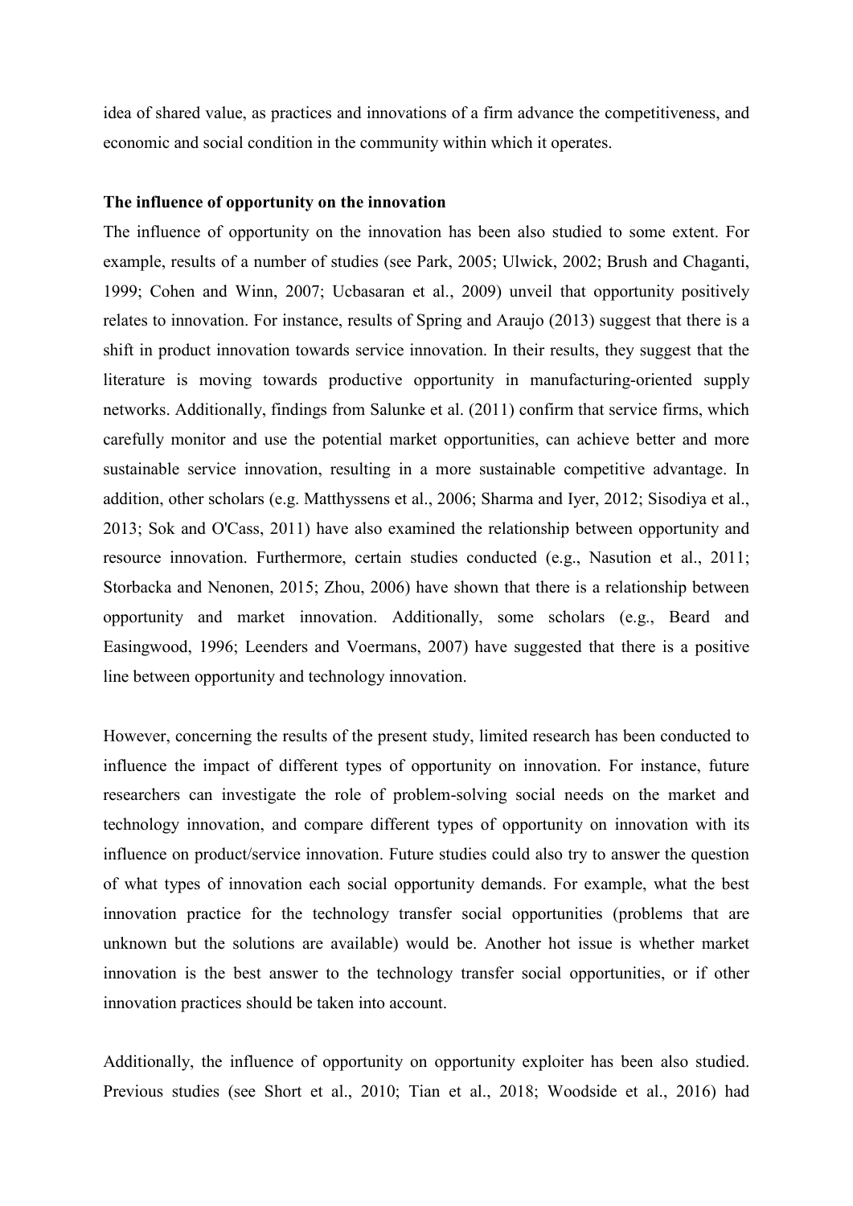idea of shared value, as practices and innovations of a firm advance the competitiveness, and economic and social condition in the community within which it operates.

**The influence of opportunity on the innovation**

The influence of opportunity on the innovation has been also studied to some extent. For example, results of a number of studies (see Park, 2005; Ulwick, 2002; Brush and Chaganti, 1999; Cohen and Winn, 2007; Ucbasaran et al., 2009) unveil that opportunity positively relates to innovation. For instance, results of Spring and Araujo (2013) suggest that there is a shift in product innovation towards service innovation. In their results, they suggest that the literature is moving towards productive opportunity in manufacturing-oriented supply networks. Additionally, findings from Salunke et al. (2011) confirm that service firms, which carefully monitor and use the potential market opportunities, can achieve better and more sustainable service innovation, resulting in a more sustainable competitive advantage. In addition, other scholars (e.g. Matthyssens et al., 2006; Sharma and Iyer, 2012; Sisodiya et al., 2013; Sok and O'Cass, 2011) have also examined the relationship between opportunity and resource innovation. Furthermore, certain studies conducted (e.g., Nasution et al., 2011; Storbacka and Nenonen, 2015; Zhou, 2006) have shown that there is a relationship between opportunity and market innovation. Additionally, some scholars (e.g., Beard and Easingwood, 1996; Leenders and Voermans, 2007) have suggested that there is a positive line between opportunity and technology innovation.

However, concerning the results of the present study, limited research has been conducted to influence the impact of different types of opportunity on innovation. For instance, future researchers can investigate the role of problem-solving social needs on the market and technology innovation, and compare different types of opportunity on innovation with its influence on product/service innovation. Future studies could also try to answer the question of what types of innovation each social opportunity demands. For example, what the best innovation practice for the technology transfer social opportunities (problems that are unknown but the solutions are available) would be. Another hot issue is whether market innovation is the best answer to the technology transfer social opportunities, or if other innovation practices should be taken into account.

Additionally, the influence of opportunity on opportunity exploiter has been also studied. Previous studies (see Short et al., 2010; Tian et al., 2018; Woodside et al., 2016) had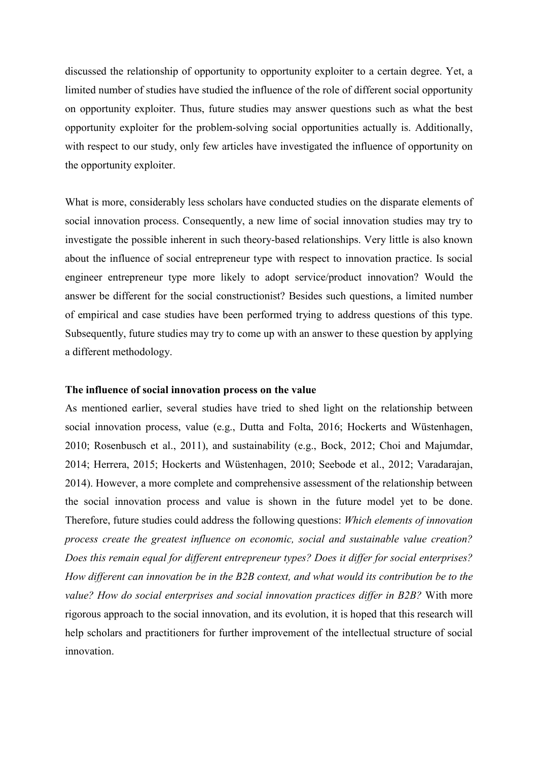discussed the relationship of opportunity to opportunity exploiter to a certain degree. Yet, a limited number of studies have studied the influence of the role of different social opportunity on opportunity exploiter. Thus, future studies may answer questions such as what the best opportunity exploiter for the problem-solving social opportunities actually is. Additionally, with respect to our study, only few articles have investigated the influence of opportunity on the opportunity exploiter.

What is more, considerably less scholars have conducted studies on the disparate elements of social innovation process. Consequently, a new lime of social innovation studies may try to investigate the possible inherent in such theory-based relationships. Very little is also known about the influence of social entrepreneur type with respect to innovation practice. Is social engineer entrepreneur type more likely to adopt service/product innovation? Would the answer be different for the social constructionist? Besides such questions, a limited number of empirical and case studies have been performed trying to address questions of this type. Subsequently, future studies may try to come up with an answer to these question by applying a different methodology.

**The influence of social innovation process on the value**

As mentioned earlier, several studies have tried to shed light on the relationship between social innovation process, value (e.g., Dutta and Folta, 2016; Hockerts and Wüstenhagen, 2010; Rosenbusch et al., 2011), and sustainability (e.g., Bock, 2012; Choi and Majumdar, 2014; Herrera, 2015; Hockerts and Wüstenhagen, 2010; Seebode et al., 2012; Varadarajan, 2014). However, a more complete and comprehensive assessment of the relationship between the social innovation process and value is shown in the future model yet to be done. Therefore, future studies could address the following questions: *Which elements of innovation process create the greatest influence on economic, social and sustainable value creation? Does this remain equal for different entrepreneur types? Does it differ for social enterprises? How different can innovation be in the B2B context, and what would its contribution be to the value? How do social enterprises and social innovation practices differ in B2B?* With more rigorous approach to the social innovation, and its evolution, it is hoped that this research will help scholars and practitioners for further improvement of the intellectual structure of social innovation.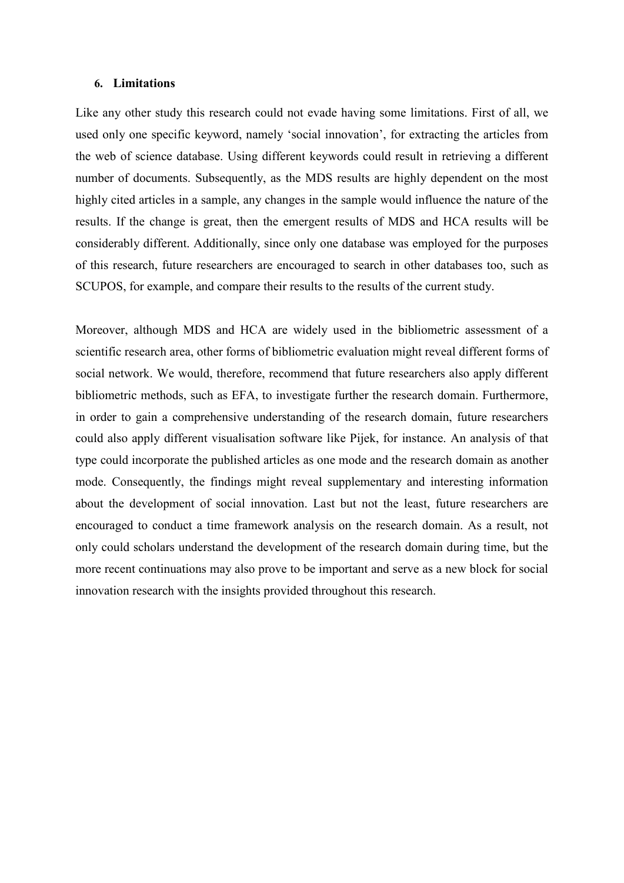## 6. Limitations

Like any other study this research could not evade having some limitations. First of all, we used only one specific keyword, namely 'social innovation', for extracting the articles from the web of science database. Using different keywords could result in retrieving a different number of documents. Subsequently, as the MDS results are highly dependent on the most highly cited articles in a sample, any changes in the sample would influence the nature of the results. If the change is great, then the emergent results of MDS and HCA results will be considerably different. Additionally, since only one database was employed for the purposes of this research, future researchers are encouraged to search in other databases too, such as SCUPOS, for example, and compare their results to the results of the current study.

Moreover, although MDS and HCA are widely used in the bibliometric assessment of a scientific research area, other forms of bibliometric evaluation might reveal different forms of social network. We would, therefore, recommend that future researchers also apply different bibliometric methods, such as EFA, to investigate further the research domain. Furthermore, in order to gain a comprehensive understanding of the research domain, future researchers could also apply different visualisation software like Pijek, for instance. An analysis of that type could incorporate the published articles as one mode and the research domain as another mode. Consequently, the findings might reveal supplementary and interesting information about the development of social innovation. Last but not the least, future researchers are encouraged to conduct a time framework analysis on the research domain. As a result, not only could scholars understand the development of the research domain during time, but the more recent continuations may also prove to be important and serve as a new block for social innovation research with the insights provided throughout this research.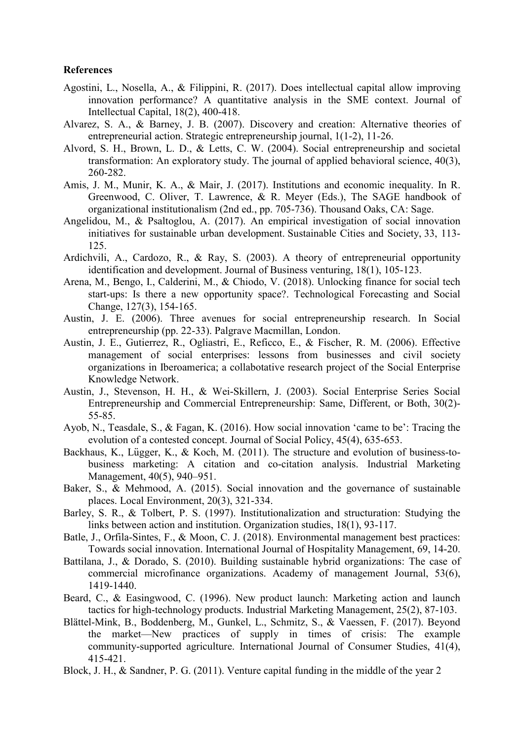**References**

Agostini, L., Nosella, A., & Filippini, R. (2017). Does intellectual capital allow improving innovation performance? A quantitative analysis in the SME context. Journal of Intellectual Capital, 18(2), 400-418.

Alvarez, S. A., & Barney, J. B. (2007). Discovery and creation: Alternative theories of entrepreneurial action. Strategic entrepreneurship journal, 1(1-2), 11-26.

Alvord, S. H., Brown, L. D., & Letts, C. W. (2004). Social entrepreneurship and societal transformation: An exploratory study. The journal of applied behavioral science, 40(3), 260-282.

Amis, J. M., Munir, K. A., & Mair, J. (2017). Institutions and economic inequality. In R. Greenwood, C. Oliver, T. Lawrence, & R. Meyer (Eds.), The SAGE handbook of organizational institutionalism (2nd ed., pp. 705-736). Thousand Oaks, CA: Sage.

Angelidou, M., & Psaltoglou, A. (2017). An empirical investigation of social innovation initiatives for sustainable urban development. Sustainable Cities and Society, 33, 113-125.

Ardichvili, A., Cardozo, R., & Ray, S. (2003). A theory of entrepreneurial opportunity identification and development. Journal of Business venturing, 18(1), 105-123.

Arena, M., Bengo, I., Calderini, M., & Chiodo, V. (2018). Unlocking finance for social tech start-ups: Is there a new opportunity space?. Technological Forecasting and Social Change, 127(3), 154-165.

Austin, J. E. (2006). Three avenues for social entrepreneurship research. In Social entrepreneurship (pp. 22-33). Palgrave Macmillan, London.

Austin, J. E., Gutierrez, R., Ogliastri, E., Reficco, E., & Fischer, R. M. (2006). Effective management of social enterprises: lessons from businesses and civil society organizations in Iberoamerica; a collabotative research project of the Social Enterprise Knowledge Network.

Austin, J., Stevenson, H. H., & Wei-Skillern, J. (2003). Social Enterprise Series Social Entrepreneurship and Commercial Entrepreneurship: Same, Different, or Both, 30(2)-55-85.

Ayob, N., Teasdale, S., & Fagan, K. (2016). How social innovation 'came to be': Tracing the evolution of a contested concept. Journal of Social Policy, 45(4), 635-653.

Backhaus, K., Lügger, K., & Koch, M. (2011). The structure and evolution of business-to-business marketing: A citation and co-citation analysis. Industrial Marketing Management, 40(5), 940–951.

Baker, S., & Mehmood, A. (2015). Social innovation and the governance of sustainable places. Local Environment, 20(3), 321-334.

Barley, S. R., & Tolbert, P. S. (1997). Institutionalization and structuration: Studying the links between action and institution. Organization studies, 18(1), 93-117.

Batle, J., Orfila-Sintes, F., & Moon, C. J. (2018). Environmental management best practices: Towards social innovation. International Journal of Hospitality Management, 69, 14-20.

Battilana, J., & Dorado, S. (2010). Building sustainable hybrid organizations: The case of commercial microfinance organizations. Academy of management Journal, 53(6), 1419-1440.

Beard, C., & Easingwood, C. (1996). New product launch: Marketing action and launch tactics for high-technology products. Industrial Marketing Management, 25(2), 87-103.

Blättel-Mink, B., Boddenberg, M., Gunkel, L., Schmitz, S., & Vaessen, F. (2017). Beyond the market—New practices of supply in times of crisis: The example community-supported agriculture. International Journal of Consumer Studies, 41(4), 415-421.

Block, J. H., & Sandner, P. G. (2011). Venture capital funding in the middle of the year 2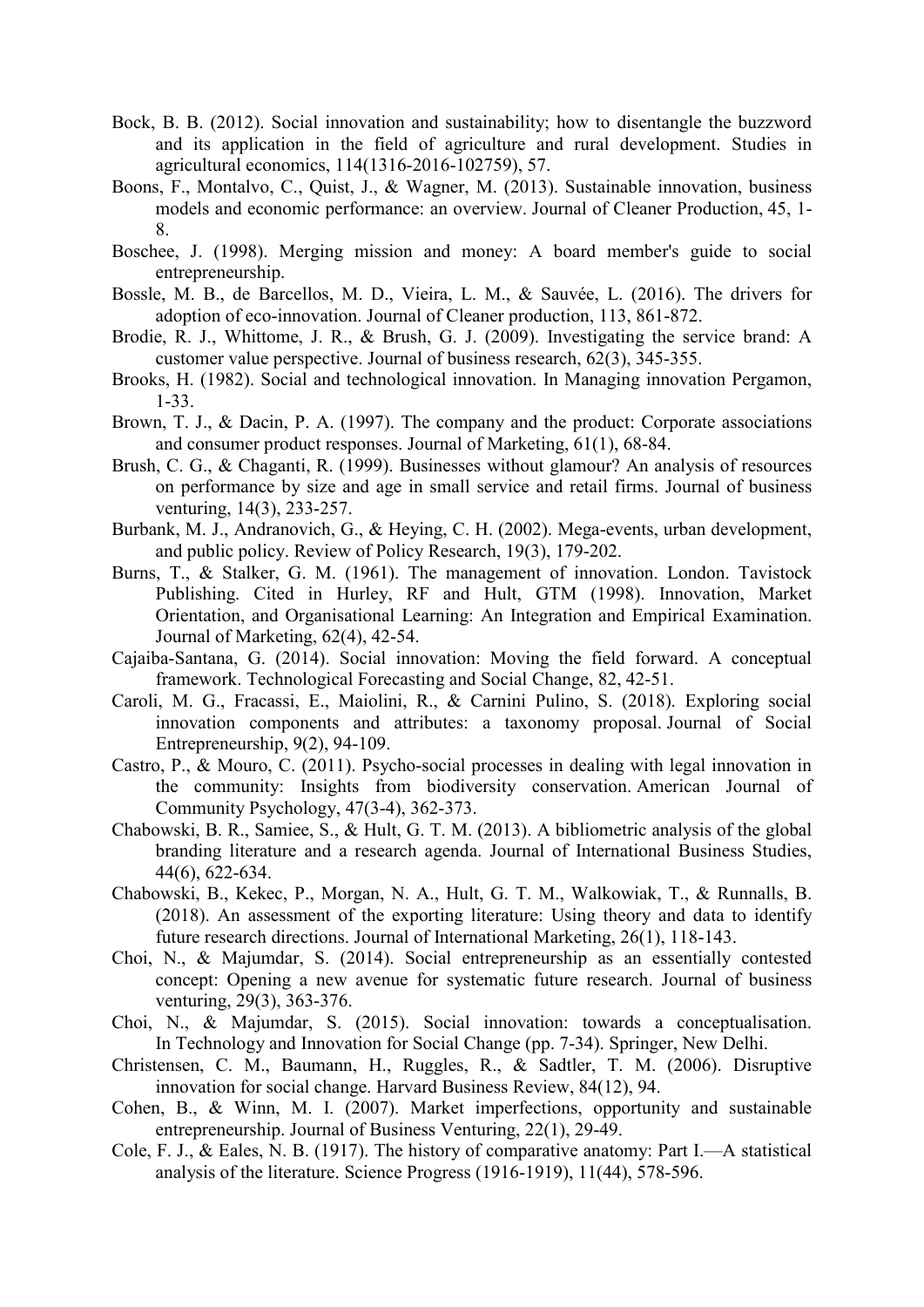Bock, B. B. (2012). Social innovation and sustainability; how to disentangle the buzzword and its application in the field of agriculture and rural development. Studies in agricultural economics, 114(1316-2016-102759), 57.

Boons, F., Montalvo, C., Quist, J., & Wagner, M. (2013). Sustainable innovation, business models and economic performance: an overview. Journal of Cleaner Production, 45, 1-8.

Boschee, J. (1998). Merging mission and money: A board member's guide to social entrepreneurship.

Bossle, M. B., de Barcellos, M. D., Vieira, L. M., & Sauvée, L. (2016). The drivers for adoption of eco-innovation. Journal of Cleaner production, 113, 861-872.

Brodie, R. J., Whittome, J. R., & Brush, G. J. (2009). Investigating the service brand: A customer value perspective. Journal of business research, 62(3), 345-355.

Brooks, H. (1982). Social and technological innovation. In Managing innovation Pergamon, 1-33.

Brown, T. J., & Dacin, P. A. (1997). The company and the product: Corporate associations and consumer product responses. Journal of Marketing, 61(1), 68-84.

Brush, C. G., & Chaganti, R. (1999). Businesses without glamour? An analysis of resources on performance by size and age in small service and retail firms. Journal of business venturing, 14(3), 233-257.

Burbank, M. J., Andranovich, G., & Heying, C. H. (2002). Mega-events, urban development, and public policy. Review of Policy Research, 19(3), 179-202.

Burns, T., & Stalker, G. M. (1961). The management of innovation. London. Tavistock Publishing. Cited in Hurley, RF and Hult, GTM (1998). Innovation, Market Orientation, and Organisational Learning: An Integration and Empirical Examination. Journal of Marketing, 62(4), 42-54.

Cajaiba-Santana, G. (2014). Social innovation: Moving the field forward. A conceptual framework. Technological Forecasting and Social Change, 82, 42-51.

Caroli, M. G., Fracassi, E., Maiolini, R., & Carnini Pulino, S. (2018). Exploring social innovation components and attributes: a taxonomy proposal. Journal of Social Entrepreneurship, 9(2), 94-109.

Castro, P., & Mouro, C. (2011). Psycho-social processes in dealing with legal innovation in the community: Insights from biodiversity conservation. American Journal of Community Psychology, 47(3-4), 362-373.

Chabowski, B. R., Samiee, S., & Hult, G. T. M. (2013). A bibliometric analysis of the global branding literature and a research agenda. Journal of International Business Studies, 44(6), 622-634.

Chabowski, B., Kekec, P., Morgan, N. A., Hult, G. T. M., Walkowiak, T., & Runnalls, B. (2018). An assessment of the exporting literature: Using theory and data to identify future research directions. Journal of International Marketing, 26(1), 118-143.

Choi, N., & Majumdar, S. (2014). Social entrepreneurship as an essentially contested concept: Opening a new avenue for systematic future research. Journal of business venturing, 29(3), 363-376.

Choi, N., & Majumdar, S. (2015). Social innovation: towards a conceptualisation. In Technology and Innovation for Social Change (pp. 7-34). Springer, New Delhi.

Christensen, C. M., Baumann, H., Ruggles, R., & Sadtler, T. M. (2006). Disruptive innovation for social change. Harvard Business Review, 84(12), 94.

Cohen, B., & Winn, M. I. (2007). Market imperfections, opportunity and sustainable entrepreneurship. Journal of Business Venturing, 22(1), 29-49.

Cole, F. J., & Eales, N. B. (1917). The history of comparative anatomy: Part I.—A statistical analysis of the literature. Science Progress (1916-1919), 11(44), 578-596.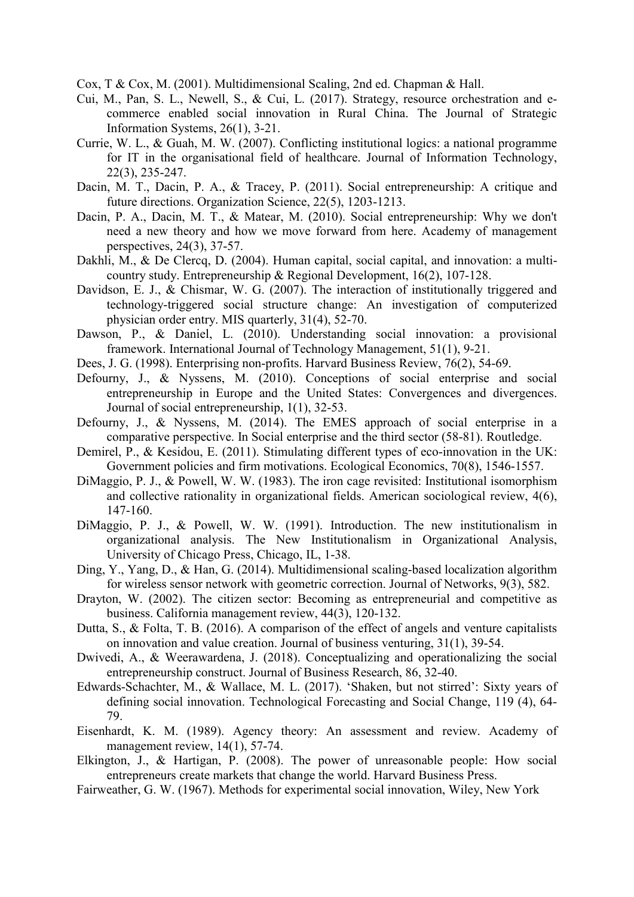Cox, T & Cox, M. (2001). Multidimensional Scaling, 2nd ed. Chapman & Hall.

Cui, M., Pan, S. L., Newell, S., & Cui, L. (2017). Strategy, resource orchestration and e-commerce enabled social innovation in Rural China. The Journal of Strategic Information Systems, 26(1), 3-21.

Currie, W. L., & Guah, M. W. (2007). Conflicting institutional logics: a national programme for IT in the organisational field of healthcare. Journal of Information Technology, 22(3), 235-247.

Dacin, M. T., Dacin, P. A., & Tracey, P. (2011). Social entrepreneurship: A critique and future directions. Organization Science, 22(5), 1203-1213.

Dacin, P. A., Dacin, M. T., & Matear, M. (2010). Social entrepreneurship: Why we don't need a new theory and how we move forward from here. Academy of management perspectives, 24(3), 37-57.

Dakhli, M., & De Clercq, D. (2004). Human capital, social capital, and innovation: a multi-country study. Entrepreneurship & Regional Development, 16(2), 107-128.

Davidson, E. J., & Chismar, W. G. (2007). The interaction of institutionally triggered and technology-triggered social structure change: An investigation of computerized physician order entry. MIS quarterly, 31(4), 52-70.

Dawson, P., & Daniel, L. (2010). Understanding social innovation: a provisional framework. International Journal of Technology Management, 51(1), 9-21.

Dees, J. G. (1998). Enterprising non-profits. Harvard Business Review, 76(2), 54-69.

Defourny, J., & Nyssens, M. (2010). Conceptions of social enterprise and social entrepreneurship in Europe and the United States: Convergences and divergences. Journal of social entrepreneurship, 1(1), 32-53.

Defourny, J., & Nyssens, M. (2014). The EMES approach of social enterprise in a comparative perspective. In Social enterprise and the third sector (58-81). Routledge.

Demirel, P., & Kesidou, E. (2011). Stimulating different types of eco-innovation in the UK: Government policies and firm motivations. Ecological Economics, 70(8), 1546-1557.

DiMaggio, P. J., & Powell, W. W. (1983). The iron cage revisited: Institutional isomorphism and collective rationality in organizational fields. American sociological review, 4(6), 147-160.

DiMaggio, P. J., & Powell, W. W. (1991). Introduction. The new institutionalism in organizational analysis. The New Institutionalism in Organizational Analysis, University of Chicago Press, Chicago, IL, 1-38.

Ding, Y., Yang, D., & Han, G. (2014). Multidimensional scaling-based localization algorithm for wireless sensor network with geometric correction. Journal of Networks, 9(3), 582.

Drayton, W. (2002). The citizen sector: Becoming as entrepreneurial and competitive as business. California management review, 44(3), 120-132.

Dutta, S., & Folta, T. B. (2016). A comparison of the effect of angels and venture capitalists on innovation and value creation. Journal of business venturing, 31(1), 39-54.

Dwivedi, A., & Weerawardena, J. (2018). Conceptualizing and operationalizing the social entrepreneurship construct. Journal of Business Research, 86, 32-40.

Edwards-Schachter, M., & Wallace, M. L. (2017). 'Shaken, but not stirred': Sixty years of defining social innovation. Technological Forecasting and Social Change, 119 (4), 64-79.

Eisenhardt, K. M. (1989). Agency theory: An assessment and review. Academy of management review, 14(1), 57-74.

Elkington, J., & Hartigan, P. (2008). The power of unreasonable people: How social entrepreneurs create markets that change the world. Harvard Business Press.

Fairweather, G. W. (1967). Methods for experimental social innovation, Wiley, New York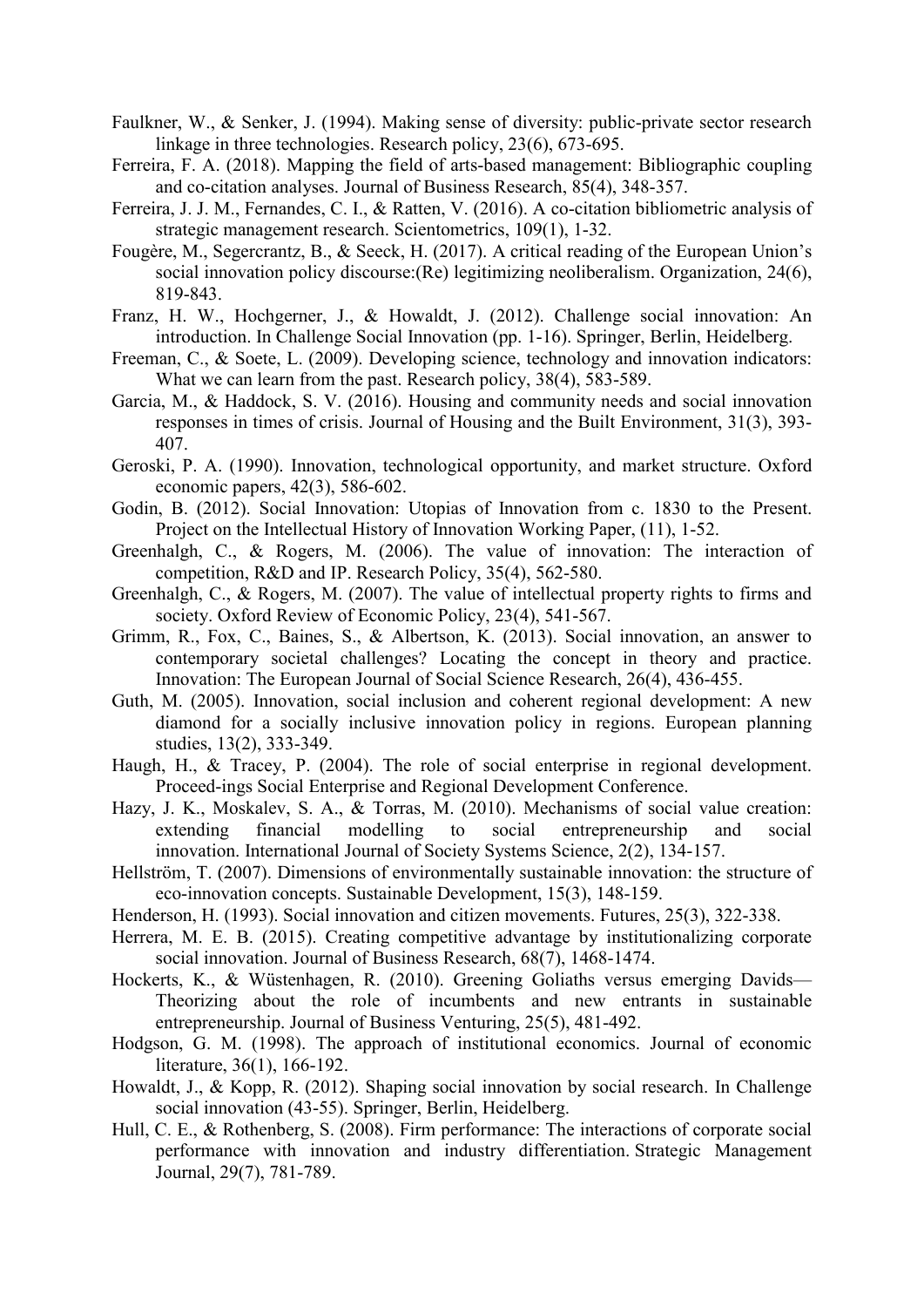Faulkner, W., & Senker, J. (1994). Making sense of diversity: public-private sector research linkage in three technologies. Research policy, 23(6), 673-695.

Ferreira, F. A. (2018). Mapping the field of arts-based management: Bibliographic coupling and co-citation analyses. Journal of Business Research, 85(4), 348-357.

Ferreira, J. J. M., Fernandes, C. I., & Ratten, V. (2016). A co-citation bibliometric analysis of strategic management research. Scientometrics, 109(1), 1-32.

Fougère, M., Segercrantz, B., & Seeck, H. (2017). A critical reading of the European Union's social innovation policy discourse:(Re) legitimizing neoliberalism. Organization, 24(6), 819-843.

Franz, H. W., Hochgerner, J., & Howaldt, J. (2012). Challenge social innovation: An introduction. In Challenge Social Innovation (pp. 1-16). Springer, Berlin, Heidelberg.

Freeman, C., & Soete, L. (2009). Developing science, technology and innovation indicators: What we can learn from the past. Research policy, 38(4), 583-589.

Garcia, M., & Haddock, S. V. (2016). Housing and community needs and social innovation responses in times of crisis. Journal of Housing and the Built Environment, 31(3), 393-407.

Geroski, P. A. (1990). Innovation, technological opportunity, and market structure. Oxford economic papers, 42(3), 586-602.

Godin, B. (2012). Social Innovation: Utopias of Innovation from c. 1830 to the Present. Project on the Intellectual History of Innovation Working Paper, (11), 1-52.

Greenhalgh, C., & Rogers, M. (2006). The value of innovation: The interaction of competition, R&D and IP. Research Policy, 35(4), 562-580.

Greenhalgh, C., & Rogers, M. (2007). The value of intellectual property rights to firms and society. Oxford Review of Economic Policy, 23(4), 541-567.

Grimm, R., Fox, C., Baines, S., & Albertson, K. (2013). Social innovation, an answer to contemporary societal challenges? Locating the concept in theory and practice. Innovation: The European Journal of Social Science Research, 26(4), 436-455.

Guth, M. (2005). Innovation, social inclusion and coherent regional development: A new diamond for a socially inclusive innovation policy in regions. European planning studies, 13(2), 333-349.

Haugh, H., & Tracey, P. (2004). The role of social enterprise in regional development. Proceed-ings Social Enterprise and Regional Development Conference.

Hazy, J. K., Moskalev, S. A., & Torras, M. (2010). Mechanisms of social value creation: extending financial modelling to social entrepreneurship and social innovation. International Journal of Society Systems Science, 2(2), 134-157.

Hellström, T. (2007). Dimensions of environmentally sustainable innovation: the structure of eco-innovation concepts. Sustainable Development, 15(3), 148-159.

Henderson, H. (1993). Social innovation and citizen movements. Futures, 25(3), 322-338.

Herrera, M. E. B. (2015). Creating competitive advantage by institutionalizing corporate social innovation. Journal of Business Research, 68(7), 1468-1474.

Hockerts, K., & Wüstenhagen, R. (2010). Greening Goliaths versus emerging Davids—Theorizing about the role of incumbents and new entrants in sustainable entrepreneurship. Journal of Business Venturing, 25(5), 481-492.

Hodgson, G. M. (1998). The approach of institutional economics. Journal of economic literature, 36(1), 166-192.

Howaldt, J., & Kopp, R. (2012). Shaping social innovation by social research. In Challenge social innovation (43-55). Springer, Berlin, Heidelberg.

Hull, C. E., & Rothenberg, S. (2008). Firm performance: The interactions of corporate social performance with innovation and industry differentiation. Strategic Management Journal, 29(7), 781-789.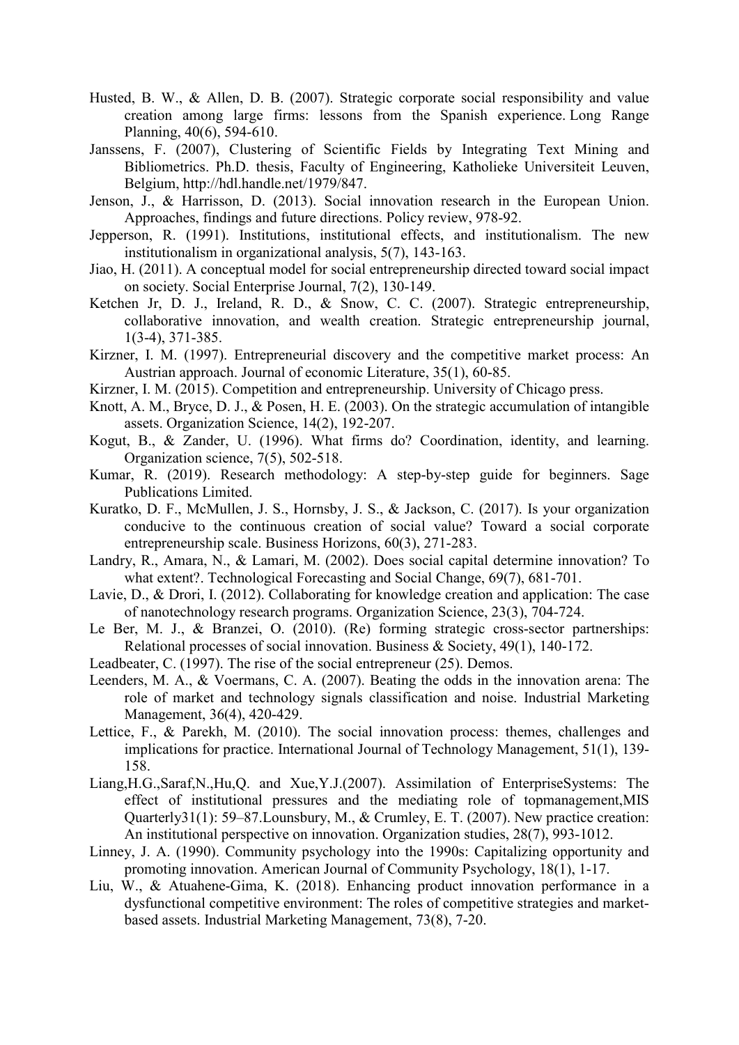Husted, B. W., & Allen, D. B. (2007). Strategic corporate social responsibility and value creation among large firms: lessons from the Spanish experience. Long Range Planning, 40(6), 594-610.

Janssens, F. (2007), Clustering of Scientific Fields by Integrating Text Mining and Bibliometrics. Ph.D. thesis, Faculty of Engineering, Katholieke Universiteit Leuven, Belgium, http://hdl.handle.net/1979/847.

Jenson, J., & Harrisson, D. (2013). Social innovation research in the European Union. Approaches, findings and future directions. Policy review, 978-92.

Jepperson, R. (1991). Institutions, institutional effects, and institutionalism. The new institutionalism in organizational analysis, 5(7), 143-163.

Jiao, H. (2011). A conceptual model for social entrepreneurship directed toward social impact on society. Social Enterprise Journal, 7(2), 130-149.

Ketchen Jr, D. J., Ireland, R. D., & Snow, C. C. (2007). Strategic entrepreneurship, collaborative innovation, and wealth creation. Strategic entrepreneurship journal, 1(3-4), 371-385.

Kirzner, I. M. (1997). Entrepreneurial discovery and the competitive market process: An Austrian approach. Journal of economic Literature, 35(1), 60-85.

Kirzner, I. M. (2015). Competition and entrepreneurship. University of Chicago press.

Knott, A. M., Bryce, D. J., & Posen, H. E. (2003). On the strategic accumulation of intangible assets. Organization Science, 14(2), 192-207.

Kogut, B., & Zander, U. (1996). What firms do? Coordination, identity, and learning. Organization science, 7(5), 502-518.

Kumar, R. (2019). Research methodology: A step-by-step guide for beginners. Sage Publications Limited.

Kuratko, D. F., McMullen, J. S., Hornsby, J. S., & Jackson, C. (2017). Is your organization conducive to the continuous creation of social value? Toward a social corporate entrepreneurship scale. Business Horizons, 60(3), 271-283.

Landry, R., Amara, N., & Lamari, M. (2002). Does social capital determine innovation? To what extent?. Technological Forecasting and Social Change, 69(7), 681-701.

Lavie, D., & Drori, I. (2012). Collaborating for knowledge creation and application: The case of nanotechnology research programs. Organization Science, 23(3), 704-724.

Le Ber, M. J., & Branzei, O. (2010). (Re) forming strategic cross-sector partnerships: Relational processes of social innovation. Business & Society, 49(1), 140-172.

Leadbeater, C. (1997). The rise of the social entrepreneur (25). Demos.

Leenders, M. A., & Voermans, C. A. (2007). Beating the odds in the innovation arena: The role of market and technology signals classification and noise. Industrial Marketing Management, 36(4), 420-429.

Lettice, F., & Parekh, M. (2010). The social innovation process: themes, challenges and implications for practice. International Journal of Technology Management, 51(1), 139-158.

Liang,H.G.,Saraf,N.,Hu,Q. and Xue,Y.J.(2007). Assimilation of EnterpriseSystems: The effect of institutional pressures and the mediating role of topmanagement,MIS Quarterly31(1): 59–87.Lounsbury, M., & Crumley, E. T. (2007). New practice creation: An institutional perspective on innovation. Organization studies, 28(7), 993-1012.

Linney, J. A. (1990). Community psychology into the 1990s: Capitalizing opportunity and promoting innovation. American Journal of Community Psychology, 18(1), 1-17.

Liu, W., & Atuahene-Gima, K. (2018). Enhancing product innovation performance in a dysfunctional competitive environment: The roles of competitive strategies and market-based assets. Industrial Marketing Management, 73(8), 7-20.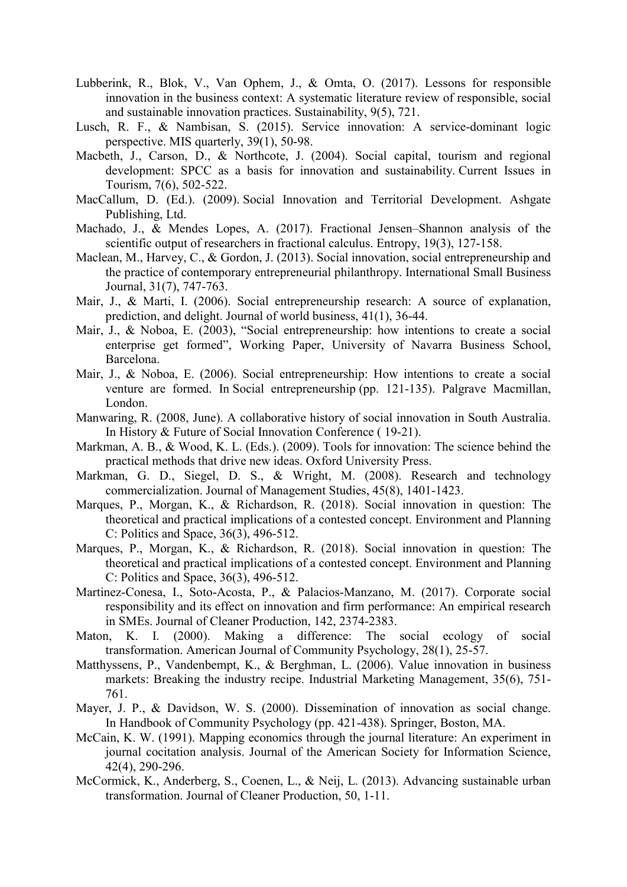Lubberink, R., Blok, V., Van Ophem, J., & Omta, O. (2017). Lessons for responsible innovation in the business context: A systematic literature review of responsible, social and sustainable innovation practices. Sustainability, 9(5), 721.

Lusch, R. F., & Nambisan, S. (2015). Service innovation: A service-dominant logic perspective. MIS quarterly, 39(1), 50-98.

Macbeth, J., Carson, D., & Northcote, J. (2004). Social capital, tourism and regional development: SPCC as a basis for innovation and sustainability. Current Issues in Tourism, 7(6), 502-522.

MacCallum, D. (Ed.). (2009). Social Innovation and Territorial Development. Ashgate Publishing, Ltd.

Machado, J., & Mendes Lopes, A. (2017). Fractional Jensen–Shannon analysis of the scientific output of researchers in fractional calculus. Entropy, 19(3), 127-158.

Maclean, M., Harvey, C., & Gordon, J. (2013). Social innovation, social entrepreneurship and the practice of contemporary entrepreneurial philanthropy. International Small Business Journal, 31(7), 747-763.

Mair, J., & Marti, I. (2006). Social entrepreneurship research: A source of explanation, prediction, and delight. Journal of world business, 41(1), 36-44.

Mair, J., & Noboa, E. (2003), "Social entrepreneurship: how intentions to create a social enterprise get formed", Working Paper, University of Navarra Business School, Barcelona.

Mair, J., & Noboa, E. (2006). Social entrepreneurship: How intentions to create a social venture are formed. In Social entrepreneurship (pp. 121-135). Palgrave Macmillan, London.

Manwaring, R. (2008, June). A collaborative history of social innovation in South Australia. In History & Future of Social Innovation Conference ( 19-21).

Markman, A. B., & Wood, K. L. (Eds.). (2009). Tools for innovation: The science behind the practical methods that drive new ideas. Oxford University Press.

Markman, G. D., Siegel, D. S., & Wright, M. (2008). Research and technology commercialization. Journal of Management Studies, 45(8), 1401-1423.

Marques, P., Morgan, K., & Richardson, R. (2018). Social innovation in question: The theoretical and practical implications of a contested concept. Environment and Planning C: Politics and Space, 36(3), 496-512.

Marques, P., Morgan, K., & Richardson, R. (2018). Social innovation in question: The theoretical and practical implications of a contested concept. Environment and Planning C: Politics and Space, 36(3), 496-512.

Martinez-Conesa, I., Soto-Acosta, P., & Palacios-Manzano, M. (2017). Corporate social responsibility and its effect on innovation and firm performance: An empirical research in SMEs. Journal of Cleaner Production, 142, 2374-2383.

Maton, K. I. (2000). Making a difference: The social ecology of social transformation. American Journal of Community Psychology, 28(1), 25-57.

Matthyssens, P., Vandenbempt, K., & Berghman, L. (2006). Value innovation in business markets: Breaking the industry recipe. Industrial Marketing Management, 35(6), 751-761.

Mayer, J. P., & Davidson, W. S. (2000). Dissemination of innovation as social change. In Handbook of Community Psychology (pp. 421-438). Springer, Boston, MA.

McCain, K. W. (1991). Mapping economics through the journal literature: An experiment in journal cocitation analysis. Journal of the American Society for Information Science, 42(4), 290-296.

McCormick, K., Anderberg, S., Coenen, L., & Neij, L. (2013). Advancing sustainable urban transformation. Journal of Cleaner Production, 50, 1-11.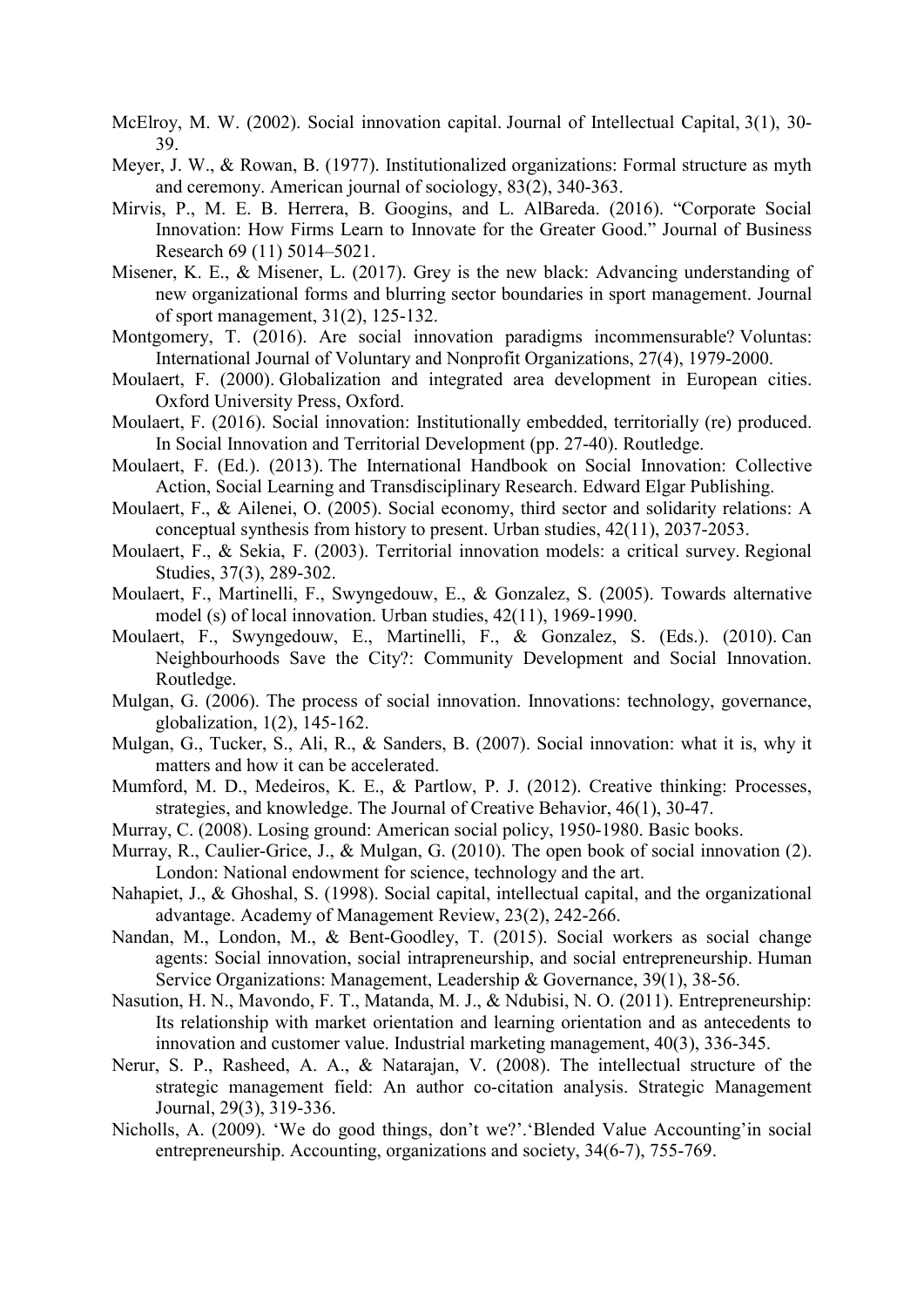McElroy, M. W. (2002). Social innovation capital. Journal of Intellectual Capital, 3(1), 30-39.

Meyer, J. W., & Rowan, B. (1977). Institutionalized organizations: Formal structure as myth and ceremony. American journal of sociology, 83(2), 340-363.

Mirvis, P., M. E. B. Herrera, B. Googins, and L. AlBareda. (2016). "Corporate Social Innovation: How Firms Learn to Innovate for the Greater Good." Journal of Business Research 69 (11) 5014–5021.

Misener, K. E., & Misener, L. (2017). Grey is the new black: Advancing understanding of new organizational forms and blurring sector boundaries in sport management. Journal of sport management, 31(2), 125-132.

Montgomery, T. (2016). Are social innovation paradigms incommensurable? Voluntas: International Journal of Voluntary and Nonprofit Organizations, 27(4), 1979-2000.

Moulaert, F. (2000). Globalization and integrated area development in European cities. Oxford University Press, Oxford.

Moulaert, F. (2016). Social innovation: Institutionally embedded, territorially (re) produced. In Social Innovation and Territorial Development (pp. 27-40). Routledge.

Moulaert, F. (Ed.). (2013). The International Handbook on Social Innovation: Collective Action, Social Learning and Transdisciplinary Research. Edward Elgar Publishing.

Moulaert, F., & Ailenei, O. (2005). Social economy, third sector and solidarity relations: A conceptual synthesis from history to present. Urban studies, 42(11), 2037-2053.

Moulaert, F., & Sekia, F. (2003). Territorial innovation models: a critical survey. Regional Studies, 37(3), 289-302.

Moulaert, F., Martinelli, F., Swyngedouw, E., & Gonzalez, S. (2005). Towards alternative model (s) of local innovation. Urban studies, 42(11), 1969-1990.

Moulaert, F., Swyngedouw, E., Martinelli, F., & Gonzalez, S. (Eds.). (2010). Can Neighbourhoods Save the City?: Community Development and Social Innovation. Routledge.

Mulgan, G. (2006). The process of social innovation. Innovations: technology, governance, globalization, 1(2), 145-162.

Mulgan, G., Tucker, S., Ali, R., & Sanders, B. (2007). Social innovation: what it is, why it matters and how it can be accelerated.

Mumford, M. D., Medeiros, K. E., & Partlow, P. J. (2012). Creative thinking: Processes, strategies, and knowledge. The Journal of Creative Behavior, 46(1), 30-47.

Murray, C. (2008). Losing ground: American social policy, 1950-1980. Basic books.

Murray, R., Caulier-Grice, J., & Mulgan, G. (2010). The open book of social innovation (2). London: National endowment for science, technology and the art.

Nahapiet, J., & Ghoshal, S. (1998). Social capital, intellectual capital, and the organizational advantage. Academy of Management Review, 23(2), 242-266.

Nandan, M., London, M., & Bent-Goodley, T. (2015). Social workers as social change agents: Social innovation, social intrapreneurship, and social entrepreneurship. Human Service Organizations: Management, Leadership & Governance, 39(1), 38-56.

Nasution, H. N., Mavondo, F. T., Matanda, M. J., & Ndubisi, N. O. (2011). Entrepreneurship: Its relationship with market orientation and learning orientation and as antecedents to innovation and customer value. Industrial marketing management, 40(3), 336-345.

Nerur, S. P., Rasheed, A. A., & Natarajan, V. (2008). The intellectual structure of the strategic management field: An author co-citation analysis. Strategic Management Journal, 29(3), 319-336.

Nicholls, A. (2009). 'We do good things, don't we?'.'Blended Value Accounting'in social entrepreneurship. Accounting, organizations and society, 34(6-7), 755-769.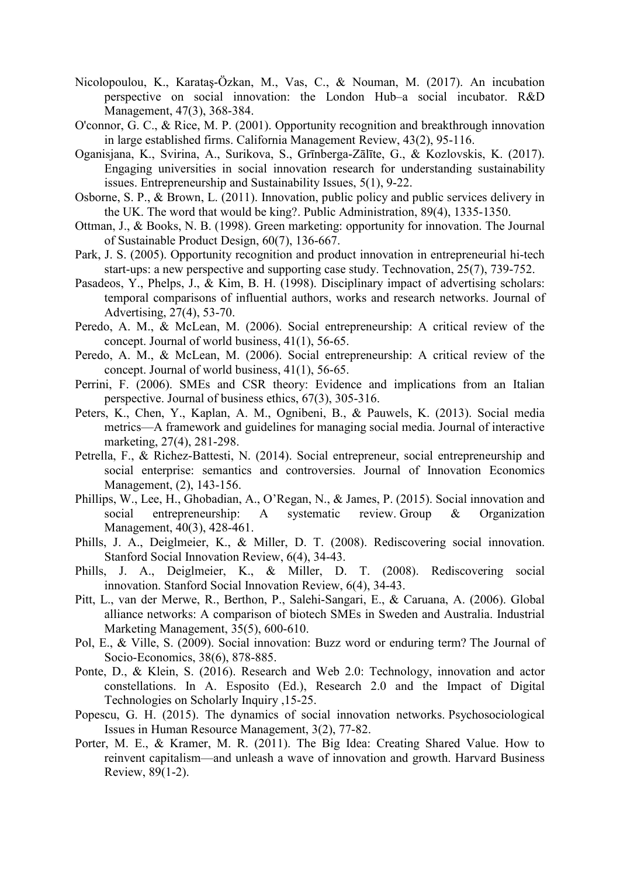Nicolopoulou, K., Karataş-Özkan, M., Vas, C., & Nouman, M. (2017). An incubation perspective on social innovation: the London Hub–a social incubator. R&D Management, 47(3), 368-384.

O'connor, G. C., & Rice, M. P. (2001). Opportunity recognition and breakthrough innovation in large established firms. California Management Review, 43(2), 95-116.

Oganisjana, K., Svirina, A., Surikova, S., Grīnberga-Zālīte, G., & Kozlovskis, K. (2017). Engaging universities in social innovation research for understanding sustainability issues. Entrepreneurship and Sustainability Issues, 5(1), 9-22.

Osborne, S. P., & Brown, L. (2011). Innovation, public policy and public services delivery in the UK. The word that would be king?. Public Administration, 89(4), 1335-1350.

Ottman, J., & Books, N. B. (1998). Green marketing: opportunity for innovation. The Journal of Sustainable Product Design, 60(7), 136-667.

Park, J. S. (2005). Opportunity recognition and product innovation in entrepreneurial hi-tech start-ups: a new perspective and supporting case study. Technovation, 25(7), 739-752.

Pasadeos, Y., Phelps, J., & Kim, B. H. (1998). Disciplinary impact of advertising scholars: temporal comparisons of influential authors, works and research networks. Journal of Advertising, 27(4), 53-70.

Peredo, A. M., & McLean, M. (2006). Social entrepreneurship: A critical review of the concept. Journal of world business, 41(1), 56-65.

Peredo, A. M., & McLean, M. (2006). Social entrepreneurship: A critical review of the concept. Journal of world business, 41(1), 56-65.

Perrini, F. (2006). SMEs and CSR theory: Evidence and implications from an Italian perspective. Journal of business ethics, 67(3), 305-316.

Peters, K., Chen, Y., Kaplan, A. M., Ognibeni, B., & Pauwels, K. (2013). Social media metrics—A framework and guidelines for managing social media. Journal of interactive marketing, 27(4), 281-298.

Petrella, F., & Richez-Battesti, N. (2014). Social entrepreneur, social entrepreneurship and social enterprise: semantics and controversies. Journal of Innovation Economics Management, (2), 143-156.

Phillips, W., Lee, H., Ghobadian, A., O'Regan, N., & James, P. (2015). Social innovation and social entrepreneurship: A systematic review. Group & Organization Management, 40(3), 428-461.

Phills, J. A., Deiglmeier, K., & Miller, D. T. (2008). Rediscovering social innovation. Stanford Social Innovation Review, 6(4), 34-43.

Phills, J. A., Deiglmeier, K., & Miller, D. T. (2008). Rediscovering social innovation. Stanford Social Innovation Review, 6(4), 34-43.

Pitt, L., van der Merwe, R., Berthon, P., Salehi-Sangari, E., & Caruana, A. (2006). Global alliance networks: A comparison of biotech SMEs in Sweden and Australia. Industrial Marketing Management, 35(5), 600-610.

Pol, E., & Ville, S. (2009). Social innovation: Buzz word or enduring term? The Journal of Socio-Economics, 38(6), 878-885.

Ponte, D., & Klein, S. (2016). Research and Web 2.0: Technology, innovation and actor constellations. In A. Esposito (Ed.), Research 2.0 and the Impact of Digital Technologies on Scholarly Inquiry ,15-25.

Popescu, G. H. (2015). The dynamics of social innovation networks. Psychosociological Issues in Human Resource Management, 3(2), 77-82.

Porter, M. E., & Kramer, M. R. (2011). The Big Idea: Creating Shared Value. How to reinvent capitalism—and unleash a wave of innovation and growth. Harvard Business Review, 89(1-2).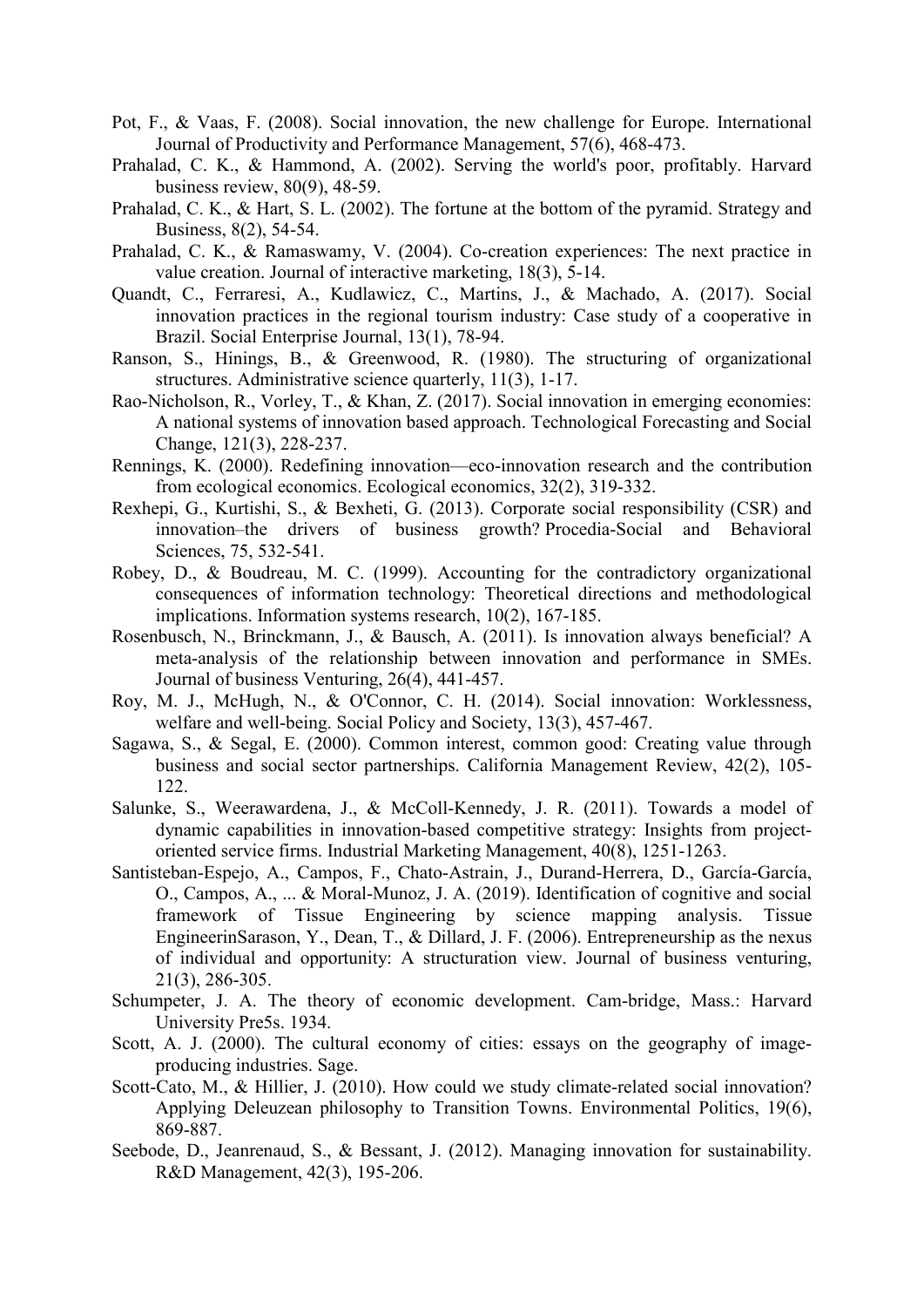Pot, F., & Vaas, F. (2008). Social innovation, the new challenge for Europe. International Journal of Productivity and Performance Management, 57(6), 468-473.

Prahalad, C. K., & Hammond, A. (2002). Serving the world's poor, profitably. Harvard business review, 80(9), 48-59.

Prahalad, C. K., & Hart, S. L. (2002). The fortune at the bottom of the pyramid. Strategy and Business, 8(2), 54-54.

Prahalad, C. K., & Ramaswamy, V. (2004). Co-creation experiences: The next practice in value creation. Journal of interactive marketing, 18(3), 5-14.

Quandt, C., Ferraresi, A., Kudlawicz, C., Martins, J., & Machado, A. (2017). Social innovation practices in the regional tourism industry: Case study of a cooperative in Brazil. Social Enterprise Journal, 13(1), 78-94.

Ranson, S., Hinings, B., & Greenwood, R. (1980). The structuring of organizational structures. Administrative science quarterly, 11(3), 1-17.

Rao-Nicholson, R., Vorley, T., & Khan, Z. (2017). Social innovation in emerging economies: A national systems of innovation based approach. Technological Forecasting and Social Change, 121(3), 228-237.

Rennings, K. (2000). Redefining innovation—eco-innovation research and the contribution from ecological economics. Ecological economics, 32(2), 319-332.

Rexhepi, G., Kurtishi, S., & Bexheti, G. (2013). Corporate social responsibility (CSR) and innovation–the drivers of business growth? Procedia-Social and Behavioral Sciences, 75, 532-541.

Robey, D., & Boudreau, M. C. (1999). Accounting for the contradictory organizational consequences of information technology: Theoretical directions and methodological implications. Information systems research, 10(2), 167-185.

Rosenbusch, N., Brinckmann, J., & Bausch, A. (2011). Is innovation always beneficial? A meta-analysis of the relationship between innovation and performance in SMEs. Journal of business Venturing, 26(4), 441-457.

Roy, M. J., McHugh, N., & O'Connor, C. H. (2014). Social innovation: Worklessness, welfare and well-being. Social Policy and Society, 13(3), 457-467.

Sagawa, S., & Segal, E. (2000). Common interest, common good: Creating value through business and social sector partnerships. California Management Review, 42(2), 105-122.

Salunke, S., Weerawardena, J., & McColl-Kennedy, J. R. (2011). Towards a model of dynamic capabilities in innovation-based competitive strategy: Insights from project-oriented service firms. Industrial Marketing Management, 40(8), 1251-1263.

Santisteban-Espejo, A., Campos, F., Chato-Astrain, J., Durand-Herrera, D., García-García, O., Campos, A., ... & Moral-Munoz, J. A. (2019). Identification of cognitive and social framework of Tissue Engineering by science mapping analysis. Tissue EngineerinSarason, Y., Dean, T., & Dillard, J. F. (2006). Entrepreneurship as the nexus of individual and opportunity: A structuration view. Journal of business venturing, 21(3), 286-305.

Schumpeter, J. A. The theory of economic development. Cam-bridge, Mass.: Harvard University Pre5s. 1934.

Scott, A. J. (2000). The cultural economy of cities: essays on the geography of image-producing industries. Sage.

Scott-Cato, M., & Hillier, J. (2010). How could we study climate-related social innovation? Applying Deleuzean philosophy to Transition Towns. Environmental Politics, 19(6), 869-887.

Seebode, D., Jeanrenaud, S., & Bessant, J. (2012). Managing innovation for sustainability. R&D Management, 42(3), 195-206.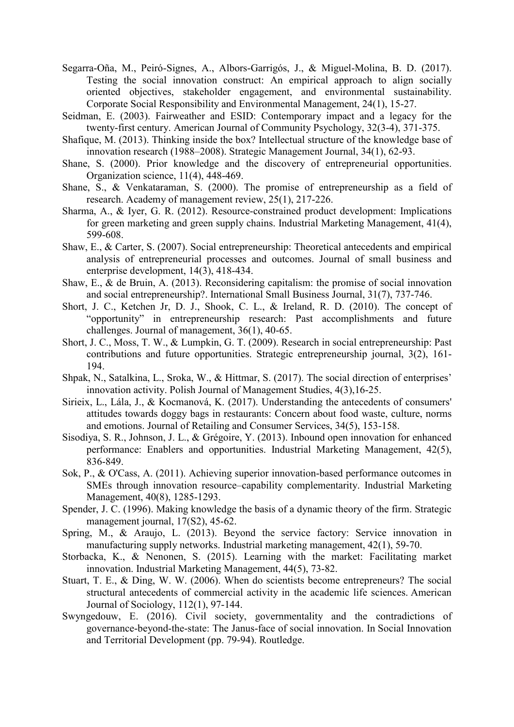Segarra-Oña, M., Peiró-Signes, A., Albors-Garrigós, J., & Miguel-Molina, B. D. (2017). Testing the social innovation construct: An empirical approach to align socially oriented objectives, stakeholder engagement, and environmental sustainability. Corporate Social Responsibility and Environmental Management, 24(1), 15-27.

Seidman, E. (2003). Fairweather and ESID: Contemporary impact and a legacy for the twenty-first century. American Journal of Community Psychology, 32(3-4), 371-375.

Shafique, M. (2013). Thinking inside the box? Intellectual structure of the knowledge base of innovation research (1988–2008). Strategic Management Journal, 34(1), 62-93.

Shane, S. (2000). Prior knowledge and the discovery of entrepreneurial opportunities. Organization science, 11(4), 448-469.

Shane, S., & Venkataraman, S. (2000). The promise of entrepreneurship as a field of research. Academy of management review, 25(1), 217-226.

Sharma, A., & Iyer, G. R. (2012). Resource-constrained product development: Implications for green marketing and green supply chains. Industrial Marketing Management, 41(4), 599-608.

Shaw, E., & Carter, S. (2007). Social entrepreneurship: Theoretical antecedents and empirical analysis of entrepreneurial processes and outcomes. Journal of small business and enterprise development, 14(3), 418-434.

Shaw, E., & de Bruin, A. (2013). Reconsidering capitalism: the promise of social innovation and social entrepreneurship?. International Small Business Journal, 31(7), 737-746.

Short, J. C., Ketchen Jr, D. J., Shook, C. L., & Ireland, R. D. (2010). The concept of "opportunity" in entrepreneurship research: Past accomplishments and future challenges. Journal of management, 36(1), 40-65.

Short, J. C., Moss, T. W., & Lumpkin, G. T. (2009). Research in social entrepreneurship: Past contributions and future opportunities. Strategic entrepreneurship journal, 3(2), 161-194.

Shpak, N., Satalkina, L., Sroka, W., & Hittmar, S. (2017). The social direction of enterprises' innovation activity. Polish Journal of Management Studies, 4(3),16-25.

Sirieix, L., Lála, J., & Kocmanová, K. (2017). Understanding the antecedents of consumers' attitudes towards doggy bags in restaurants: Concern about food waste, culture, norms and emotions. Journal of Retailing and Consumer Services, 34(5), 153-158.

Sisodiya, S. R., Johnson, J. L., & Grégoire, Y. (2013). Inbound open innovation for enhanced performance: Enablers and opportunities. Industrial Marketing Management, 42(5), 836-849.

Sok, P., & O'Cass, A. (2011). Achieving superior innovation-based performance outcomes in SMEs through innovation resource–capability complementarity. Industrial Marketing Management, 40(8), 1285-1293.

Spender, J. C. (1996). Making knowledge the basis of a dynamic theory of the firm. Strategic management journal, 17(S2), 45-62.

Spring, M., & Araujo, L. (2013). Beyond the service factory: Service innovation in manufacturing supply networks. Industrial marketing management, 42(1), 59-70.

Storbacka, K., & Nenonen, S. (2015). Learning with the market: Facilitating market innovation. Industrial Marketing Management, 44(5), 73-82.

Stuart, T. E., & Ding, W. W. (2006). When do scientists become entrepreneurs? The social structural antecedents of commercial activity in the academic life sciences. American Journal of Sociology, 112(1), 97-144.

Swyngedouw, E. (2016). Civil society, governmentality and the contradictions of governance-beyond-the-state: The Janus-face of social innovation. In Social Innovation and Territorial Development (pp. 79-94). Routledge.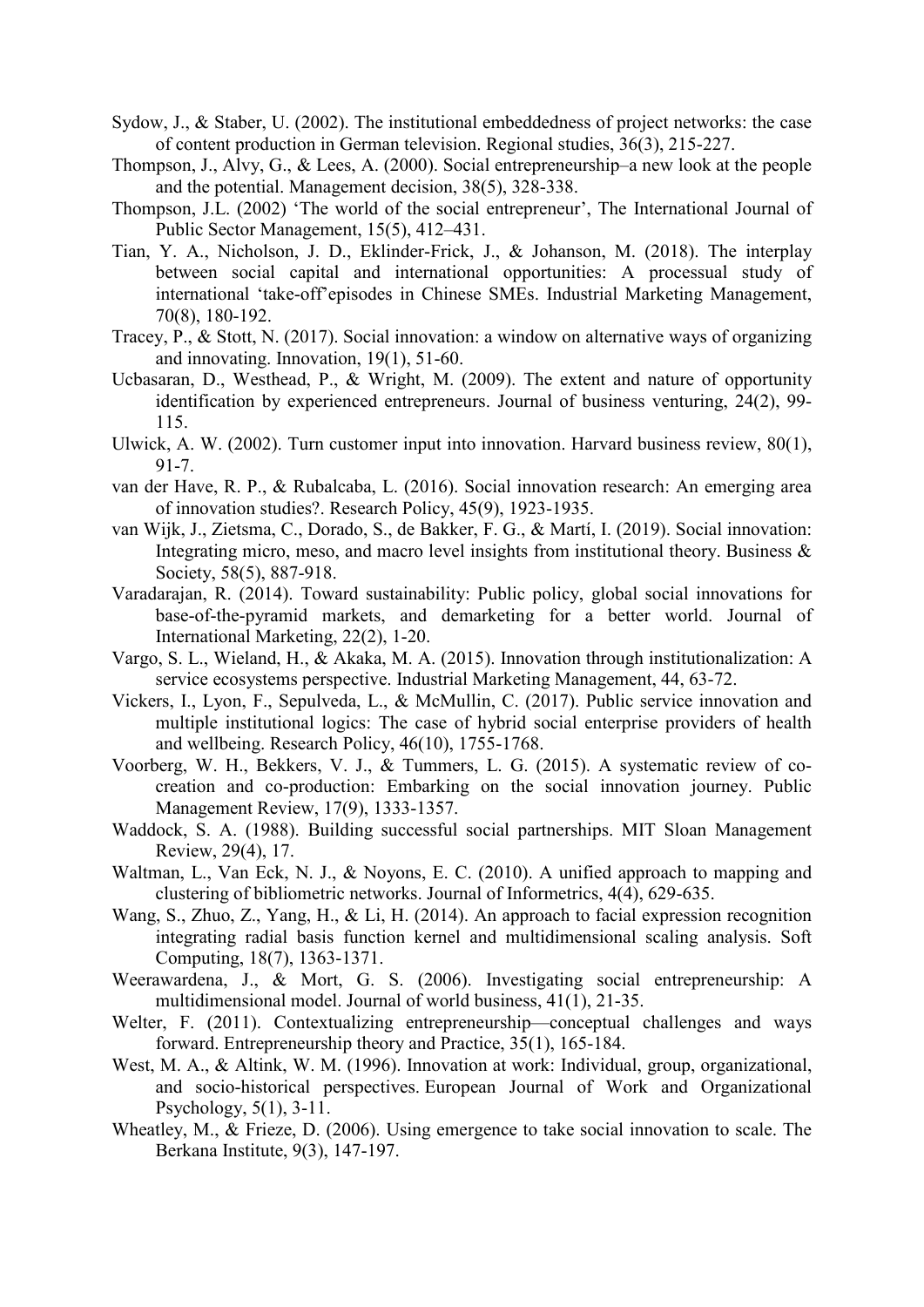Sydow, J., & Staber, U. (2002). The institutional embeddedness of project networks: the case of content production in German television. Regional studies, 36(3), 215-227.

Thompson, J., Alvy, G., & Lees, A. (2000). Social entrepreneurship–a new look at the people and the potential. Management decision, 38(5), 328-338.

Thompson, J.L. (2002) 'The world of the social entrepreneur', The International Journal of Public Sector Management, 15(5), 412–431.

Tian, Y. A., Nicholson, J. D., Eklinder-Frick, J., & Johanson, M. (2018). The interplay between social capital and international opportunities: A processual study of international 'take-off'episodes in Chinese SMEs. Industrial Marketing Management, 70(8), 180-192.

Tracey, P., & Stott, N. (2017). Social innovation: a window on alternative ways of organizing and innovating. Innovation, 19(1), 51-60.

Ucbasaran, D., Westhead, P., & Wright, M. (2009). The extent and nature of opportunity identification by experienced entrepreneurs. Journal of business venturing, 24(2), 99-115.

Ulwick, A. W. (2002). Turn customer input into innovation. Harvard business review, 80(1), 91-7.

van der Have, R. P., & Rubalcaba, L. (2016). Social innovation research: An emerging area of innovation studies?. Research Policy, 45(9), 1923-1935.

van Wijk, J., Zietsma, C., Dorado, S., de Bakker, F. G., & Martí, I. (2019). Social innovation: Integrating micro, meso, and macro level insights from institutional theory. Business & Society, 58(5), 887-918.

Varadarajan, R. (2014). Toward sustainability: Public policy, global social innovations for base-of-the-pyramid markets, and demarketing for a better world. Journal of International Marketing, 22(2), 1-20.

Vargo, S. L., Wieland, H., & Akaka, M. A. (2015). Innovation through institutionalization: A service ecosystems perspective. Industrial Marketing Management, 44, 63-72.

Vickers, I., Lyon, F., Sepulveda, L., & McMullin, C. (2017). Public service innovation and multiple institutional logics: The case of hybrid social enterprise providers of health and wellbeing. Research Policy, 46(10), 1755-1768.

Voorberg, W. H., Bekkers, V. J., & Tummers, L. G. (2015). A systematic review of co-creation and co-production: Embarking on the social innovation journey. Public Management Review, 17(9), 1333-1357.

Waddock, S. A. (1988). Building successful social partnerships. MIT Sloan Management Review, 29(4), 17.

Waltman, L., Van Eck, N. J., & Noyons, E. C. (2010). A unified approach to mapping and clustering of bibliometric networks. Journal of Informetrics, 4(4), 629-635.

Wang, S., Zhuo, Z., Yang, H., & Li, H. (2014). An approach to facial expression recognition integrating radial basis function kernel and multidimensional scaling analysis. Soft Computing, 18(7), 1363-1371.

Weerawardena, J., & Mort, G. S. (2006). Investigating social entrepreneurship: A multidimensional model. Journal of world business, 41(1), 21-35.

Welter, F. (2011). Contextualizing entrepreneurship—conceptual challenges and ways forward. Entrepreneurship theory and Practice, 35(1), 165-184.

West, M. A., & Altink, W. M. (1996). Innovation at work: Individual, group, organizational, and socio-historical perspectives. European Journal of Work and Organizational Psychology, 5(1), 3-11.

Wheatley, M., & Frieze, D. (2006). Using emergence to take social innovation to scale. The Berkana Institute, 9(3), 147-197.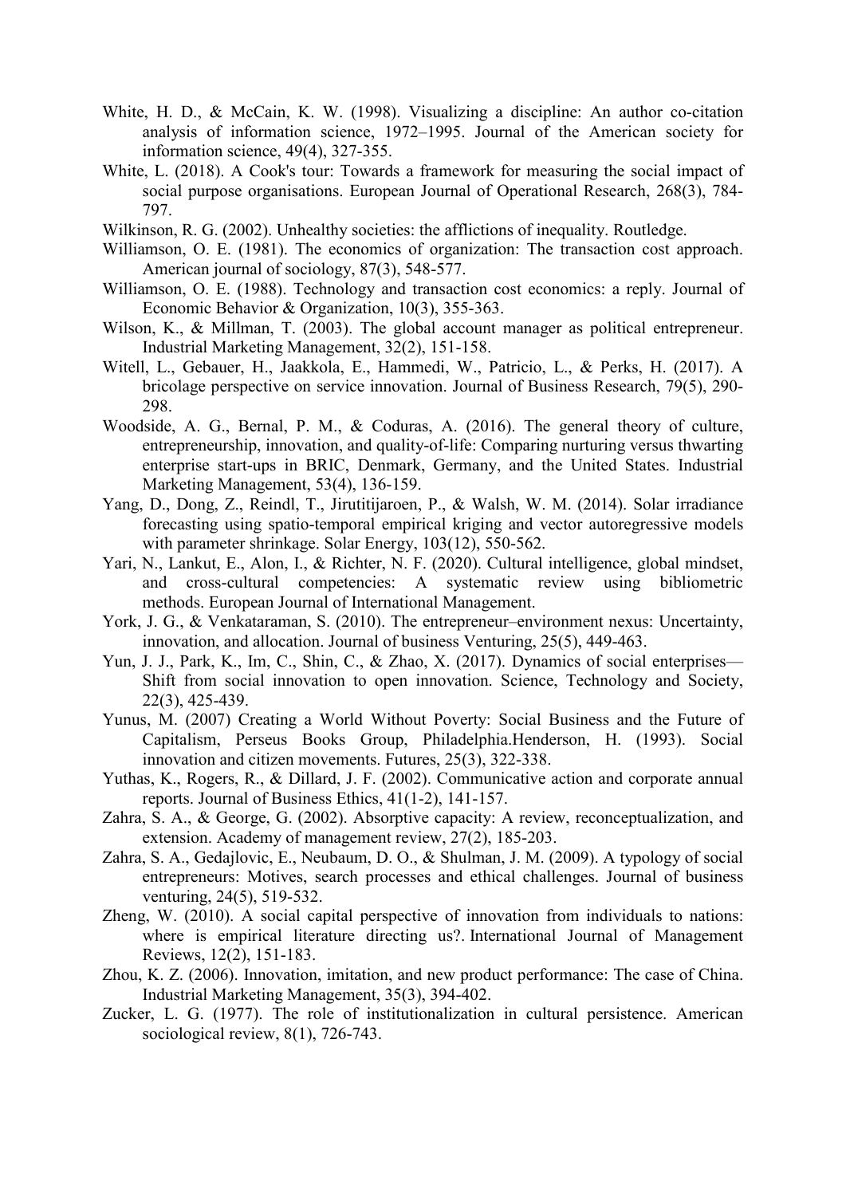White, H. D., & McCain, K. W. (1998). Visualizing a discipline: An author co-citation analysis of information science, 1972–1995. Journal of the American society for information science, 49(4), 327-355.

White, L. (2018). A Cook's tour: Towards a framework for measuring the social impact of social purpose organisations. European Journal of Operational Research, 268(3), 784-797.

Wilkinson, R. G. (2002). Unhealthy societies: the afflictions of inequality. Routledge.

Williamson, O. E. (1981). The economics of organization: The transaction cost approach. American journal of sociology, 87(3), 548-577.

Williamson, O. E. (1988). Technology and transaction cost economics: a reply. Journal of Economic Behavior & Organization, 10(3), 355-363.

Wilson, K., & Millman, T. (2003). The global account manager as political entrepreneur. Industrial Marketing Management, 32(2), 151-158.

Witell, L., Gebauer, H., Jaakkola, E., Hammedi, W., Patricio, L., & Perks, H. (2017). A bricolage perspective on service innovation. Journal of Business Research, 79(5), 290-298.

Woodside, A. G., Bernal, P. M., & Coduras, A. (2016). The general theory of culture, entrepreneurship, innovation, and quality-of-life: Comparing nurturing versus thwarting enterprise start-ups in BRIC, Denmark, Germany, and the United States. Industrial Marketing Management, 53(4), 136-159.

Yang, D., Dong, Z., Reindl, T., Jirutitijaroen, P., & Walsh, W. M. (2014). Solar irradiance forecasting using spatio-temporal empirical kriging and vector autoregressive models with parameter shrinkage. Solar Energy, 103(12), 550-562.

Yari, N., Lankut, E., Alon, I., & Richter, N. F. (2020). Cultural intelligence, global mindset, and cross-cultural competencies: A systematic review using bibliometric methods. European Journal of International Management.

York, J. G., & Venkataraman, S. (2010). The entrepreneur–environment nexus: Uncertainty, innovation, and allocation. Journal of business Venturing, 25(5), 449-463.

Yun, J. J., Park, K., Im, C., Shin, C., & Zhao, X. (2017). Dynamics of social enterprises—Shift from social innovation to open innovation. Science, Technology and Society, 22(3), 425-439.

Yunus, M. (2007) Creating a World Without Poverty: Social Business and the Future of Capitalism, Perseus Books Group, Philadelphia.Henderson, H. (1993). Social innovation and citizen movements. Futures, 25(3), 322-338.

Yuthas, K., Rogers, R., & Dillard, J. F. (2002). Communicative action and corporate annual reports. Journal of Business Ethics, 41(1-2), 141-157.

Zahra, S. A., & George, G. (2002). Absorptive capacity: A review, reconceptualization, and extension. Academy of management review, 27(2), 185-203.

Zahra, S. A., Gedajlovic, E., Neubaum, D. O., & Shulman, J. M. (2009). A typology of social entrepreneurs: Motives, search processes and ethical challenges. Journal of business venturing, 24(5), 519-532.

Zheng, W. (2010). A social capital perspective of innovation from individuals to nations: where is empirical literature directing us?. International Journal of Management Reviews, 12(2), 151-183.

Zhou, K. Z. (2006). Innovation, imitation, and new product performance: The case of China. Industrial Marketing Management, 35(3), 394-402.

Zucker, L. G. (1977). The role of institutionalization in cultural persistence. American sociological review, 8(1), 726-743.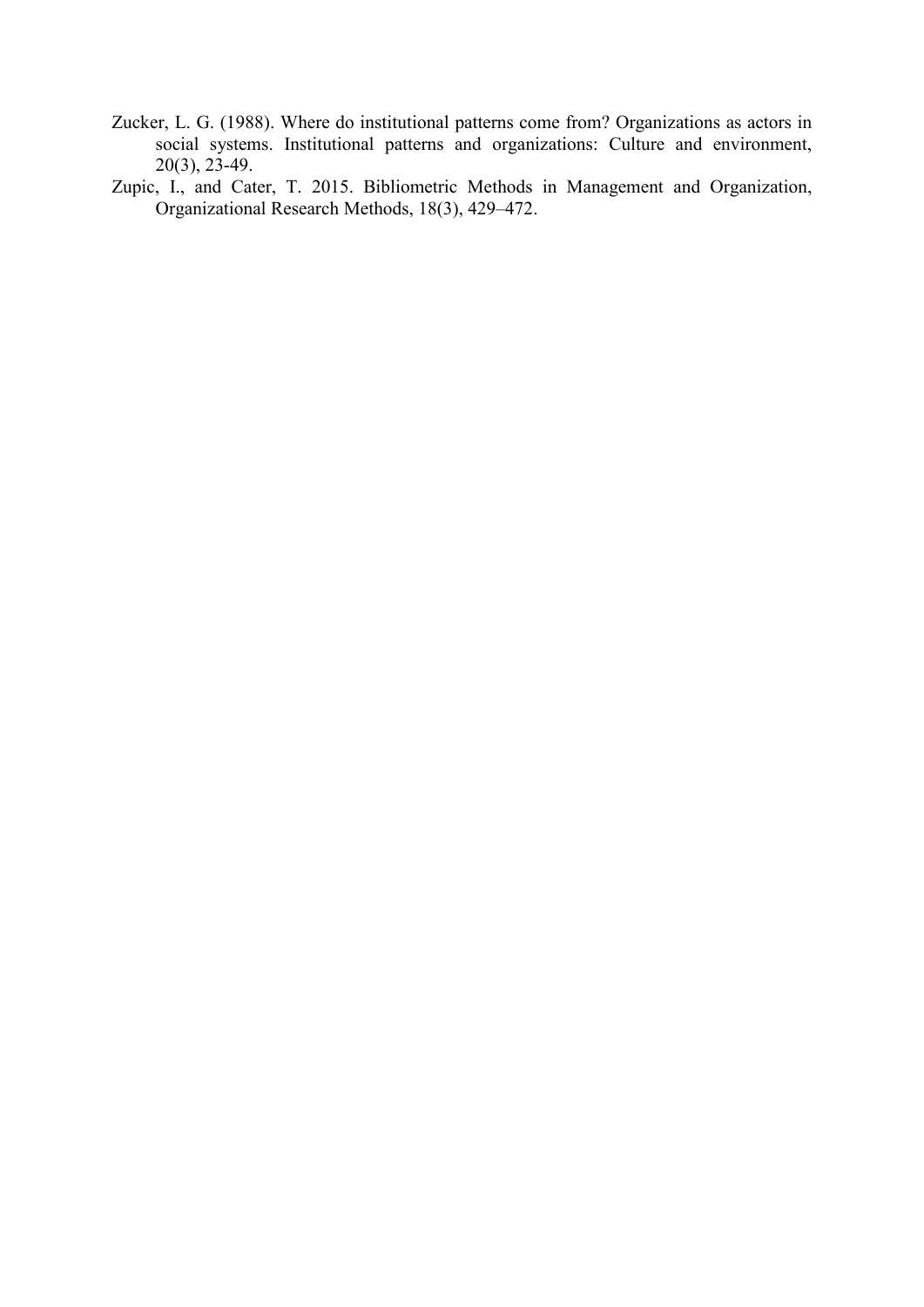Zucker, L. G. (1988). Where do institutional patterns come from? Organizations as actors in social systems. Institutional patterns and organizations: Culture and environment, 20(3), 23-49.

Zupic, I., and Cater, T. 2015. Bibliometric Methods in Management and Organization, Organizational Research Methods, 18(3), 429–472.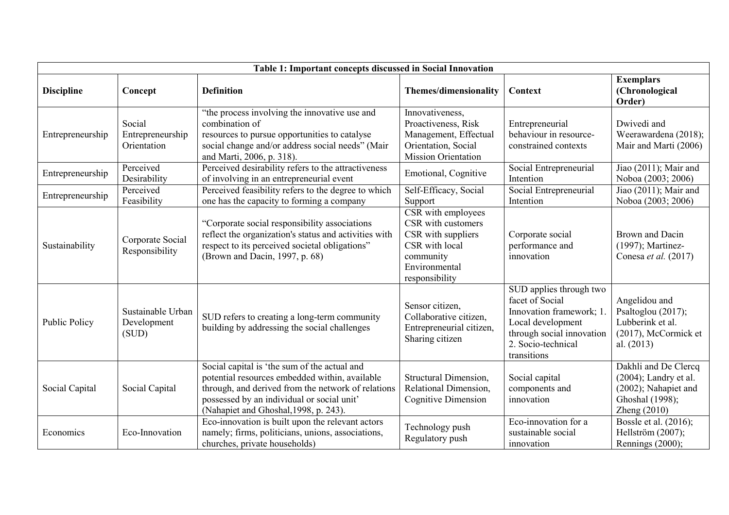**Table 1: Important concepts discussed in Social Innovation**

| Discipline | Concept | Definition | Themes/dimensionality | Context | Exemplars (Chronological Order) |
|---|---|---|---|---|---|
| Entrepreneurship | Social Entrepreneurship Orientation | "the process involving the innovative use and combination of resources to pursue opportunities to catalyse social change and/or address social needs" (Mair and Marti, 2006, p. 318). | Innovativeness, Proactiveness, Risk Management, Effectual Orientation, Social Mission Orientation | Entrepreneurial behaviour in resource-constrained contexts | Dwivedi and Weerawardena (2018); Mair and Marti (2006) |
| Entrepreneurship | Perceived Desirability | Perceived desirability refers to the attractiveness of involving in an entrepreneurial event | Emotional, Cognitive | Social Entrepreneurial Intention | Jiao (2011); Mair and Noboa (2003; 2006) |
| Entrepreneurship | Perceived Feasibility | Perceived feasibility refers to the degree to which one has the capacity to forming a company | Self-Efficacy, Social Support | Social Entrepreneurial Intention | Jiao (2011); Mair and Noboa (2003; 2006) |
| Sustainability | Corporate Social Responsibility | "Corporate social responsibility associations reflect the organization's status and activities with respect to its perceived societal obligations" (Brown and Dacin, 1997, p. 68) | CSR with employees CSR with customers CSR with suppliers CSR with local community Environmental responsibility | Corporate social performance and innovation | Brown and Dacin (1997); Martinez-Conesa *et al.* (2017) |
| Public Policy | Sustainable Urban Development (SUD) | SUD refers to creating a long-term community building by addressing the social challenges | Sensor citizen, Collaborative citizen, Entrepreneurial citizen, Sharing citizen | SUD applies through two facet of Social Innovation framework; 1. Local development through social innovation 2. Socio-technical transitions | Angelidou and Psaltoglou (2017); Lubberink et al. (2017), McCormick et al. (2013) |
| Social Capital | Social Capital | Social capital is 'the sum of the actual and potential resources embedded within, available through, and derived from the network of relations possessed by an individual or social unit' (Nahapiet and Ghoshal,1998, p. 243). | Structural Dimension, Relational Dimension, Cognitive Dimension | Social capital components and innovation | Dakhli and De Clercq (2004); Landry et al. (2002); Nahapiet and Ghoshal (1998); Zheng (2010) |
| Economics | Eco-Innovation | Eco-innovation is built upon the relevant actors namely; firms, politicians, unions, associations, churches, private households) | Technology push Regulatory push | Eco-innovation for a sustainable social innovation | Bossle et al. (2016); Hellström (2007); Rennings (2000); |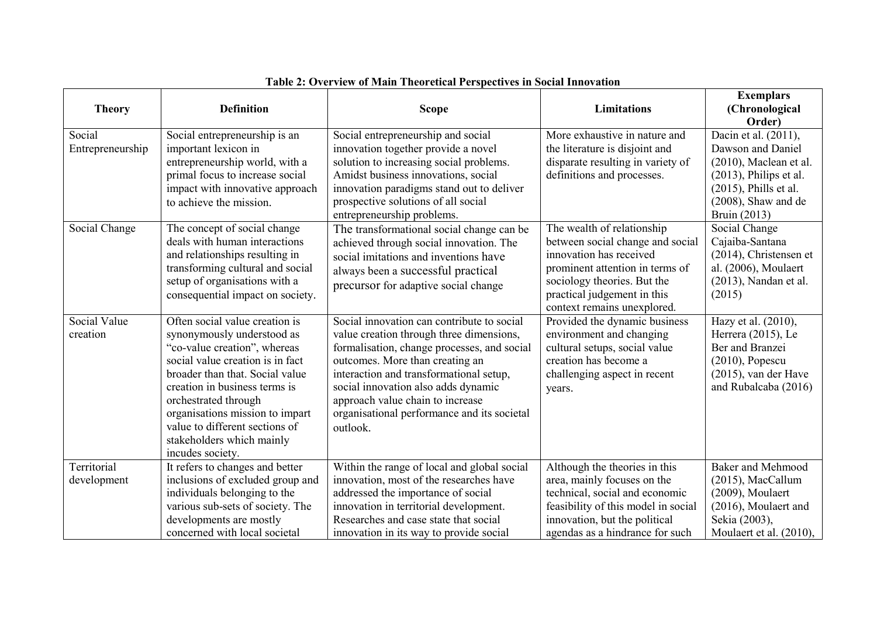**Table 2: Overview of Main Theoretical Perspectives in Social Innovation**

| Theory | Definition | Scope | Limitations | Exemplars (Chronological Order) |
|---|---|---|---|---|
| Social Entrepreneurship | Social entrepreneurship is an important lexicon in entrepreneurship world, with a primal focus to increase social impact with innovative approach to achieve the mission. | Social entrepreneurship and social innovation together provide a novel solution to increasing social problems. Amidst business innovations, social innovation paradigms stand out to deliver prospective solutions of all social entrepreneurship problems. | More exhaustive in nature and the literature is disjoint and disparate resulting in variety of definitions and processes. | Dacin et al. (2011), Dawson and Daniel (2010), Maclean et al. (2013), Philips et al. (2015), Phills et al. (2008), Shaw and de Bruin (2013) |
| Social Change | The concept of social change deals with human interactions and relationships resulting in transforming cultural and social setup of organisations with a consequential impact on society. | The transformational social change can be achieved through social innovation. The social imitations and inventions have always been a successful practical precursor for adaptive social change | The wealth of relationship between social change and social innovation has received prominent attention in terms of sociology theories. But the practical judgement in this context remains unexplored. | Social Change Cajaiba-Santana (2014), Christensen et al. (2006), Moulaert (2013), Nandan et al. (2015) |
| Social Value creation | Often social value creation is synonymously understood as "co-value creation", whereas social value creation is in fact broader than that. Social value creation in business terms is orchestrated through organisations mission to impart value to different sections of stakeholders which mainly incudes society. | Social innovation can contribute to social value creation through three dimensions, formalisation, change processes, and social outcomes. More than creating an interaction and transformational setup, social innovation also adds dynamic approach value chain to increase organisational performance and its societal outlook. | Provided the dynamic business environment and changing cultural setups, social value creation has become a challenging aspect in recent years. | Hazy et al. (2010), Herrera (2015), Le Ber and Branzei (2010), Popescu (2015), van der Have and Rubalcaba (2016) |
| Territorial development | It refers to changes and better inclusions of excluded group and individuals belonging to the various sub-sets of society. The developments are mostly concerned with local societal | Within the range of local and global social innovation, most of the researches have addressed the importance of social innovation in territorial development. Researches and case state that social innovation in its way to provide social | Although the theories in this area, mainly focuses on the technical, social and economic feasibility of this model in social innovation, but the political agendas as a hindrance for such | Baker and Mehmood (2015), MacCallum (2009), Moulaert (2016), Moulaert and Sekia (2003), Moulaert et al. (2010), |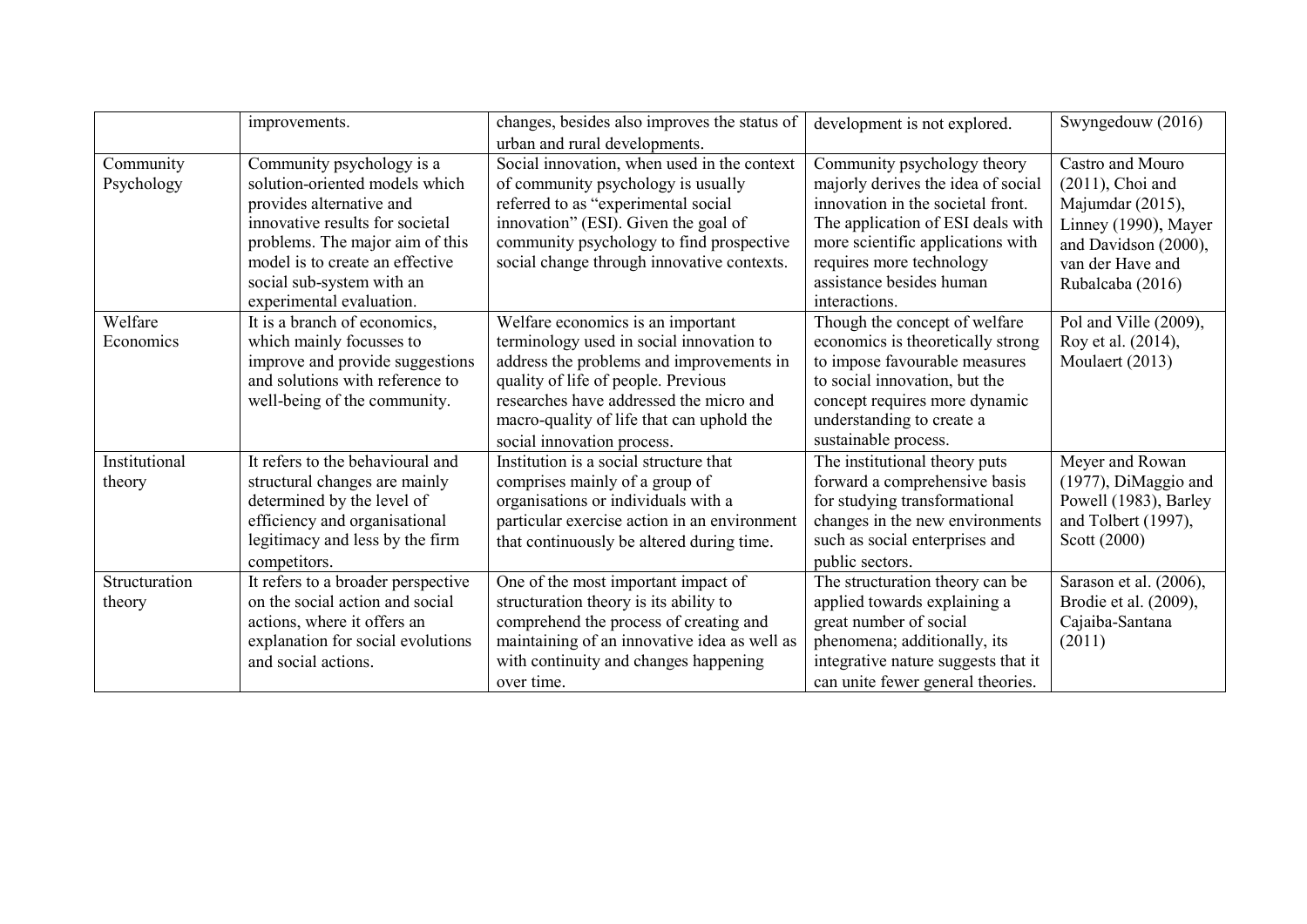| | improvements. | changes, besides also improves the status of urban and rural developments. | development is not explored. | Swyngedouw (2016) |
|---|---|---|---|---|
| Community Psychology | Community psychology is a solution-oriented models which provides alternative and innovative results for societal problems. The major aim of this model is to create an effective social sub-system with an experimental evaluation. | Social innovation, when used in the context of community psychology is usually referred to as "experimental social innovation" (ESI). Given the goal of community psychology to find prospective social change through innovative contexts. | Community psychology theory majorly derives the idea of social innovation in the societal front. The application of ESI deals with more scientific applications with requires more technology assistance besides human interactions. | Castro and Mouro (2011), Choi and Majumdar (2015), Linney (1990), Mayer and Davidson (2000), van der Have and Rubalcaba (2016) |
| Welfare Economics | It is a branch of economics, which mainly focusses to improve and provide suggestions and solutions with reference to well-being of the community. | Welfare economics is an important terminology used in social innovation to address the problems and improvements in quality of life of people. Previous researches have addressed the micro and macro-quality of life that can uphold the social innovation process. | Though the concept of welfare economics is theoretically strong to impose favourable measures to social innovation, but the concept requires more dynamic understanding to create a sustainable process. | Pol and Ville (2009), Roy et al. (2014), Moulaert (2013) |
| Institutional theory | It refers to the behavioural and structural changes are mainly determined by the level of efficiency and organisational legitimacy and less by the firm competitors. | Institution is a social structure that comprises mainly of a group of organisations or individuals with a particular exercise action in an environment that continuously be altered during time. | The institutional theory puts forward a comprehensive basis for studying transformational changes in the new environments such as social enterprises and public sectors. | Meyer and Rowan (1977), DiMaggio and Powell (1983), Barley and Tolbert (1997), Scott (2000) |
| Structuration theory | It refers to a broader perspective on the social action and social actions, where it offers an explanation for social evolutions and social actions. | One of the most important impact of structuration theory is its ability to comprehend the process of creating and maintaining of an innovative idea as well as with continuity and changes happening over time. | The structuration theory can be applied towards explaining a great number of social phenomena; additionally, its integrative nature suggests that it can unite fewer general theories. | Sarason et al. (2006), Brodie et al. (2009), Cajaiba-Santana (2011) |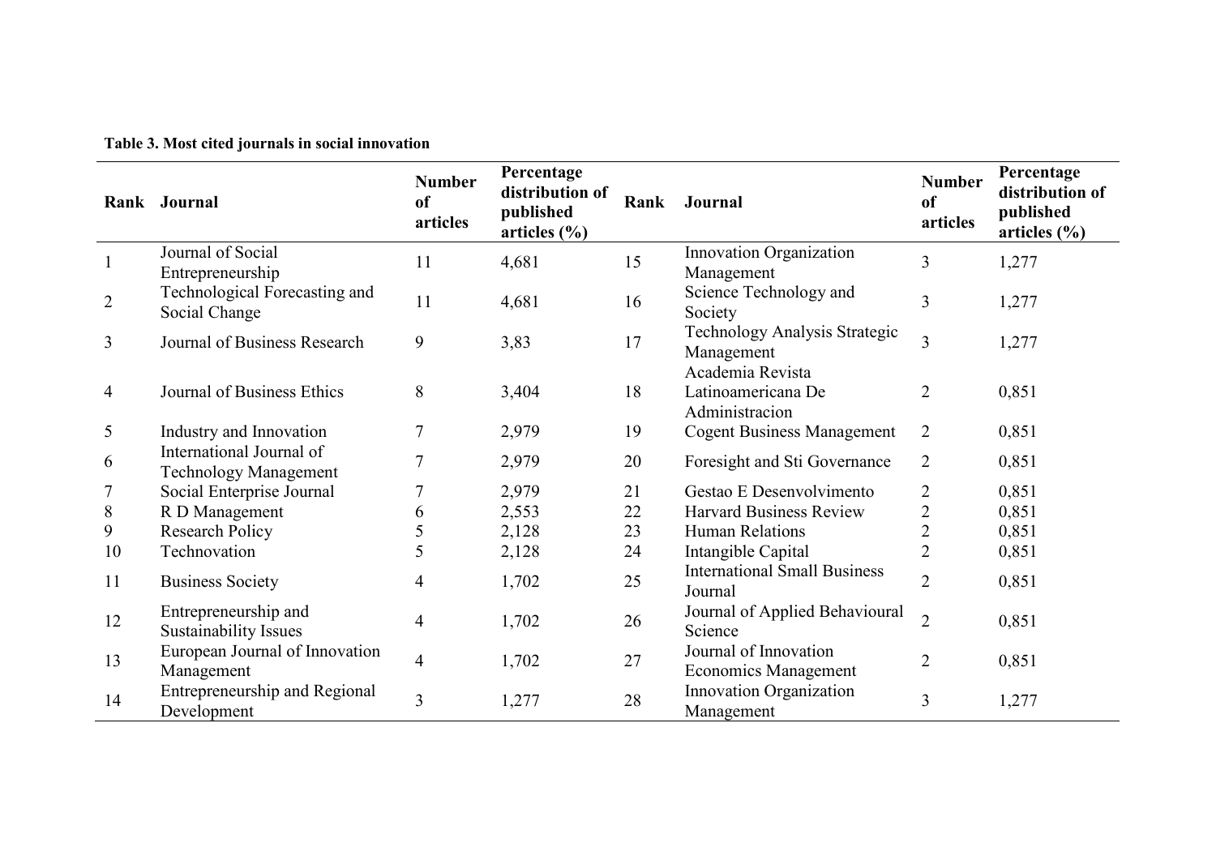**Table 3. Most cited journals in social innovation**

| Rank | Journal | Number of articles | Percentage distribution of published articles (%) | Rank | Journal | Number of articles | Percentage distribution of published articles (%) |
|---|---|---|---|---|---|---|---|
| 1 | Journal of Social Entrepreneurship | 11 | 4,681 | 15 | Innovation Organization Management | 3 | 1,277 |
| 2 | Technological Forecasting and Social Change | 11 | 4,681 | 16 | Science Technology and Society | 3 | 1,277 |
| 3 | Journal of Business Research | 9 | 3,83 | 17 | Technology Analysis Strategic Management | 3 | 1,277 |
| 4 | Journal of Business Ethics | 8 | 3,404 | 18 | Academia Revista Latinoamericana De Administracion | 2 | 0,851 |
| 5 | Industry and Innovation | 7 | 2,979 | 19 | Cogent Business Management | 2 | 0,851 |
| 6 | International Journal of Technology Management | 7 | 2,979 | 20 | Foresight and Sti Governance | 2 | 0,851 |
| 7 | Social Enterprise Journal | 7 | 2,979 | 21 | Gestao E Desenvolvimento | 2 | 0,851 |
| 8 | R D Management | 6 | 2,553 | 22 | Harvard Business Review | 2 | 0,851 |
| 9 | Research Policy | 5 | 2,128 | 23 | Human Relations | 2 | 0,851 |
| 10 | Technovation | 5 | 2,128 | 24 | Intangible Capital | 2 | 0,851 |
| 11 | Business Society | 4 | 1,702 | 25 | International Small Business Journal | 2 | 0,851 |
| 12 | Entrepreneurship and Sustainability Issues | 4 | 1,702 | 26 | Journal of Applied Behavioural Science | 2 | 0,851 |
| 13 | European Journal of Innovation Management | 4 | 1,702 | 27 | Journal of Innovation Economics Management | 2 | 0,851 |
| 14 | Entrepreneurship and Regional Development | 3 | 1,277 | 28 | Innovation Organization Management | 3 | 1,277 |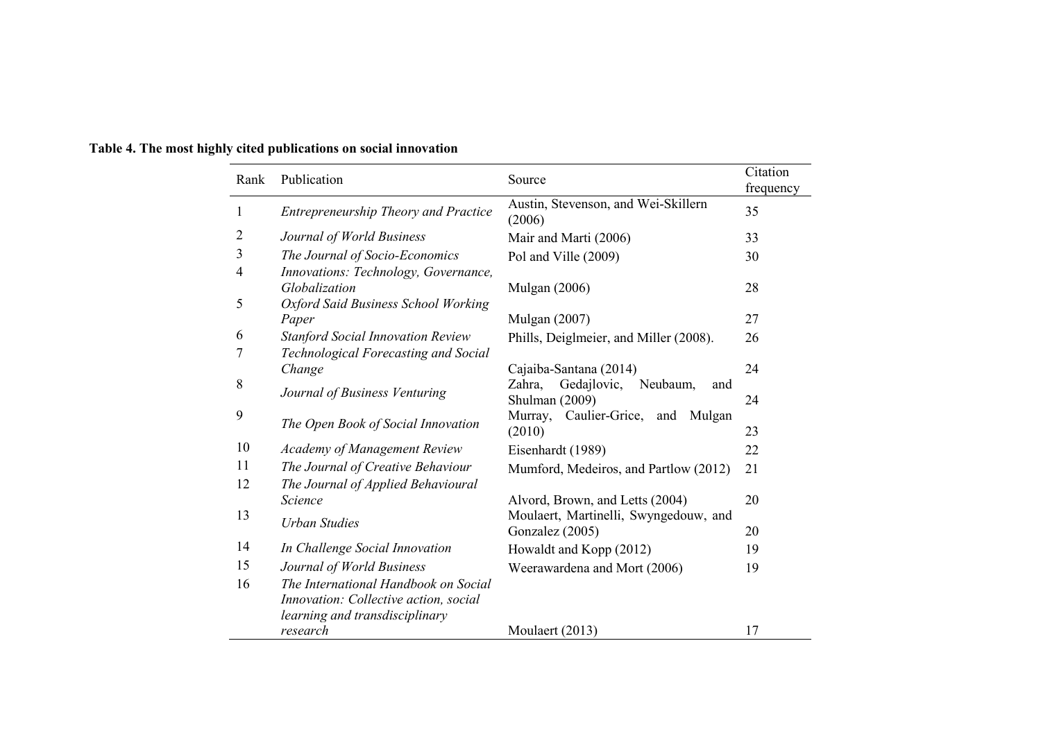**Table 4. The most highly cited publications on social innovation**

| Rank | Publication | Source | Citation frequency |
|---|---|---|---|
| 1 | *Entrepreneurship Theory and Practice* | Austin, Stevenson, and Wei-Skillern (2006) | 35 |
| 2 | *Journal of World Business* | Mair and Marti (2006) | 33 |
| 3 | *The Journal of Socio-Economics* | Pol and Ville (2009) | 30 |
| 4 | *Innovations: Technology, Governance, Globalization* | Mulgan (2006) | 28 |
| 5 | *Oxford Said Business School Working Paper* | Mulgan (2007) | 27 |
| 6 | *Stanford Social Innovation Review* | Phills, Deiglmeier, and Miller (2008). | 26 |
| 7 | *Technological Forecasting and Social Change* | Cajaiba-Santana (2014) | 24 |
| 8 | *Journal of Business Venturing* | Zahra, Gedajlovic, Neubaum, and Shulman (2009) | 24 |
| 9 | *The Open Book of Social Innovation* | Murray, Caulier-Grice, and Mulgan (2010) | 23 |
| 10 | *Academy of Management Review* | Eisenhardt (1989) | 22 |
| 11 | *The Journal of Creative Behaviour* | Mumford, Medeiros, and Partlow (2012) | 21 |
| 12 | *The Journal of Applied Behavioural Science* | Alvord, Brown, and Letts (2004) | 20 |
| 13 | *Urban Studies* | Moulaert, Martinelli, Swyngedouw, and Gonzalez (2005) | 20 |
| 14 | *In Challenge Social Innovation* | Howaldt and Kopp (2012) | 19 |
| 15 | *Journal of World Business* | Weerawardena and Mort (2006) | 19 |
| 16 | *The International Handbook on Social Innovation: Collective action, social learning and transdisciplinary research* | Moulaert (2013) | 17 |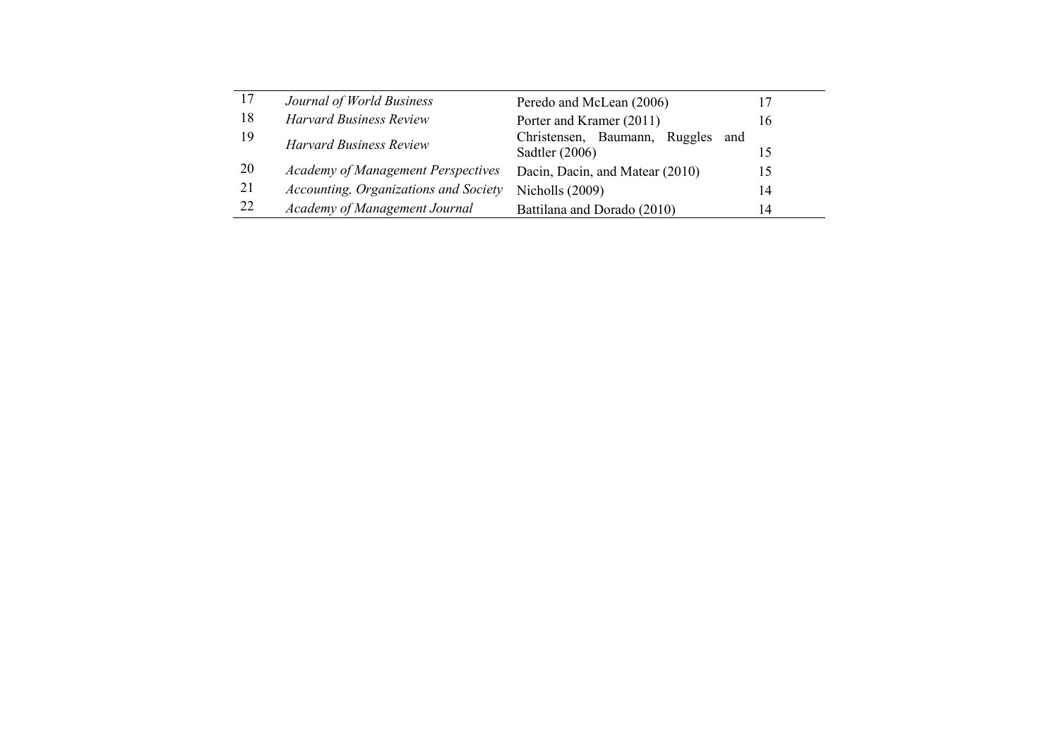| | | | |
|---|---|---|---|
| 17 | *Journal of World Business* | Peredo and McLean (2006) | 17 |
| 18 | *Harvard Business Review* | Porter and Kramer (2011) | 16 |
| 19 | *Harvard Business Review* | Christensen, Baumann, Ruggles and Sadtler (2006) | 15 |
| 20 | *Academy of Management Perspectives* | Dacin, Dacin, and Matear (2010) | 15 |
| 21 | *Accounting, Organizations and Society* | Nicholls (2009) | 14 |
| 22 | *Academy of Management Journal* | Battilana and Dorado (2010) | 14 |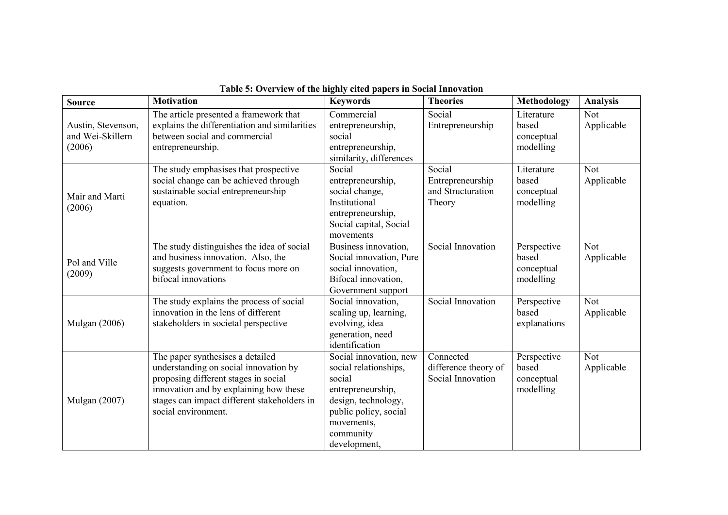**Table 5: Overview of the highly cited papers in Social Innovation**

| Source | Motivation | Keywords | Theories | Methodology | Analysis |
|---|---|---|---|---|---|
| Austin, Stevenson, and Wei-Skillern (2006) | The article presented a framework that explains the differentiation and similarities between social and commercial entrepreneurship. | Commercial entrepreneurship, social entrepreneurship, similarity, differences | Social Entrepreneurship | Literature based conceptual modelling | Not Applicable |
| Mair and Marti (2006) | The study emphasises that prospective social change can be achieved through sustainable social entrepreneurship equation. | Social entrepreneurship, social change, Institutional entrepreneurship, Social capital, Social movements | Social Entrepreneurship and Structuration Theory | Literature based conceptual modelling | Not Applicable |
| Pol and Ville (2009) | The study distinguishes the idea of social and business innovation. Also, the suggests government to focus more on bifocal innovations | Business innovation, Social innovation, Pure social innovation, Bifocal innovation, Government support | Social Innovation | Perspective based conceptual modelling | Not Applicable |
| Mulgan (2006) | The study explains the process of social innovation in the lens of different stakeholders in societal perspective | Social innovation, scaling up, learning, evolving, idea generation, need identification | Social Innovation | Perspective based explanations | Not Applicable |
| Mulgan (2007) | The paper synthesises a detailed understanding on social innovation by proposing different stages in social innovation and by explaining how these stages can impact different stakeholders in social environment. | Social innovation, new social relationships, social entrepreneurship, design, technology, public policy, social movements, community development, | Connected difference theory of Social Innovation | Perspective based conceptual modelling | Not Applicable |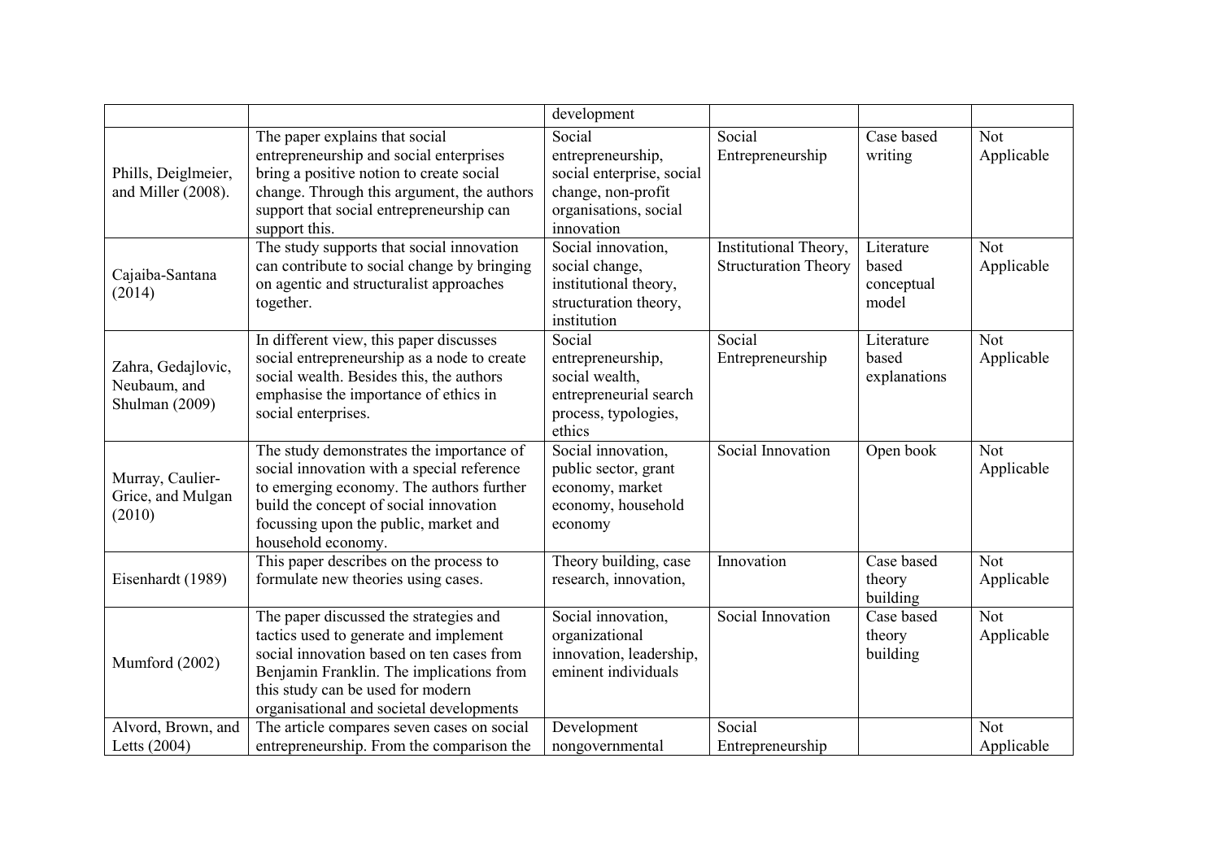| | | development | | | |
|---|---|---|---|---|---|
| Phills, Deiglmeier, and Miller (2008). | The paper explains that social entrepreneurship and social enterprises bring a positive notion to create social change. Through this argument, the authors support that social entrepreneurship can support this. | Social entrepreneurship, social enterprise, social change, non-profit organisations, social innovation | Social Entrepreneurship | Case based writing | Not Applicable |
| Cajaiba-Santana (2014) | The study supports that social innovation can contribute to social change by bringing on agentic and structuralist approaches together. | Social innovation, social change, institutional theory, structuration theory, institution | Institutional Theory, Structuration Theory | Literature based conceptual model | Not Applicable |
| Zahra, Gedajlovic, Neubaum, and Shulman (2009) | In different view, this paper discusses social entrepreneurship as a node to create social wealth. Besides this, the authors emphasise the importance of ethics in social enterprises. | Social entrepreneurship, social wealth, entrepreneurial search process, typologies, ethics | Social Entrepreneurship | Literature based explanations | Not Applicable |
| Murray, Caulier-Grice, and Mulgan (2010) | The study demonstrates the importance of social innovation with a special reference to emerging economy. The authors further build the concept of social innovation focussing upon the public, market and household economy. | Social innovation, public sector, grant economy, market economy, household economy | Social Innovation | Open book | Not Applicable |
| Eisenhardt (1989) | This paper describes on the process to formulate new theories using cases. | Theory building, case research, innovation, | Innovation | Case based theory building | Not Applicable |
| Mumford (2002) | The paper discussed the strategies and tactics used to generate and implement social innovation based on ten cases from Benjamin Franklin. The implications from this study can be used for modern organisational and societal developments | Social innovation, organizational innovation, leadership, eminent individuals | Social Innovation | Case based theory building | Not Applicable |
| Alvord, Brown, and Letts (2004) | The article compares seven cases on social entrepreneurship. From the comparison the | Development nongovernmental | Social Entrepreneurship | | Not Applicable |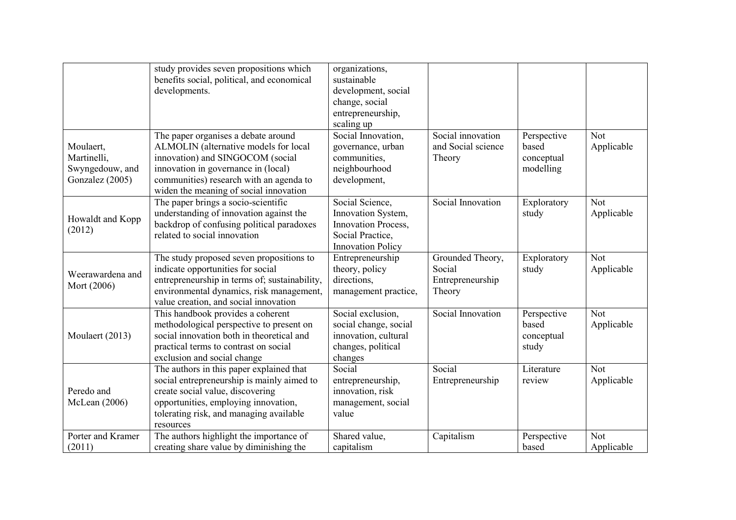| | | | | | |
|---|---|---|---|---|---|
| | study provides seven propositions which benefits social, political, and economical developments. | organizations, sustainable development, social change, social entrepreneurship, scaling up | | | |
| Moulaert, Martinelli, Swyngedouw, and Gonzalez (2005) | The paper organises a debate around ALMOLIN (alternative models for local innovation) and SINGOCOM (social innovation in governance in (local) communities) research with an agenda to widen the meaning of social innovation | Social Innovation, governance, urban communities, neighbourhood development, | Social innovation and Social science Theory | Perspective based conceptual modelling | Not Applicable |
| Howaldt and Kopp (2012) | The paper brings a socio-scientific understanding of innovation against the backdrop of confusing political paradoxes related to social innovation | Social Science, Innovation System, Innovation Process, Social Practice, Innovation Policy | Social Innovation | Exploratory study | Not Applicable |
| Weerawardena and Mort (2006) | The study proposed seven propositions to indicate opportunities for social entrepreneurship in terms of; sustainability, environmental dynamics, risk management, value creation, and social innovation | Entrepreneurship theory, policy directions, management practice, | Grounded Theory, Social Entrepreneurship Theory | Exploratory study | Not Applicable |
| Moulaert (2013) | This handbook provides a coherent methodological perspective to present on social innovation both in theoretical and practical terms to contrast on social exclusion and social change | Social exclusion, social change, social innovation, cultural changes, political changes | Social Innovation | Perspective based conceptual study | Not Applicable |
| Peredo and McLean (2006) | The authors in this paper explained that social entrepreneurship is mainly aimed to create social value, discovering opportunities, employing innovation, tolerating risk, and managing available resources | Social entrepreneurship, innovation, risk management, social value | Social Entrepreneurship | Literature review | Not Applicable |
| Porter and Kramer (2011) | The authors highlight the importance of creating share value by diminishing the | Shared value, capitalism | Capitalism | Perspective based | Not Applicable |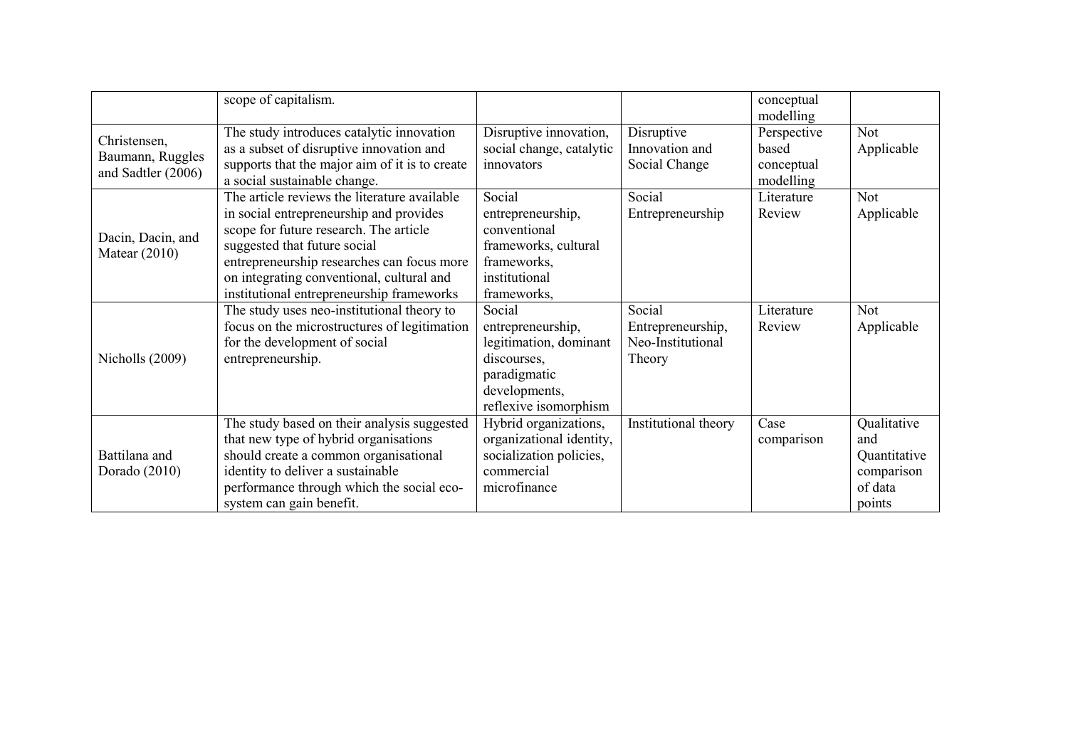| | | | | | |
|---|---|---|---|---|---|
| | scope of capitalism. | | | conceptual modelling | |
| Christensen, Baumann, Ruggles and Sadtler (2006) | The study introduces catalytic innovation as a subset of disruptive innovation and supports that the major aim of it is to create a social sustainable change. | Disruptive innovation, social change, catalytic innovators | Disruptive Innovation and Social Change | Perspective based conceptual modelling | Not Applicable |
| Dacin, Dacin, and Matear (2010) | The article reviews the literature available in social entrepreneurship and provides scope for future research. The article suggested that future social entrepreneurship researches can focus more on integrating conventional, cultural and institutional entrepreneurship frameworks | Social entrepreneurship, conventional frameworks, cultural frameworks, institutional frameworks, | Social Entrepreneurship | Literature Review | Not Applicable |
| Nicholls (2009) | The study uses neo-institutional theory to focus on the microstructures of legitimation for the development of social entrepreneurship. | Social entrepreneurship, legitimation, dominant discourses, paradigmatic developments, reflexive isomorphism | Social Entrepreneurship, Neo-Institutional Theory | Literature Review | Not Applicable |
| Battilana and Dorado (2010) | The study based on their analysis suggested that new type of hybrid organisations should create a common organisational identity to deliver a sustainable performance through which the social eco-system can gain benefit. | Hybrid organizations, organizational identity, socialization policies, commercial microfinance | Institutional theory | Case comparison | Qualitative and Quantitative comparison of data points |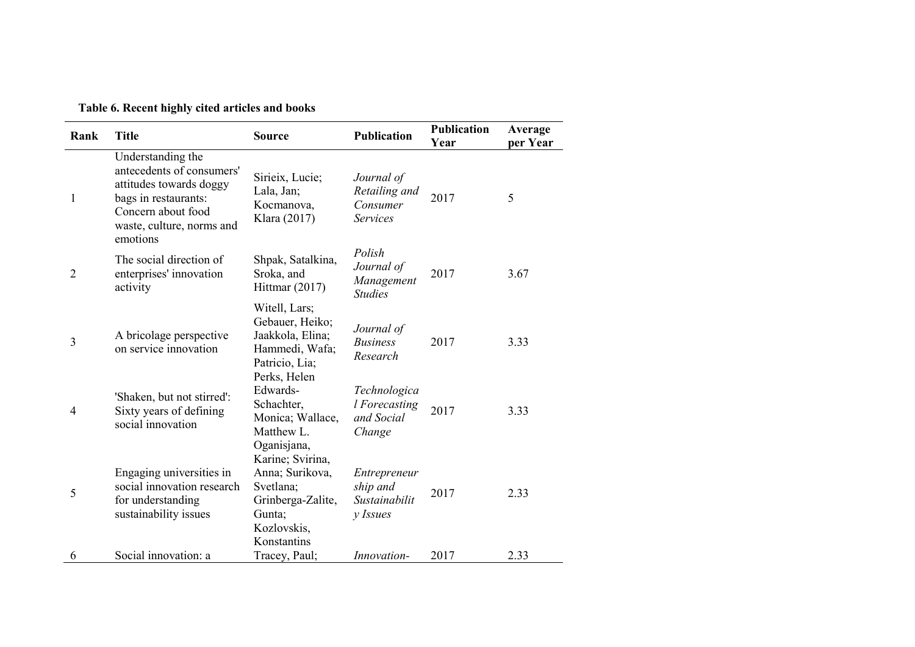**Table 6. Recent highly cited articles and books**

| Rank | Title | Source | Publication | Publication Year | Average per Year |
|---|---|---|---|---|---|
| 1 | Understanding the antecedents of consumers' attitudes towards doggy bags in restaurants: Concern about food waste, culture, norms and emotions | Sirieix, Lucie; Lala, Jan; Kocmanova, Klara (2017) | *Journal of Retailing and Consumer Services* | 2017 | 5 |
| 2 | The social direction of enterprises' innovation activity | Shpak, Satalkina, Sroka, and Hittmar (2017) | *Polish Journal of Management Studies* | 2017 | 3.67 |
| 3 | A bricolage perspective on service innovation | Witell, Lars; Gebauer, Heiko; Jaakkola, Elina; Hammedi, Wafa; Patricio, Lia; Perks, Helen | *Journal of Business Research* | 2017 | 3.33 |
| 4 | 'Shaken, but not stirred': Sixty years of defining social innovation | Edwards-Schachter, Monica; Wallace, Matthew L. | *Technological Forecasting and Social Change* | 2017 | 3.33 |
| 5 | Engaging universities in social innovation research for understanding sustainability issues | Oganisjana, Karine; Svirina, Anna; Surikova, Svetlana; Grinberga-Zalite, Gunta; Kozlovskis, Konstantins | *Entrepreneurship and Sustainability Issues* | 2017 | 2.33 |
| 6 | Social innovation: a | Tracey, Paul; | *Innovation-* | 2017 | 2.33 |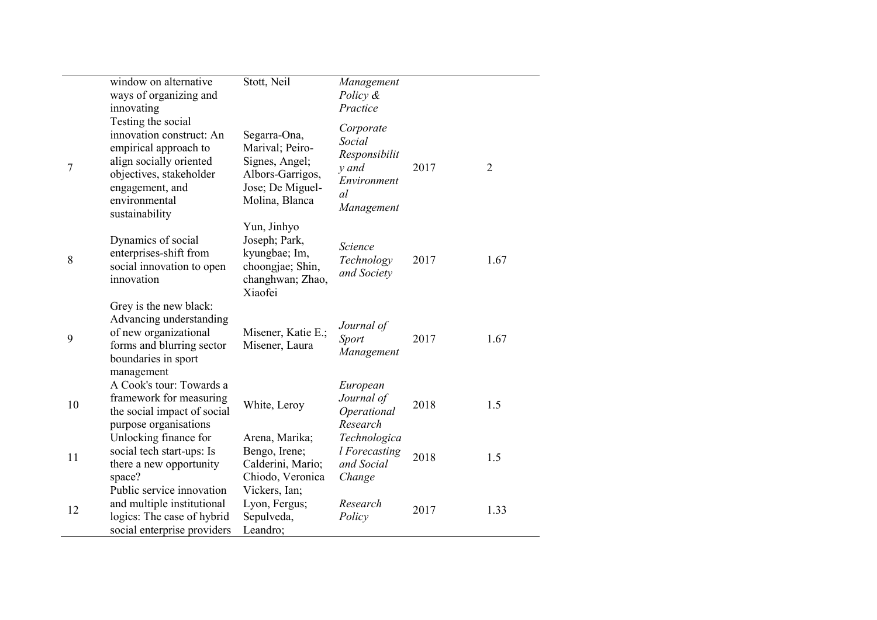|  | window on alternative ways of organizing and innovating | Stott, Neil | *Management Policy & Practice* |  |  |
|---|---|---|---|---|---|
| 7 | Testing the social innovation construct: An empirical approach to align socially oriented objectives, stakeholder engagement, and environmental sustainability | Segarra-Ona, Marival; Peiro-Signes, Angel; Albors-Garrigos, Jose; De Miguel-Molina, Blanca | *Corporate Social Responsibility and Environmental Management* | 2017 | 2 |
| 8 | Dynamics of social enterprises-shift from social innovation to open innovation | Yun, Jinhyo Joseph; Park, kyungbae; Im, choongjae; Shin, changhwan; Zhao, Xiaofei | *Science Technology and Society* | 2017 | 1.67 |
| 9 | Grey is the new black: Advancing understanding of new organizational forms and blurring sector boundaries in sport management | Misener, Katie E.; Misener, Laura | *Journal of Sport Management* | 2017 | 1.67 |
| 10 | A Cook's tour: Towards a framework for measuring the social impact of social purpose organisations | White, Leroy | *European Journal of Operational Research* | 2018 | 1.5 |
| 11 | Unlocking finance for social tech start-ups: Is there a new opportunity space? | Arena, Marika; Bengo, Irene; Calderini, Mario; Chiodo, Veronica | *Technological Forecasting and Social Change* | 2018 | 1.5 |
| 12 | Public service innovation and multiple institutional logics: The case of hybrid social enterprise providers | Vickers, Ian; Lyon, Fergus; Sepulveda, Leandro; | *Research Policy* | 2017 | 1.33 |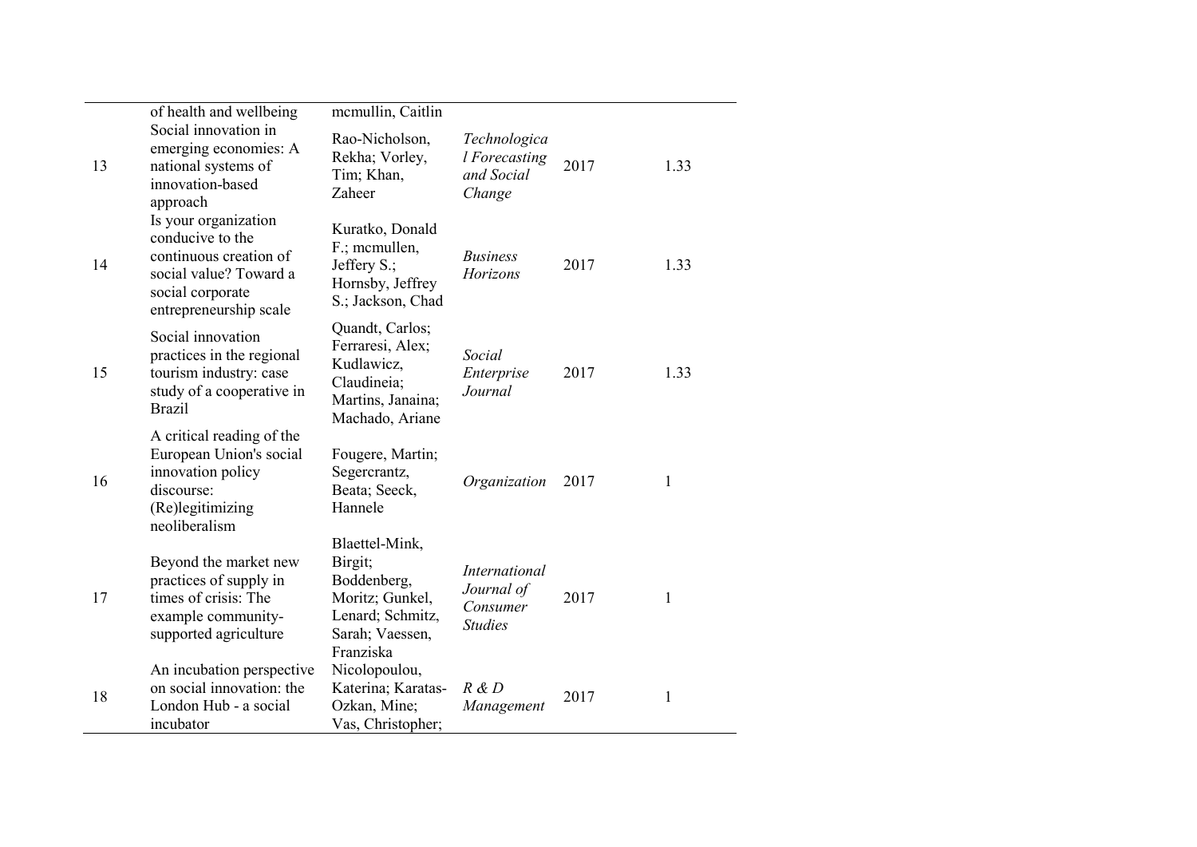| | | | | | |
|---|---|---|---|---|---|
| | of health and wellbeing | mcmullin, Caitlin | | | |
| 13 | Social innovation in emerging economies: A national systems of innovation-based approach | Rao-Nicholson, Rekha; Vorley, Tim; Khan, Zaheer | *Technological Forecasting and Social Change* | 2017 | 1.33 |
| 14 | Is your organization conducive to the continuous creation of social value? Toward a social corporate entrepreneurship scale | Kuratko, Donald F.; mcmullen, Jeffery S.; Hornsby, Jeffrey S.; Jackson, Chad | *Business Horizons* | 2017 | 1.33 |
| 15 | Social innovation practices in the regional tourism industry: case study of a cooperative in Brazil | Quandt, Carlos; Ferraresi, Alex; Kudlawicz, Claudineia; Martins, Janaina; Machado, Ariane | *Social Enterprise Journal* | 2017 | 1.33 |
| 16 | A critical reading of the European Union's social innovation policy discourse: (Re)legitimizing neoliberalism | Fougere, Martin; Segercrantz, Beata; Seeck, Hannele | *Organization* | 2017 | 1 |
| 17 | Beyond the market new practices of supply in times of crisis: The example community-supported agriculture | Blaettel-Mink, Birgit; Boddenberg, Moritz; Gunkel, Lenard; Schmitz, Sarah; Vaessen, Franziska | *International Journal of Consumer Studies* | 2017 | 1 |
| 18 | An incubation perspective on social innovation: the London Hub - a social incubator | Nicolopoulou, Katerina; Karatas-Ozkan, Mine; Vas, Christopher; | *R & D Management* | 2017 | 1 |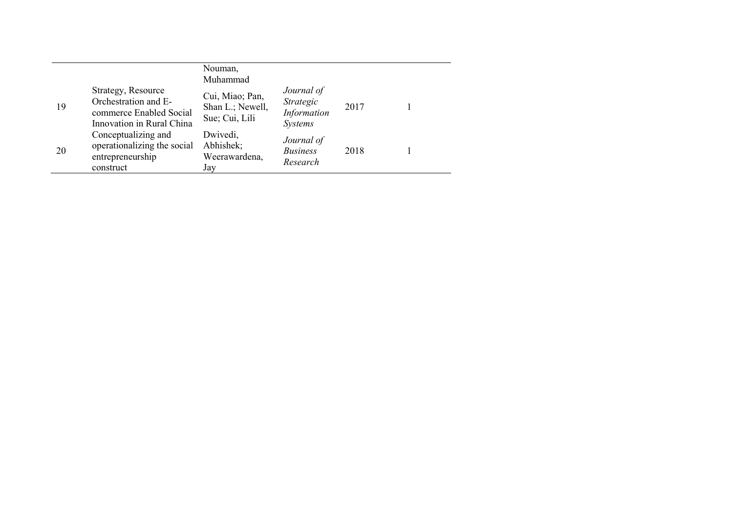| | | | | | |
|---|---|---|---|---|---|
| | | Nouman, Muhammad | | | |
| 19 | Strategy, Resource Orchestration and E-commerce Enabled Social Innovation in Rural China | Cui, Miao; Pan, Shan L.; Newell, Sue; Cui, Lili | *Journal of Strategic Information Systems* | 2017 | 1 |
| 20 | Conceptualizing and operationalizing the social entrepreneurship construct | Dwivedi, Abhishek; Weerawardena, Jay | *Journal of Business Research* | 2018 | 1 |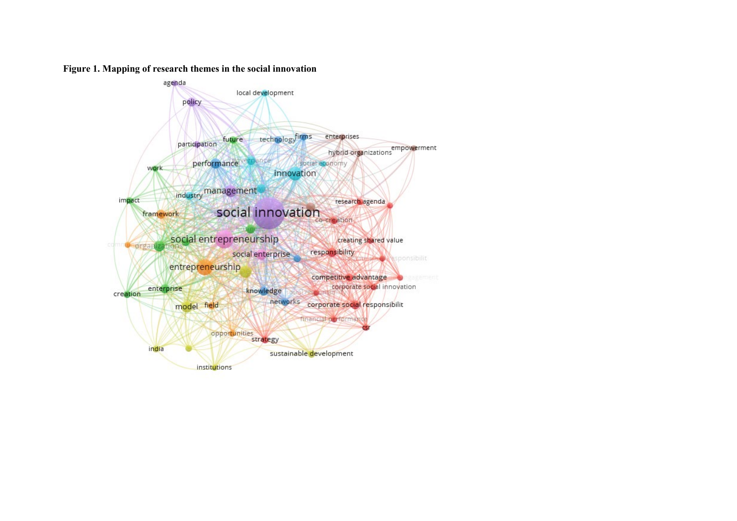**Figure 1. Mapping of research themes in the social innovation**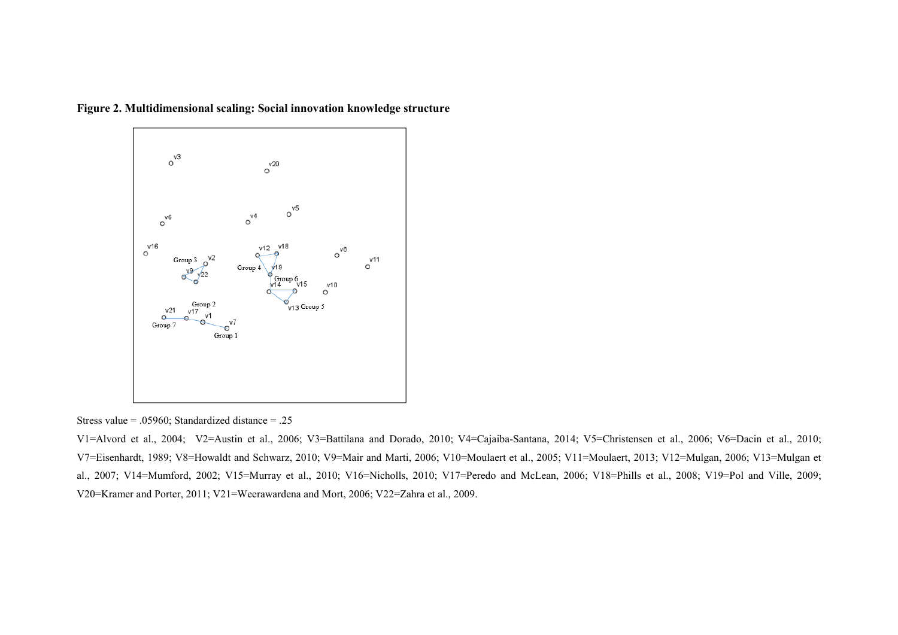**Figure 2. Multidimensional scaling: Social innovation knowledge structure**

Stress value = .05960; Standardized distance = .25

V1=Alvord et al., 2004; V2=Austin et al., 2006; V3=Battilana and Dorado, 2010; V4=Cajaiba-Santana, 2014; V5=Christensen et al., 2006; V6=Dacin et al., 2010; V7=Eisenhardt, 1989; V8=Howaldt and Schwarz, 2010; V9=Mair and Marti, 2006; V10=Moulaert et al., 2005; V11=Moulaert, 2013; V12=Mulgan, 2006; V13=Mulgan et al., 2007; V14=Mumford, 2002; V15=Murray et al., 2010; V16=Nicholls, 2010; V17=Peredo and McLean, 2006; V18=Phills et al., 2008; V19=Pol and Ville, 2009; V20=Kramer and Porter, 2011; V21=Weerawardena and Mort, 2006; V22=Zahra et al., 2009.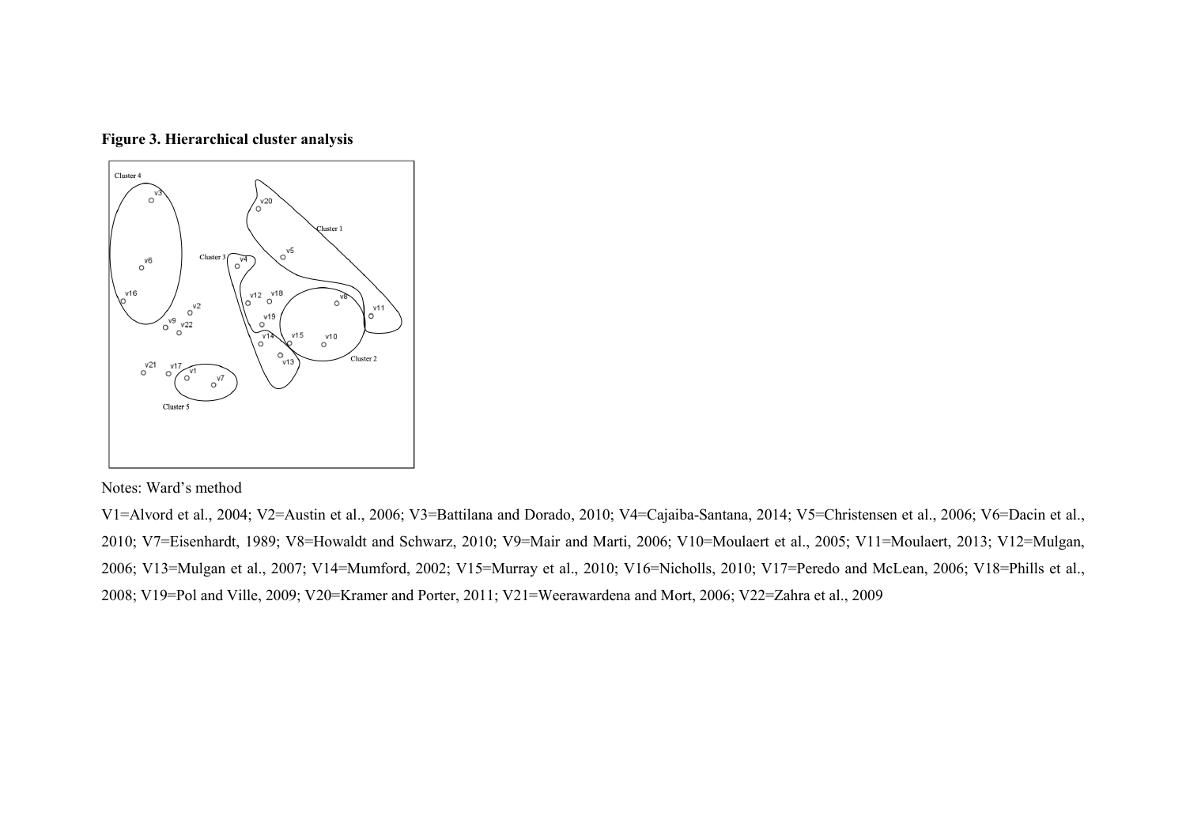**Figure 3. Hierarchical cluster analysis**

Notes: Ward's method

V1=Alvord et al., 2004; V2=Austin et al., 2006; V3=Battilana and Dorado, 2010; V4=Cajaiba-Santana, 2014; V5=Christensen et al., 2006; V6=Dacin et al., 2010; V7=Eisenhardt, 1989; V8=Howaldt and Schwarz, 2010; V9=Mair and Marti, 2006; V10=Moulaert et al., 2005; V11=Moulaert, 2013; V12=Mulgan, 2006; V13=Mulgan et al., 2007; V14=Mumford, 2002; V15=Murray et al., 2010; V16=Nicholls, 2010; V17=Peredo and McLean, 2006; V18=Phills et al., 2008; V19=Pol and Ville, 2009; V20=Kramer and Porter, 2011; V21=Weerawardena and Mort, 2006; V22=Zahra et al., 2009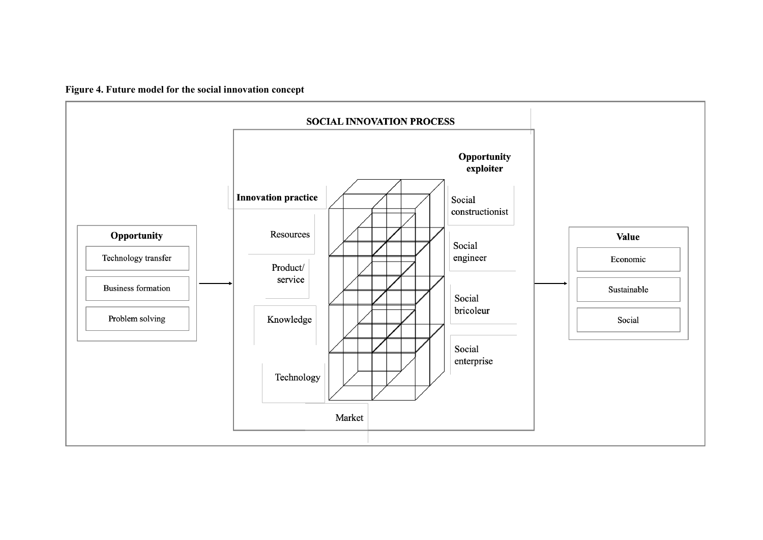**Figure 4. Future model for the social innovation concept**

SOCIAL INNOVATION PROCESS

Opportunity

Technology transfer

Business formation

Problem solving

Innovation practice

Resources

Product/ service

Knowledge

Technology

Market

Opportunity exploiter

Social constructionist

Social engineer

Social bricoleur

Social enterprise

Value

Economic

Sustainable

Social